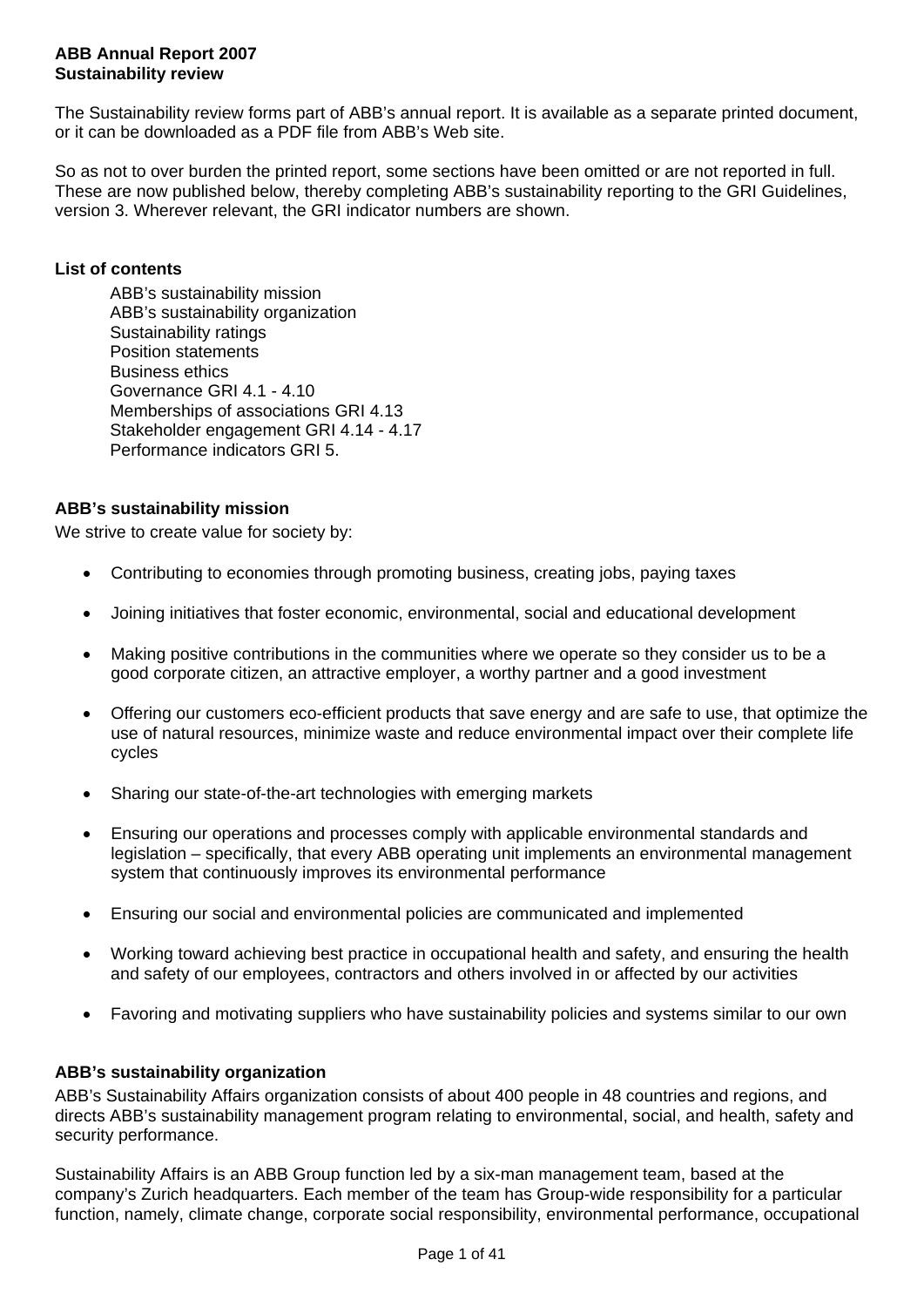# ABB Annual Report 2007
## Sustainability review

The Sustainability review forms part of ABB's annual report. It is available as a separate printed document, or it can be downloaded as a PDF file from ABB's Web site.

So as not to over burden the printed report, some sections have been omitted or are not reported in full. These are now published below, thereby completing ABB's sustainability reporting to the GRI Guidelines, version 3. Wherever relevant, the GRI indicator numbers are shown.

### List of contents

- ABB's sustainability mission
- ABB's sustainability organization
- Sustainability ratings
- Position statements
- Business ethics
- Governance GRI 4.1 - 4.10
- Memberships of associations GRI 4.13
- Stakeholder engagement GRI 4.14 - 4.17
- Performance indicators GRI 5.

### ABB's sustainability mission

We strive to create value for society by:

- Contributing to economies through promoting business, creating jobs, paying taxes
- Joining initiatives that foster economic, environmental, social and educational development
- Making positive contributions in the communities where we operate so they consider us to be a good corporate citizen, an attractive employer, a worthy partner and a good investment
- Offering our customers eco-efficient products that save energy and are safe to use, that optimize the use of natural resources, minimize waste and reduce environmental impact over their complete life cycles
- Sharing our state-of-the-art technologies with emerging markets
- Ensuring our operations and processes comply with applicable environmental standards and legislation – specifically, that every ABB operating unit implements an environmental management system that continuously improves its environmental performance
- Ensuring our social and environmental policies are communicated and implemented
- Working toward achieving best practice in occupational health and safety, and ensuring the health and safety of our employees, contractors and others involved in or affected by our activities
- Favoring and motivating suppliers who have sustainability policies and systems similar to our own

### ABB's sustainability organization

ABB's Sustainability Affairs organization consists of about 400 people in 48 countries and regions, and directs ABB's sustainability management program relating to environmental, social, and health, safety and security performance.

Sustainability Affairs is an ABB Group function led by a six-man management team, based at the company's Zurich headquarters. Each member of the team has Group-wide responsibility for a particular function, namely, climate change, corporate social responsibility, environmental performance, occupational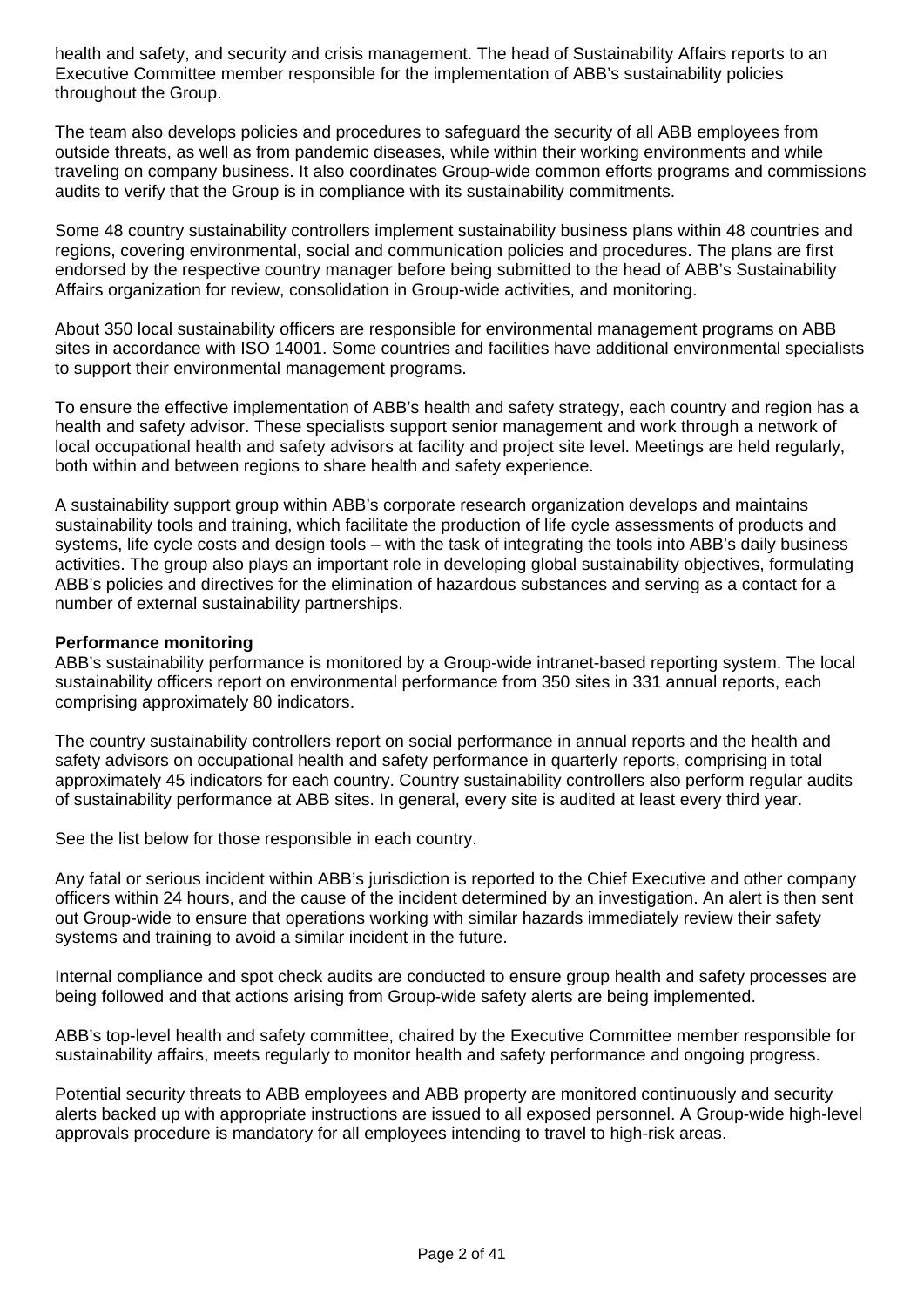health and safety, and security and crisis management. The head of Sustainability Affairs reports to an Executive Committee member responsible for the implementation of ABB's sustainability policies throughout the Group.

The team also develops policies and procedures to safeguard the security of all ABB employees from outside threats, as well as from pandemic diseases, while within their working environments and while traveling on company business. It also coordinates Group-wide common efforts programs and commissions audits to verify that the Group is in compliance with its sustainability commitments.

Some 48 country sustainability controllers implement sustainability business plans within 48 countries and regions, covering environmental, social and communication policies and procedures. The plans are first endorsed by the respective country manager before being submitted to the head of ABB's Sustainability Affairs organization for review, consolidation in Group-wide activities, and monitoring.

About 350 local sustainability officers are responsible for environmental management programs on ABB sites in accordance with ISO 14001. Some countries and facilities have additional environmental specialists to support their environmental management programs.

To ensure the effective implementation of ABB's health and safety strategy, each country and region has a health and safety advisor. These specialists support senior management and work through a network of local occupational health and safety advisors at facility and project site level. Meetings are held regularly, both within and between regions to share health and safety experience.

A sustainability support group within ABB's corporate research organization develops and maintains sustainability tools and training, which facilitate the production of life cycle assessments of products and systems, life cycle costs and design tools – with the task of integrating the tools into ABB's daily business activities. The group also plays an important role in developing global sustainability objectives, formulating ABB's policies and directives for the elimination of hazardous substances and serving as a contact for a number of external sustainability partnerships.

**Performance monitoring**

ABB's sustainability performance is monitored by a Group-wide intranet-based reporting system. The local sustainability officers report on environmental performance from 350 sites in 331 annual reports, each comprising approximately 80 indicators.

The country sustainability controllers report on social performance in annual reports and the health and safety advisors on occupational health and safety performance in quarterly reports, comprising in total approximately 45 indicators for each country. Country sustainability controllers also perform regular audits of sustainability performance at ABB sites. In general, every site is audited at least every third year.

See the list below for those responsible in each country.

Any fatal or serious incident within ABB's jurisdiction is reported to the Chief Executive and other company officers within 24 hours, and the cause of the incident determined by an investigation. An alert is then sent out Group-wide to ensure that operations working with similar hazards immediately review their safety systems and training to avoid a similar incident in the future.

Internal compliance and spot check audits are conducted to ensure group health and safety processes are being followed and that actions arising from Group-wide safety alerts are being implemented.

ABB's top-level health and safety committee, chaired by the Executive Committee member responsible for sustainability affairs, meets regularly to monitor health and safety performance and ongoing progress.

Potential security threats to ABB employees and ABB property are monitored continuously and security alerts backed up with appropriate instructions are issued to all exposed personnel. A Group-wide high-level approvals procedure is mandatory for all employees intending to travel to high-risk areas.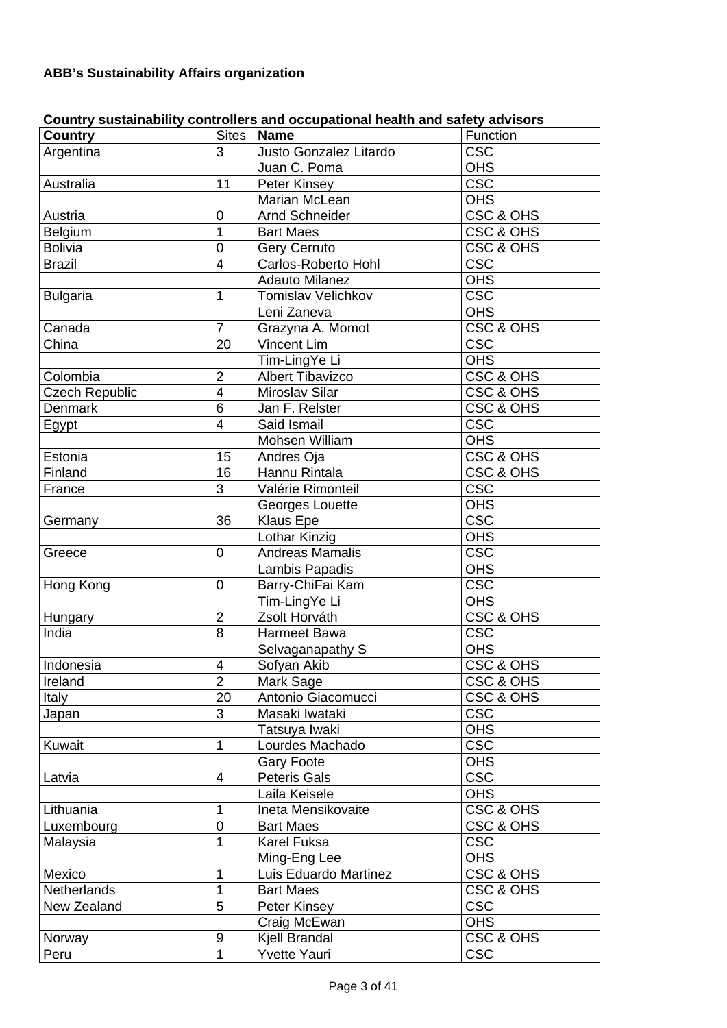**ABB's Sustainability Affairs organization**

**Country sustainability controllers and occupational health and safety advisors**

| **Country** | Sites | **Name** | Function |
|---|---|---|---|
| Argentina | 3 | Justo Gonzalez Litardo | CSC |
| | | Juan C. Poma | OHS |
| Australia | 11 | Peter Kinsey | CSC |
| | | Marian McLean | OHS |
| Austria | 0 | Arnd Schneider | CSC & OHS |
| Belgium | 1 | Bart Maes | CSC & OHS |
| Bolivia | 0 | Gery Cerruto | CSC & OHS |
| Brazil | 4 | Carlos-Roberto Hohl | CSC |
| | | Adauto Milanez | OHS |
| Bulgaria | 1 | Tomislav Velichkov | CSC |
| | | Leni Zaneva | OHS |
| Canada | 7 | Grazyna A. Momot | CSC & OHS |
| China | 20 | Vincent Lim | CSC |
| | | Tim-LingYe Li | OHS |
| Colombia | 2 | Albert Tibavizco | CSC & OHS |
| Czech Republic | 4 | Miroslav Silar | CSC & OHS |
| Denmark | 6 | Jan F. Relster | CSC & OHS |
| Egypt | 4 | Said Ismail | CSC |
| | | Mohsen William | OHS |
| Estonia | 15 | Andres Oja | CSC & OHS |
| Finland | 16 | Hannu Rintala | CSC & OHS |
| France | 3 | Valérie Rimonteil | CSC |
| | | Georges Louette | OHS |
| Germany | 36 | Klaus Epe | CSC |
| | | Lothar Kinzig | OHS |
| Greece | 0 | Andreas Mamalis | CSC |
| | | Lambis Papadis | OHS |
| Hong Kong | 0 | Barry-ChiFai Kam | CSC |
| | | Tim-LingYe Li | OHS |
| Hungary | 2 | Zsolt Horváth | CSC & OHS |
| India | 8 | Harmeet Bawa | CSC |
| | | Selvaganapathy S | OHS |
| Indonesia | 4 | Sofyan Akib | CSC & OHS |
| Ireland | 2 | Mark Sage | CSC & OHS |
| Italy | 20 | Antonio Giacomucci | CSC & OHS |
| Japan | 3 | Masaki Iwataki | CSC |
| | | Tatsuya Iwaki | OHS |
| Kuwait | 1 | Lourdes Machado | CSC |
| | | Gary Foote | OHS |
| Latvia | 4 | Peteris Gals | CSC |
| | | Laila Keisele | OHS |
| Lithuania | 1 | Ineta Mensikovaite | CSC & OHS |
| Luxembourg | 0 | Bart Maes | CSC & OHS |
| Malaysia | 1 | Karel Fuksa | CSC |
| | | Ming-Eng Lee | OHS |
| Mexico | 1 | Luis Eduardo Martinez | CSC & OHS |
| Netherlands | 1 | Bart Maes | CSC & OHS |
| New Zealand | 5 | Peter Kinsey | CSC |
| | | Craig McEwan | OHS |
| Norway | 9 | Kjell Brandal | CSC & OHS |
| Peru | 1 | Yvette Yauri | CSC |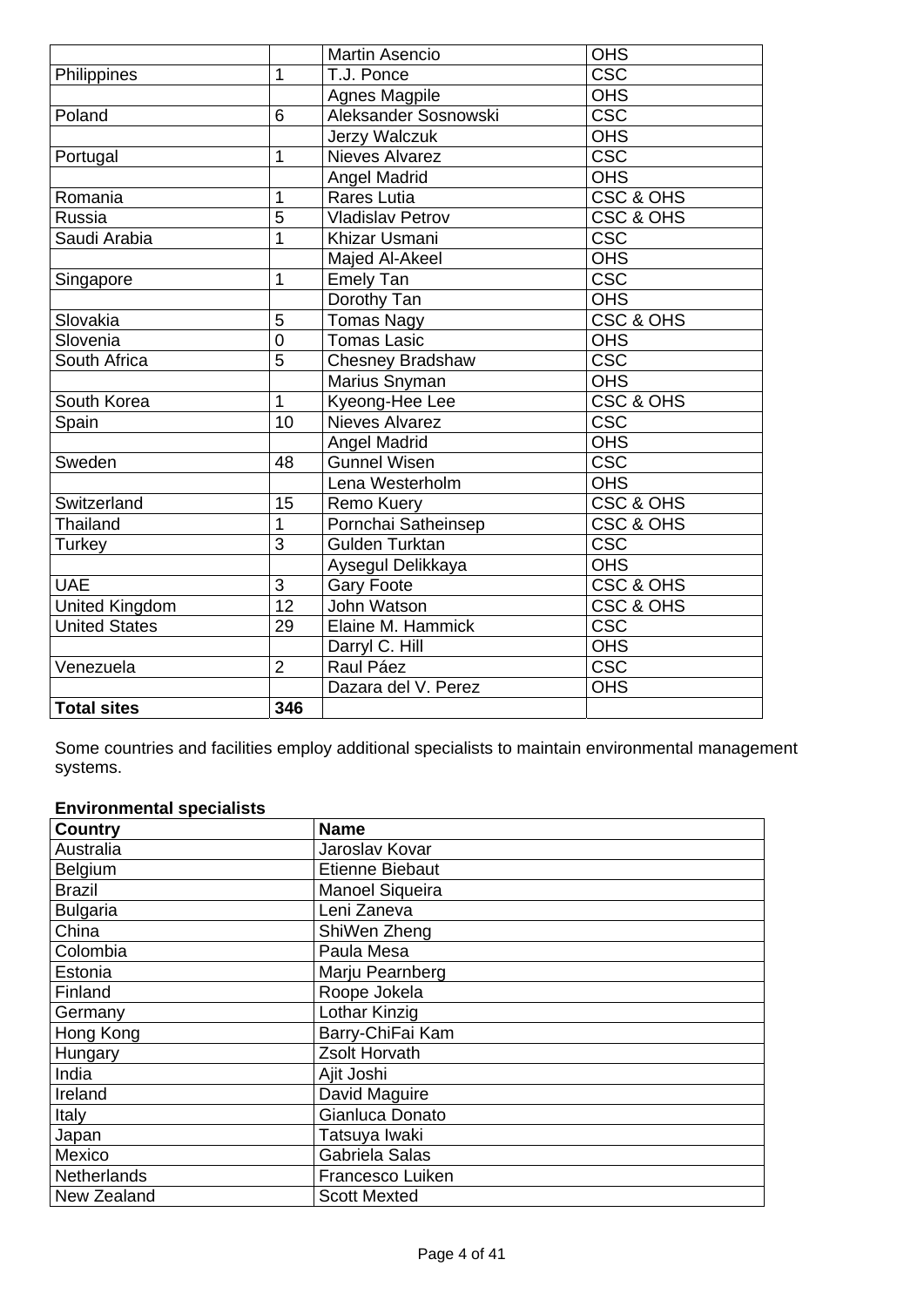| | | Martin Asencio | OHS |
|---|---|---|---|
| Philippines | 1 | T.J. Ponce | CSC |
| | | Agnes Magpile | OHS |
| Poland | 6 | Aleksander Sosnowski | CSC |
| | | Jerzy Walczuk | OHS |
| Portugal | 1 | Nieves Alvarez | CSC |
| | | Angel Madrid | OHS |
| Romania | 1 | Rares Lutia | CSC & OHS |
| Russia | 5 | Vladislav Petrov | CSC & OHS |
| Saudi Arabia | 1 | Khizar Usmani | CSC |
| | | Majed Al-Akeel | OHS |
| Singapore | 1 | Emely Tan | CSC |
| | | Dorothy Tan | OHS |
| Slovakia | 5 | Tomas Nagy | CSC & OHS |
| Slovenia | 0 | Tomas Lasic | OHS |
| South Africa | 5 | Chesney Bradshaw | CSC |
| | | Marius Snyman | OHS |
| South Korea | 1 | Kyeong-Hee Lee | CSC & OHS |
| Spain | 10 | Nieves Alvarez | CSC |
| | | Angel Madrid | OHS |
| Sweden | 48 | Gunnel Wisen | CSC |
| | | Lena Westerholm | OHS |
| Switzerland | 15 | Remo Kuery | CSC & OHS |
| Thailand | 1 | Pornchai Satheinsep | CSC & OHS |
| Turkey | 3 | Gulden Turktan | CSC |
| | | Aysegul Delikkaya | OHS |
| UAE | 3 | Gary Foote | CSC & OHS |
| United Kingdom | 12 | John Watson | CSC & OHS |
| United States | 29 | Elaine M. Hammick | CSC |
| | | Darryl C. Hill | OHS |
| Venezuela | 2 | Raul Páez | CSC |
| | | Dazara del V. Perez | OHS |
| **Total sites** | **346** | | |

Some countries and facilities employ additional specialists to maintain environmental management systems.

**Environmental specialists**

| Country | Name |
|---|---|
| Australia | Jaroslav Kovar |
| Belgium | Etienne Biebaut |
| Brazil | Manoel Siqueira |
| Bulgaria | Leni Zaneva |
| China | ShiWen Zheng |
| Colombia | Paula Mesa |
| Estonia | Marju Pearnberg |
| Finland | Roope Jokela |
| Germany | Lothar Kinzig |
| Hong Kong | Barry-ChiFai Kam |
| Hungary | Zsolt Horvath |
| India | Ajit Joshi |
| Ireland | David Maguire |
| Italy | Gianluca Donato |
| Japan | Tatsuya Iwaki |
| Mexico | Gabriela Salas |
| Netherlands | Francesco Luiken |
| New Zealand | Scott Mexted |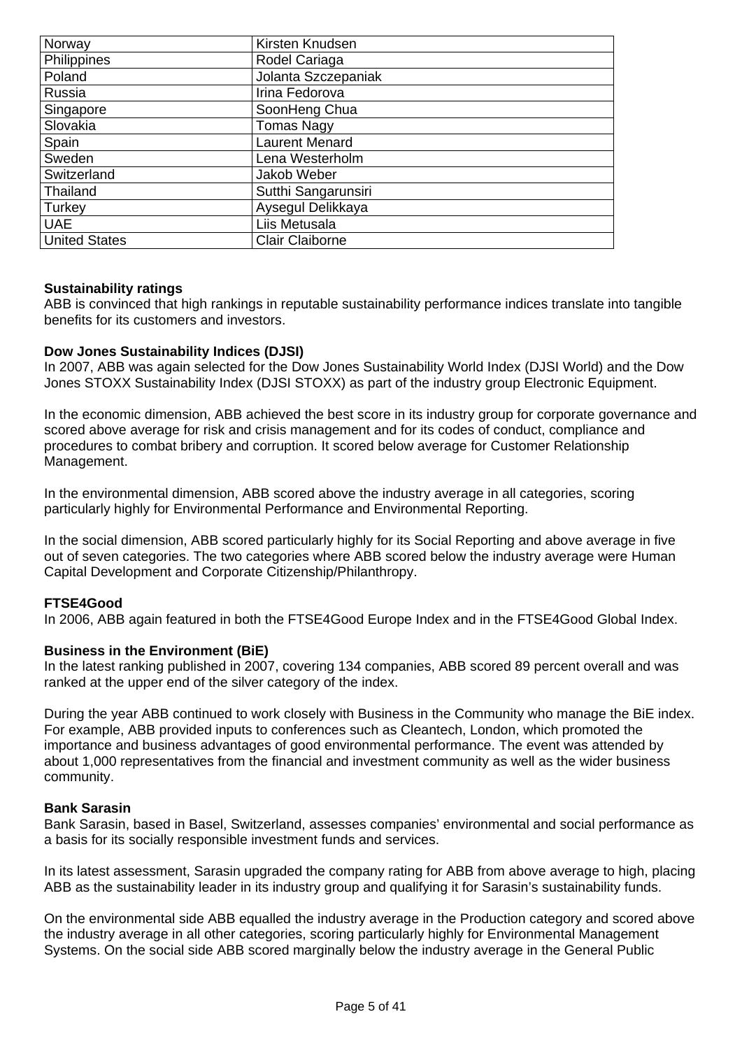| Norway | Kirsten Knudsen |
| --- | --- |
| Philippines | Rodel Cariaga |
| Poland | Jolanta Szczepaniak |
| Russia | Irina Fedorova |
| Singapore | SoonHeng Chua |
| Slovakia | Tomas Nagy |
| Spain | Laurent Menard |
| Sweden | Lena Westerholm |
| Switzerland | Jakob Weber |
| Thailand | Sutthi Sangarunsiri |
| Turkey | Aysegul Delikkaya |
| UAE | Liis Metusala |
| United States | Clair Claiborne |

**Sustainability ratings**

ABB is convinced that high rankings in reputable sustainability performance indices translate into tangible benefits for its customers and investors.

**Dow Jones Sustainability Indices (DJSI)**

In 2007, ABB was again selected for the Dow Jones Sustainability World Index (DJSI World) and the Dow Jones STOXX Sustainability Index (DJSI STOXX) as part of the industry group Electronic Equipment.

In the economic dimension, ABB achieved the best score in its industry group for corporate governance and scored above average for risk and crisis management and for its codes of conduct, compliance and procedures to combat bribery and corruption. It scored below average for Customer Relationship Management.

In the environmental dimension, ABB scored above the industry average in all categories, scoring particularly highly for Environmental Performance and Environmental Reporting.

In the social dimension, ABB scored particularly highly for its Social Reporting and above average in five out of seven categories. The two categories where ABB scored below the industry average were Human Capital Development and Corporate Citizenship/Philanthropy.

**FTSE4Good**

In 2006, ABB again featured in both the FTSE4Good Europe Index and in the FTSE4Good Global Index.

**Business in the Environment (BiE)**

In the latest ranking published in 2007, covering 134 companies, ABB scored 89 percent overall and was ranked at the upper end of the silver category of the index.

During the year ABB continued to work closely with Business in the Community who manage the BiE index. For example, ABB provided inputs to conferences such as Cleantech, London, which promoted the importance and business advantages of good environmental performance. The event was attended by about 1,000 representatives from the financial and investment community as well as the wider business community.

**Bank Sarasin**

Bank Sarasin, based in Basel, Switzerland, assesses companies' environmental and social performance as a basis for its socially responsible investment funds and services.

In its latest assessment, Sarasin upgraded the company rating for ABB from above average to high, placing ABB as the sustainability leader in its industry group and qualifying it for Sarasin's sustainability funds.

On the environmental side ABB equalled the industry average in the Production category and scored above the industry average in all other categories, scoring particularly highly for Environmental Management Systems. On the social side ABB scored marginally below the industry average in the General Public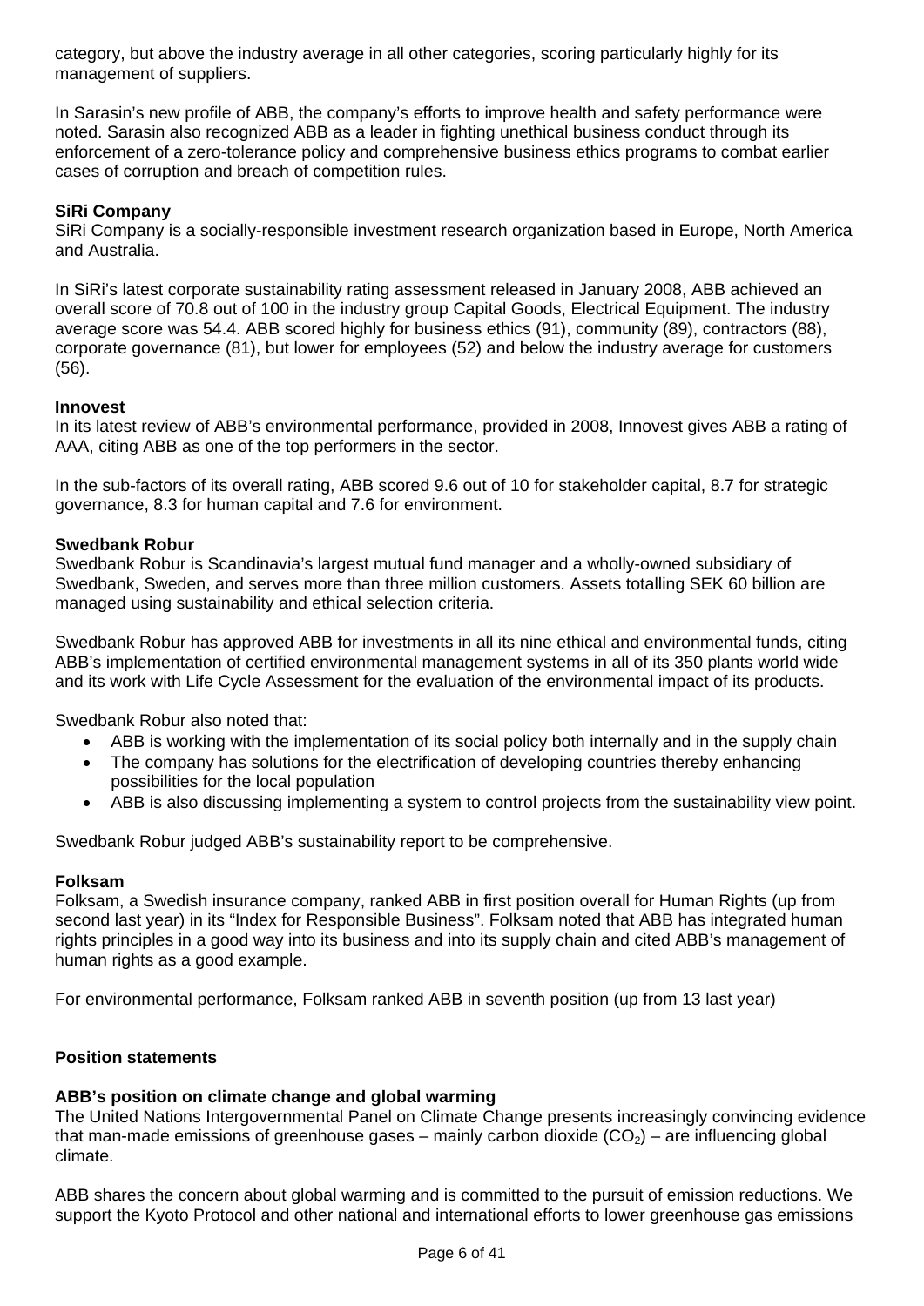category, but above the industry average in all other categories, scoring particularly highly for its management of suppliers.

In Sarasin's new profile of ABB, the company's efforts to improve health and safety performance were noted. Sarasin also recognized ABB as a leader in fighting unethical business conduct through its enforcement of a zero-tolerance policy and comprehensive business ethics programs to combat earlier cases of corruption and breach of competition rules.

**SiRi Company**

SiRi Company is a socially-responsible investment research organization based in Europe, North America and Australia.

In SiRi's latest corporate sustainability rating assessment released in January 2008, ABB achieved an overall score of 70.8 out of 100 in the industry group Capital Goods, Electrical Equipment. The industry average score was 54.4. ABB scored highly for business ethics (91), community (89), contractors (88), corporate governance (81), but lower for employees (52) and below the industry average for customers (56).

**Innovest**

In its latest review of ABB's environmental performance, provided in 2008, Innovest gives ABB a rating of AAA, citing ABB as one of the top performers in the sector.

In the sub-factors of its overall rating, ABB scored 9.6 out of 10 for stakeholder capital, 8.7 for strategic governance, 8.3 for human capital and 7.6 for environment.

**Swedbank Robur**

Swedbank Robur is Scandinavia's largest mutual fund manager and a wholly-owned subsidiary of Swedbank, Sweden, and serves more than three million customers. Assets totalling SEK 60 billion are managed using sustainability and ethical selection criteria.

Swedbank Robur has approved ABB for investments in all its nine ethical and environmental funds, citing ABB's implementation of certified environmental management systems in all of its 350 plants world wide and its work with Life Cycle Assessment for the evaluation of the environmental impact of its products.

Swedbank Robur also noted that:

- ABB is working with the implementation of its social policy both internally and in the supply chain
- The company has solutions for the electrification of developing countries thereby enhancing possibilities for the local population
- ABB is also discussing implementing a system to control projects from the sustainability view point.

Swedbank Robur judged ABB's sustainability report to be comprehensive.

**Folksam**

Folksam, a Swedish insurance company, ranked ABB in first position overall for Human Rights (up from second last year) in its "Index for Responsible Business". Folksam noted that ABB has integrated human rights principles in a good way into its business and into its supply chain and cited ABB's management of human rights as a good example.

For environmental performance, Folksam ranked ABB in seventh position (up from 13 last year)

## Position statements

### ABB's position on climate change and global warming

The United Nations Intergovernmental Panel on Climate Change presents increasingly convincing evidence that man-made emissions of greenhouse gases – mainly carbon dioxide ($CO_2$) – are influencing global climate.

ABB shares the concern about global warming and is committed to the pursuit of emission reductions. We support the Kyoto Protocol and other national and international efforts to lower greenhouse gas emissions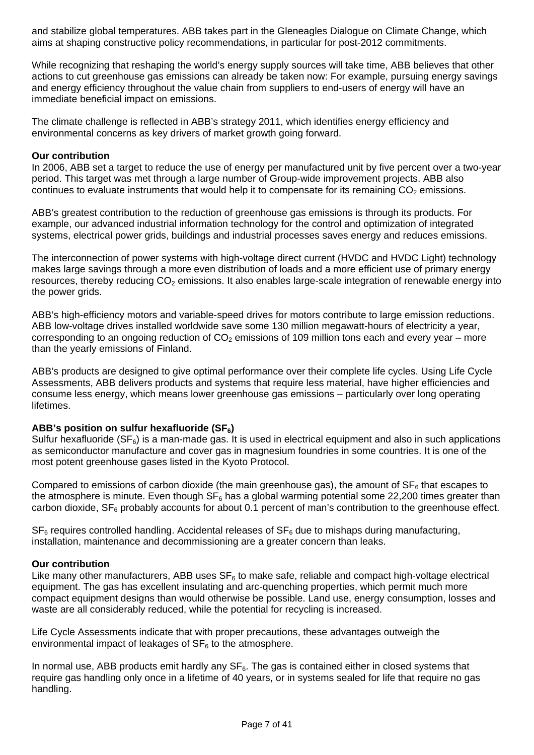and stabilize global temperatures. ABB takes part in the Gleneagles Dialogue on Climate Change, which aims at shaping constructive policy recommendations, in particular for post-2012 commitments.

While recognizing that reshaping the world's energy supply sources will take time, ABB believes that other actions to cut greenhouse gas emissions can already be taken now: For example, pursuing energy savings and energy efficiency throughout the value chain from suppliers to end-users of energy will have an immediate beneficial impact on emissions.

The climate challenge is reflected in ABB's strategy 2011, which identifies energy efficiency and environmental concerns as key drivers of market growth going forward.

**Our contribution**

In 2006, ABB set a target to reduce the use of energy per manufactured unit by five percent over a two-year period. This target was met through a large number of Group-wide improvement projects. ABB also continues to evaluate instruments that would help it to compensate for its remaining $CO_2$ emissions.

ABB's greatest contribution to the reduction of greenhouse gas emissions is through its products. For example, our advanced industrial information technology for the control and optimization of integrated systems, electrical power grids, buildings and industrial processes saves energy and reduces emissions.

The interconnection of power systems with high-voltage direct current (HVDC and HVDC Light) technology makes large savings through a more even distribution of loads and a more efficient use of primary energy resources, thereby reducing $CO_2$ emissions. It also enables large-scale integration of renewable energy into the power grids.

ABB's high-efficiency motors and variable-speed drives for motors contribute to large emission reductions. ABB low-voltage drives installed worldwide save some 130 million megawatt-hours of electricity a year, corresponding to an ongoing reduction of $CO_2$ emissions of 109 million tons each and every year – more than the yearly emissions of Finland.

ABB's products are designed to give optimal performance over their complete life cycles. Using Life Cycle Assessments, ABB delivers products and systems that require less material, have higher efficiencies and consume less energy, which means lower greenhouse gas emissions – particularly over long operating lifetimes.

**ABB's position on sulfur hexafluoride ($SF_6$)**

Sulfur hexafluoride ($SF_6$) is a man-made gas. It is used in electrical equipment and also in such applications as semiconductor manufacture and cover gas in magnesium foundries in some countries. It is one of the most potent greenhouse gases listed in the Kyoto Protocol.

Compared to emissions of carbon dioxide (the main greenhouse gas), the amount of $SF_6$ that escapes to the atmosphere is minute. Even though $SF_6$ has a global warming potential some 22,200 times greater than carbon dioxide, $SF_6$ probably accounts for about 0.1 percent of man's contribution to the greenhouse effect.

$SF_6$ requires controlled handling. Accidental releases of $SF_6$ due to mishaps during manufacturing, installation, maintenance and decommissioning are a greater concern than leaks.

**Our contribution**

Like many other manufacturers, ABB uses $SF_6$ to make safe, reliable and compact high-voltage electrical equipment. The gas has excellent insulating and arc-quenching properties, which permit much more compact equipment designs than would otherwise be possible. Land use, energy consumption, losses and waste are all considerably reduced, while the potential for recycling is increased.

Life Cycle Assessments indicate that with proper precautions, these advantages outweigh the environmental impact of leakages of $SF_6$ to the atmosphere.

In normal use, ABB products emit hardly any $SF_6$. The gas is contained either in closed systems that require gas handling only once in a lifetime of 40 years, or in systems sealed for life that require no gas handling.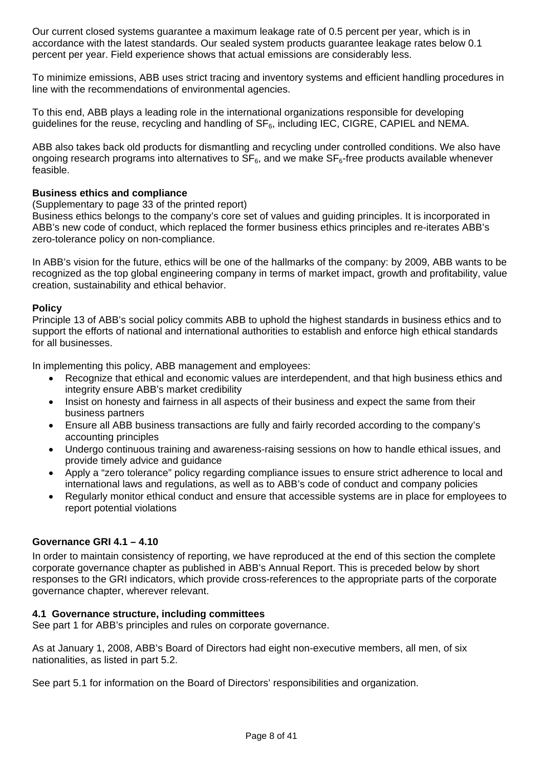Our current closed systems guarantee a maximum leakage rate of 0.5 percent per year, which is in accordance with the latest standards. Our sealed system products guarantee leakage rates below 0.1 percent per year. Field experience shows that actual emissions are considerably less.

To minimize emissions, ABB uses strict tracing and inventory systems and efficient handling procedures in line with the recommendations of environmental agencies.

To this end, ABB plays a leading role in the international organizations responsible for developing guidelines for the reuse, recycling and handling of $SF_6$, including IEC, CIGRE, CAPIEL and NEMA.

ABB also takes back old products for dismantling and recycling under controlled conditions. We also have ongoing research programs into alternatives to $SF_6$, and we make $SF_6$-free products available whenever feasible.

**Business ethics and compliance**

(Supplementary to page 33 of the printed report)

Business ethics belongs to the company's core set of values and guiding principles. It is incorporated in ABB's new code of conduct, which replaced the former business ethics principles and re-iterates ABB's zero-tolerance policy on non-compliance.

In ABB's vision for the future, ethics will be one of the hallmarks of the company: by 2009, ABB wants to be recognized as the top global engineering company in terms of market impact, growth and profitability, value creation, sustainability and ethical behavior.

**Policy**

Principle 13 of ABB's social policy commits ABB to uphold the highest standards in business ethics and to support the efforts of national and international authorities to establish and enforce high ethical standards for all businesses.

In implementing this policy, ABB management and employees:

- Recognize that ethical and economic values are interdependent, and that high business ethics and integrity ensure ABB's market credibility
- Insist on honesty and fairness in all aspects of their business and expect the same from their business partners
- Ensure all ABB business transactions are fully and fairly recorded according to the company's accounting principles
- Undergo continuous training and awareness-raising sessions on how to handle ethical issues, and provide timely advice and guidance
- Apply a "zero tolerance" policy regarding compliance issues to ensure strict adherence to local and international laws and regulations, as well as to ABB's code of conduct and company policies
- Regularly monitor ethical conduct and ensure that accessible systems are in place for employees to report potential violations

**Governance GRI 4.1 – 4.10**

In order to maintain consistency of reporting, we have reproduced at the end of this section the complete corporate governance chapter as published in ABB's Annual Report. This is preceded below by short responses to the GRI indicators, which provide cross-references to the appropriate parts of the corporate governance chapter, wherever relevant.

**4.1 Governance structure, including committees**

See part 1 for ABB's principles and rules on corporate governance.

As at January 1, 2008, ABB's Board of Directors had eight non-executive members, all men, of six nationalities, as listed in part 5.2.

See part 5.1 for information on the Board of Directors' responsibilities and organization.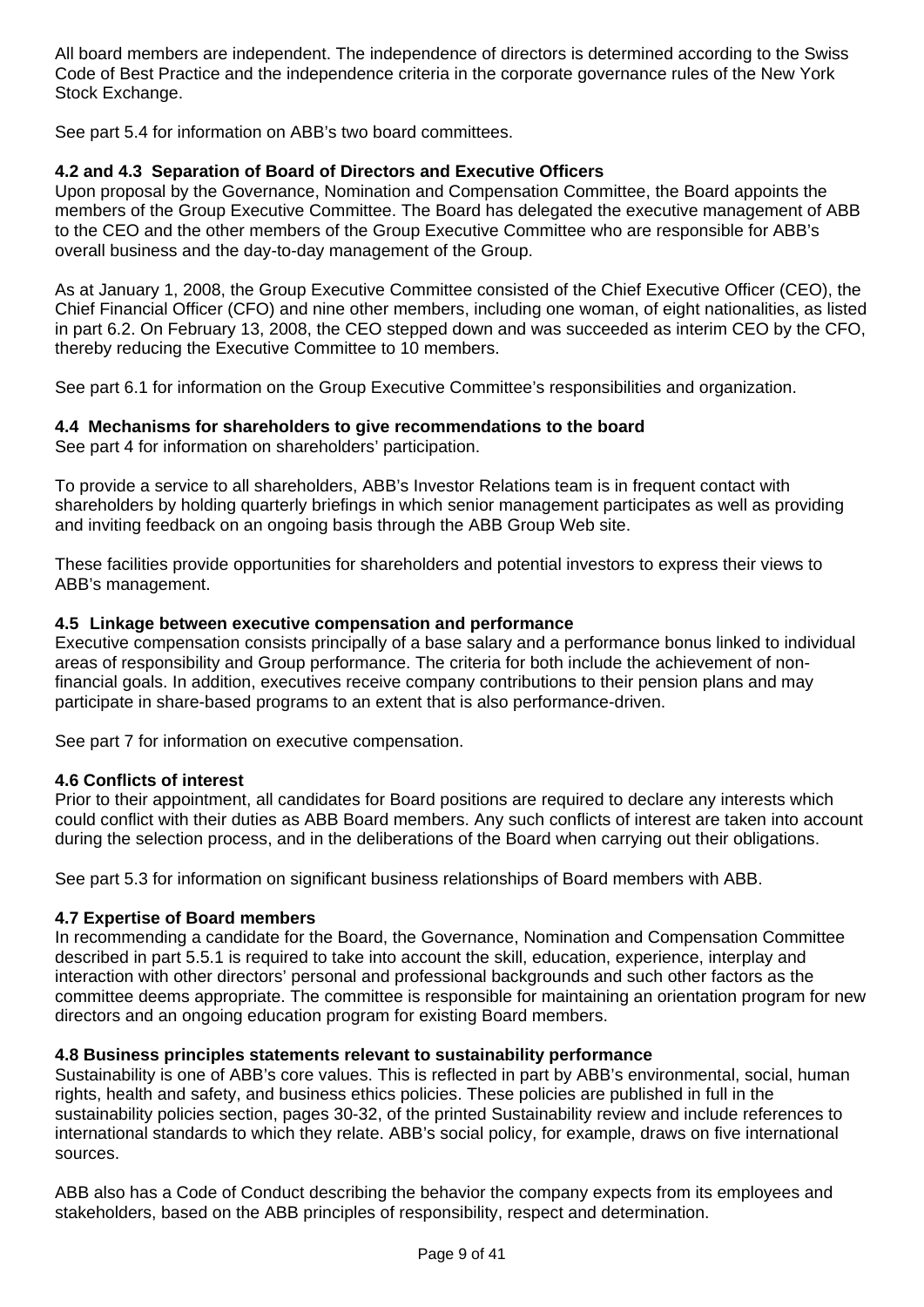All board members are independent. The independence of directors is determined according to the Swiss Code of Best Practice and the independence criteria in the corporate governance rules of the New York Stock Exchange.

See part 5.4 for information on ABB's two board committees.

### 4.2 and 4.3 Separation of Board of Directors and Executive Officers

Upon proposal by the Governance, Nomination and Compensation Committee, the Board appoints the members of the Group Executive Committee. The Board has delegated the executive management of ABB to the CEO and the other members of the Group Executive Committee who are responsible for ABB's overall business and the day-to-day management of the Group.

As at January 1, 2008, the Group Executive Committee consisted of the Chief Executive Officer (CEO), the Chief Financial Officer (CFO) and nine other members, including one woman, of eight nationalities, as listed in part 6.2. On February 13, 2008, the CEO stepped down and was succeeded as interim CEO by the CFO, thereby reducing the Executive Committee to 10 members.

See part 6.1 for information on the Group Executive Committee's responsibilities and organization.

### 4.4 Mechanisms for shareholders to give recommendations to the board

See part 4 for information on shareholders' participation.

To provide a service to all shareholders, ABB's Investor Relations team is in frequent contact with shareholders by holding quarterly briefings in which senior management participates as well as providing and inviting feedback on an ongoing basis through the ABB Group Web site.

These facilities provide opportunities for shareholders and potential investors to express their views to ABB's management.

### 4.5 Linkage between executive compensation and performance

Executive compensation consists principally of a base salary and a performance bonus linked to individual areas of responsibility and Group performance. The criteria for both include the achievement of non-financial goals. In addition, executives receive company contributions to their pension plans and may participate in share-based programs to an extent that is also performance-driven.

See part 7 for information on executive compensation.

### 4.6 Conflicts of interest

Prior to their appointment, all candidates for Board positions are required to declare any interests which could conflict with their duties as ABB Board members. Any such conflicts of interest are taken into account during the selection process, and in the deliberations of the Board when carrying out their obligations.

See part 5.3 for information on significant business relationships of Board members with ABB.

### 4.7 Expertise of Board members

In recommending a candidate for the Board, the Governance, Nomination and Compensation Committee described in part 5.5.1 is required to take into account the skill, education, experience, interplay and interaction with other directors' personal and professional backgrounds and such other factors as the committee deems appropriate. The committee is responsible for maintaining an orientation program for new directors and an ongoing education program for existing Board members.

### 4.8 Business principles statements relevant to sustainability performance

Sustainability is one of ABB's core values. This is reflected in part by ABB's environmental, social, human rights, health and safety, and business ethics policies. These policies are published in full in the sustainability policies section, pages 30-32, of the printed Sustainability review and include references to international standards to which they relate. ABB's social policy, for example, draws on five international sources.

ABB also has a Code of Conduct describing the behavior the company expects from its employees and stakeholders, based on the ABB principles of responsibility, respect and determination.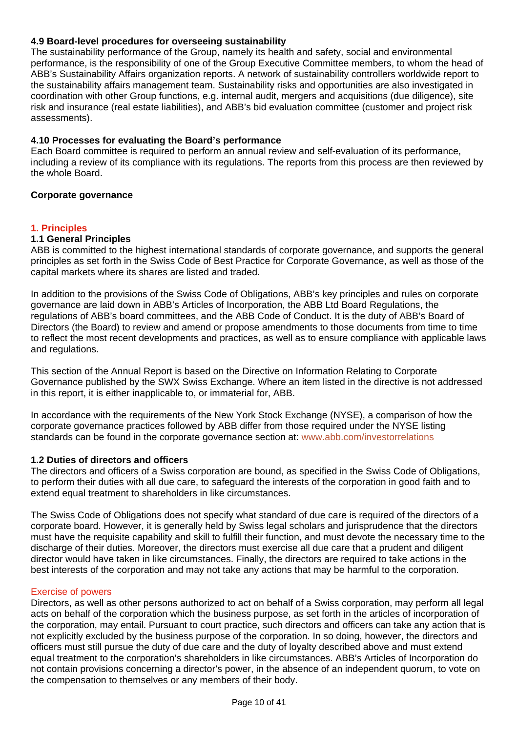#### 4.9 Board-level procedures for overseeing sustainability

The sustainability performance of the Group, namely its health and safety, social and environmental performance, is the responsibility of one of the Group Executive Committee members, to whom the head of ABB's Sustainability Affairs organization reports. A network of sustainability controllers worldwide report to the sustainability affairs management team. Sustainability risks and opportunities are also investigated in coordination with other Group functions, e.g. internal audit, mergers and acquisitions (due diligence), site risk and insurance (real estate liabilities), and ABB's bid evaluation committee (customer and project risk assessments).

#### 4.10 Processes for evaluating the Board's performance

Each Board committee is required to perform an annual review and self-evaluation of its performance, including a review of its compliance with its regulations. The reports from this process are then reviewed by the whole Board.

## Corporate governance

### 1. Principles

#### 1.1 General Principles

ABB is committed to the highest international standards of corporate governance, and supports the general principles as set forth in the Swiss Code of Best Practice for Corporate Governance, as well as those of the capital markets where its shares are listed and traded.

In addition to the provisions of the Swiss Code of Obligations, ABB's key principles and rules on corporate governance are laid down in ABB's Articles of Incorporation, the ABB Ltd Board Regulations, the regulations of ABB's board committees, and the ABB Code of Conduct. It is the duty of ABB's Board of Directors (the Board) to review and amend or propose amendments to those documents from time to time to reflect the most recent developments and practices, as well as to ensure compliance with applicable laws and regulations.

This section of the Annual Report is based on the Directive on Information Relating to Corporate Governance published by the SWX Swiss Exchange. Where an item listed in the directive is not addressed in this report, it is either inapplicable to, or immaterial for, ABB.

In accordance with the requirements of the New York Stock Exchange (NYSE), a comparison of how the corporate governance practices followed by ABB differ from those required under the NYSE listing standards can be found in the corporate governance section at: www.abb.com/investorrelations

#### 1.2 Duties of directors and officers

The directors and officers of a Swiss corporation are bound, as specified in the Swiss Code of Obligations, to perform their duties with all due care, to safeguard the interests of the corporation in good faith and to extend equal treatment to shareholders in like circumstances.

The Swiss Code of Obligations does not specify what standard of due care is required of the directors of a corporate board. However, it is generally held by Swiss legal scholars and jurisprudence that the directors must have the requisite capability and skill to fulfill their function, and must devote the necessary time to the discharge of their duties. Moreover, the directors must exercise all due care that a prudent and diligent director would have taken in like circumstances. Finally, the directors are required to take actions in the best interests of the corporation and may not take any actions that may be harmful to the corporation.

##### Exercise of powers

Directors, as well as other persons authorized to act on behalf of a Swiss corporation, may perform all legal acts on behalf of the corporation which the business purpose, as set forth in the articles of incorporation of the corporation, may entail. Pursuant to court practice, such directors and officers can take any action that is not explicitly excluded by the business purpose of the corporation. In so doing, however, the directors and officers must still pursue the duty of due care and the duty of loyalty described above and must extend equal treatment to the corporation's shareholders in like circumstances. ABB's Articles of Incorporation do not contain provisions concerning a director's power, in the absence of an independent quorum, to vote on the compensation to themselves or any members of their body.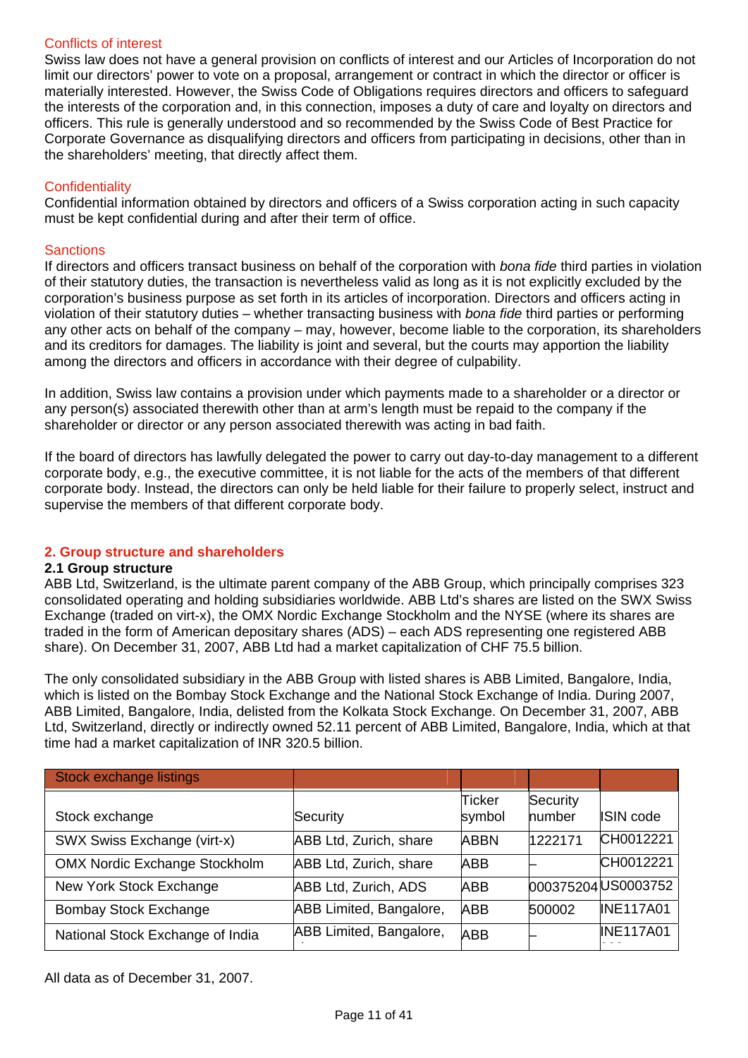### Conflicts of interest

Swiss law does not have a general provision on conflicts of interest and our Articles of Incorporation do not limit our directors' power to vote on a proposal, arrangement or contract in which the director or officer is materially interested. However, the Swiss Code of Obligations requires directors and officers to safeguard the interests of the corporation and, in this connection, imposes a duty of care and loyalty on directors and officers. This rule is generally understood and so recommended by the Swiss Code of Best Practice for Corporate Governance as disqualifying directors and officers from participating in decisions, other than in the shareholders' meeting, that directly affect them.

### Confidentiality

Confidential information obtained by directors and officers of a Swiss corporation acting in such capacity must be kept confidential during and after their term of office.

### Sanctions

If directors and officers transact business on behalf of the corporation with *bona fide* third parties in violation of their statutory duties, the transaction is nevertheless valid as long as it is not explicitly excluded by the corporation's business purpose as set forth in its articles of incorporation. Directors and officers acting in violation of their statutory duties – whether transacting business with *bona fide* third parties or performing any other acts on behalf of the company – may, however, become liable to the corporation, its shareholders and its creditors for damages. The liability is joint and several, but the courts may apportion the liability among the directors and officers in accordance with their degree of culpability.

In addition, Swiss law contains a provision under which payments made to a shareholder or a director or any person(s) associated therewith other than at arm's length must be repaid to the company if the shareholder or director or any person associated therewith was acting in bad faith.

If the board of directors has lawfully delegated the power to carry out day-to-day management to a different corporate body, e.g., the executive committee, it is not liable for the acts of the members of that different corporate body. Instead, the directors can only be held liable for their failure to properly select, instruct and supervise the members of that different corporate body.

## 2. Group structure and shareholders

### 2.1 Group structure

ABB Ltd, Switzerland, is the ultimate parent company of the ABB Group, which principally comprises 323 consolidated operating and holding subsidiaries worldwide. ABB Ltd's shares are listed on the SWX Swiss Exchange (traded on virt-x), the OMX Nordic Exchange Stockholm and the NYSE (where its shares are traded in the form of American depositary shares (ADS) – each ADS representing one registered ABB share). On December 31, 2007, ABB Ltd had a market capitalization of CHF 75.5 billion.

The only consolidated subsidiary in the ABB Group with listed shares is ABB Limited, Bangalore, India, which is listed on the Bombay Stock Exchange and the National Stock Exchange of India. During 2007, ABB Limited, Bangalore, India, delisted from the Kolkata Stock Exchange. On December 31, 2007, ABB Ltd, Switzerland, directly or indirectly owned 52.11 percent of ABB Limited, Bangalore, India, which at that time had a market capitalization of INR 320.5 billion.

| Stock exchange listings | | | | |
|---|---|---|---|---|
| Stock exchange | Security | Ticker symbol | Security number | ISIN code |
| SWX Swiss Exchange (virt-x) | ABB Ltd, Zurich, share | ABBN | 1222171 | CH0012221 |
| OMX Nordic Exchange Stockholm | ABB Ltd, Zurich, share | ABB | – | CH0012221 |
| New York Stock Exchange | ABB Ltd, Zurich, ADS | ABB | 000375204 | US0003752 |
| Bombay Stock Exchange | ABB Limited, Bangalore, | ABB | 500002 | INE117A01 |
| National Stock Exchange of India | ABB Limited, Bangalore, | ABB | – | INE117A01 |

All data as of December 31, 2007.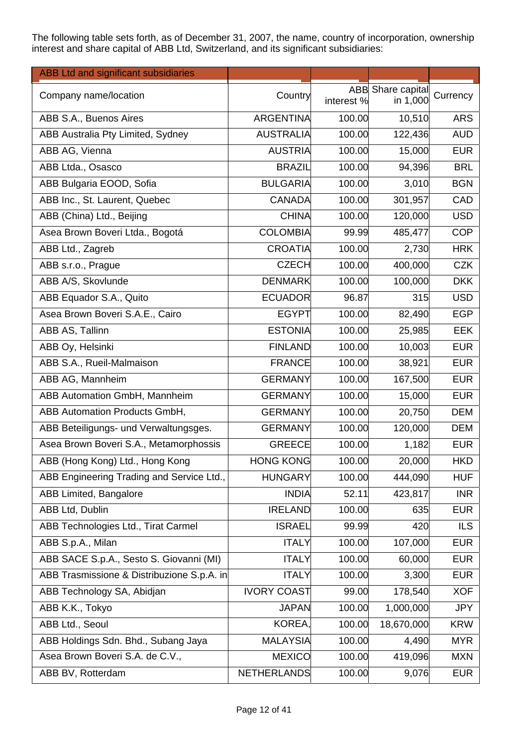The following table sets forth, as of December 31, 2007, the name, country of incorporation, ownership interest and share capital of ABB Ltd, Switzerland, and its significant subsidiaries:

| ABB Ltd and significant subsidiaries | | | | |
|---|---|---|---|---|
| Company name/location | Country | ABB interest % | Share capital in 1,000 | Currency |
| ABB S.A., Buenos Aires | ARGENTINA | 100.00 | 10,510 | ARS |
| ABB Australia Pty Limited, Sydney | AUSTRALIA | 100.00 | 122,436 | AUD |
| ABB AG, Vienna | AUSTRIA | 100.00 | 15,000 | EUR |
| ABB Ltda., Osasco | BRAZIL | 100.00 | 94,396 | BRL |
| ABB Bulgaria EOOD, Sofia | BULGARIA | 100.00 | 3,010 | BGN |
| ABB Inc., St. Laurent, Quebec | CANADA | 100.00 | 301,957 | CAD |
| ABB (China) Ltd., Beijing | CHINA | 100.00 | 120,000 | USD |
| Asea Brown Boveri Ltda., Bogotá | COLOMBIA | 99.99 | 485,477 | COP |
| ABB Ltd., Zagreb | CROATIA | 100.00 | 2,730 | HRK |
| ABB s.r.o., Prague | CZECH | 100.00 | 400,000 | CZK |
| ABB A/S, Skovlunde | DENMARK | 100.00 | 100,000 | DKK |
| ABB Equador S.A., Quito | ECUADOR | 96.87 | 315 | USD |
| Asea Brown Boveri S.A.E., Cairo | EGYPT | 100.00 | 82,490 | EGP |
| ABB AS, Tallinn | ESTONIA | 100.00 | 25,985 | EEK |
| ABB Oy, Helsinki | FINLAND | 100.00 | 10,003 | EUR |
| ABB S.A., Rueil-Malmaison | FRANCE | 100.00 | 38,921 | EUR |
| ABB AG, Mannheim | GERMANY | 100.00 | 167,500 | EUR |
| ABB Automation GmbH, Mannheim | GERMANY | 100.00 | 15,000 | EUR |
| ABB Automation Products GmbH, | GERMANY | 100.00 | 20,750 | DEM |
| ABB Beteiligungs- und Verwaltungsges. | GERMANY | 100.00 | 120,000 | DEM |
| Asea Brown Boveri S.A., Metamorphossis | GREECE | 100.00 | 1,182 | EUR |
| ABB (Hong Kong) Ltd., Hong Kong | HONG KONG | 100.00 | 20,000 | HKD |
| ABB Engineering Trading and Service Ltd., | HUNGARY | 100.00 | 444,090 | HUF |
| ABB Limited, Bangalore | INDIA | 52.11 | 423,817 | INR |
| ABB Ltd, Dublin | IRELAND | 100.00 | 635 | EUR |
| ABB Technologies Ltd., Tirat Carmel | ISRAEL | 99.99 | 420 | ILS |
| ABB S.p.A., Milan | ITALY | 100.00 | 107,000 | EUR |
| ABB SACE S.p.A., Sesto S. Giovanni (MI) | ITALY | 100.00 | 60,000 | EUR |
| ABB Trasmissione & Distribuzione S.p.A. in | ITALY | 100.00 | 3,300 | EUR |
| ABB Technology SA, Abidjan | IVORY COAST | 99.00 | 178,540 | XOF |
| ABB K.K., Tokyo | JAPAN | 100.00 | 1,000,000 | JPY |
| ABB Ltd., Seoul | KOREA, | 100.00 | 18,670,000 | KRW |
| ABB Holdings Sdn. Bhd., Subang Jaya | MALAYSIA | 100.00 | 4,490 | MYR |
| Asea Brown Boveri S.A. de C.V., | MEXICO | 100.00 | 419,096 | MXN |
| ABB BV, Rotterdam | NETHERLANDS | 100.00 | 9,076 | EUR |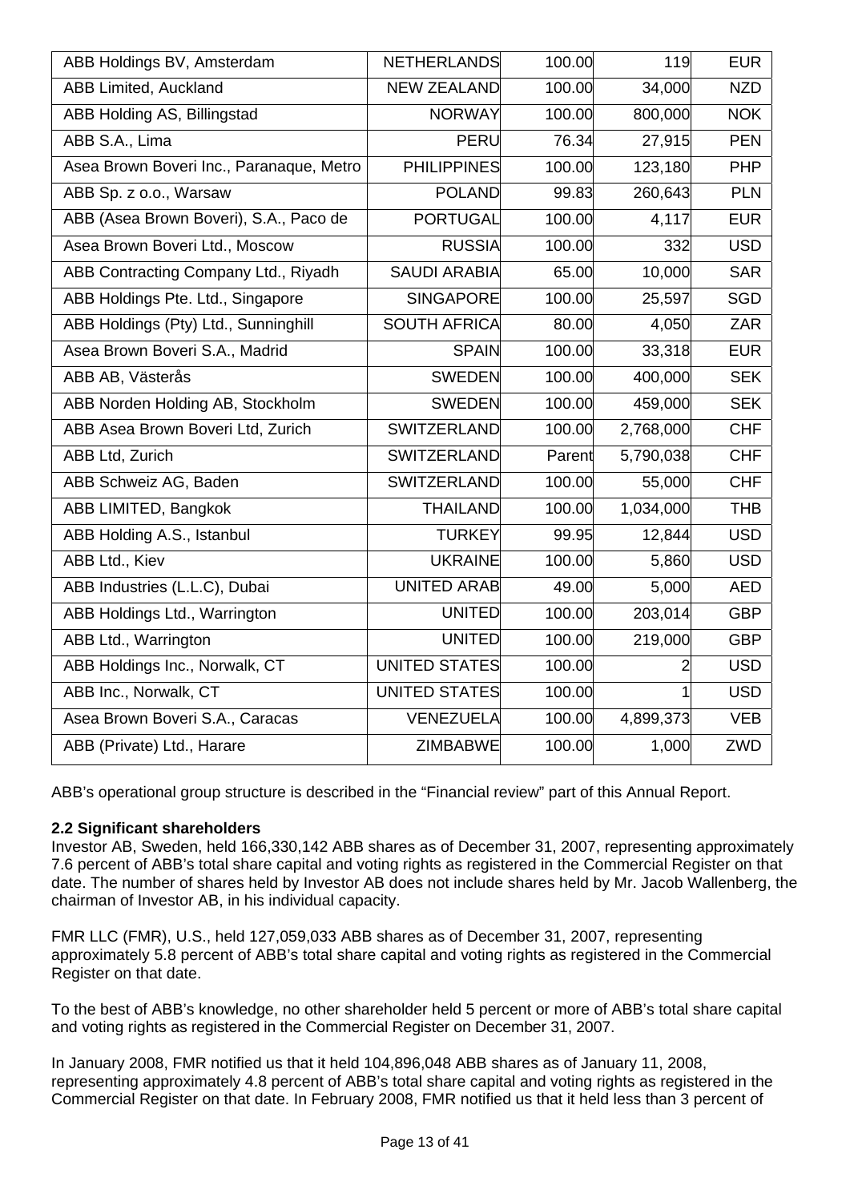| ABB Holdings BV, Amsterdam | NETHERLANDS | 100.00 | 119 | EUR |
|---|---|---|---|---|
| ABB Limited, Auckland | NEW ZEALAND | 100.00 | 34,000 | NZD |
| ABB Holding AS, Billingstad | NORWAY | 100.00 | 800,000 | NOK |
| ABB S.A., Lima | PERU | 76.34 | 27,915 | PEN |
| Asea Brown Boveri Inc., Paranaque, Metro | PHILIPPINES | 100.00 | 123,180 | PHP |
| ABB Sp. z o.o., Warsaw | POLAND | 99.83 | 260,643 | PLN |
| ABB (Asea Brown Boveri), S.A., Paco de | PORTUGAL | 100.00 | 4,117 | EUR |
| Asea Brown Boveri Ltd., Moscow | RUSSIA | 100.00 | 332 | USD |
| ABB Contracting Company Ltd., Riyadh | SAUDI ARABIA | 65.00 | 10,000 | SAR |
| ABB Holdings Pte. Ltd., Singapore | SINGAPORE | 100.00 | 25,597 | SGD |
| ABB Holdings (Pty) Ltd., Sunninghill | SOUTH AFRICA | 80.00 | 4,050 | ZAR |
| Asea Brown Boveri S.A., Madrid | SPAIN | 100.00 | 33,318 | EUR |
| ABB AB, Västerås | SWEDEN | 100.00 | 400,000 | SEK |
| ABB Norden Holding AB, Stockholm | SWEDEN | 100.00 | 459,000 | SEK |
| ABB Asea Brown Boveri Ltd, Zurich | SWITZERLAND | 100.00 | 2,768,000 | CHF |
| ABB Ltd, Zurich | SWITZERLAND | Parent | 5,790,038 | CHF |
| ABB Schweiz AG, Baden | SWITZERLAND | 100.00 | 55,000 | CHF |
| ABB LIMITED, Bangkok | THAILAND | 100.00 | 1,034,000 | THB |
| ABB Holding A.S., Istanbul | TURKEY | 99.95 | 12,844 | USD |
| ABB Ltd., Kiev | UKRAINE | 100.00 | 5,860 | USD |
| ABB Industries (L.L.C), Dubai | UNITED ARAB | 49.00 | 5,000 | AED |
| ABB Holdings Ltd., Warrington | UNITED | 100.00 | 203,014 | GBP |
| ABB Ltd., Warrington | UNITED | 100.00 | 219,000 | GBP |
| ABB Holdings Inc., Norwalk, CT | UNITED STATES | 100.00 | 2 | USD |
| ABB Inc., Norwalk, CT | UNITED STATES | 100.00 | 1 | USD |
| Asea Brown Boveri S.A., Caracas | VENEZUELA | 100.00 | 4,899,373 | VEB |
| ABB (Private) Ltd., Harare | ZIMBABWE | 100.00 | 1,000 | ZWD |

ABB's operational group structure is described in the "Financial review" part of this Annual Report.

**2.2 Significant shareholders**

Investor AB, Sweden, held 166,330,142 ABB shares as of December 31, 2007, representing approximately 7.6 percent of ABB's total share capital and voting rights as registered in the Commercial Register on that date. The number of shares held by Investor AB does not include shares held by Mr. Jacob Wallenberg, the chairman of Investor AB, in his individual capacity.

FMR LLC (FMR), U.S., held 127,059,033 ABB shares as of December 31, 2007, representing approximately 5.8 percent of ABB's total share capital and voting rights as registered in the Commercial Register on that date.

To the best of ABB's knowledge, no other shareholder held 5 percent or more of ABB's total share capital and voting rights as registered in the Commercial Register on December 31, 2007.

In January 2008, FMR notified us that it held 104,896,048 ABB shares as of January 11, 2008, representing approximately 4.8 percent of ABB's total share capital and voting rights as registered in the Commercial Register on that date. In February 2008, FMR notified us that it held less than 3 percent of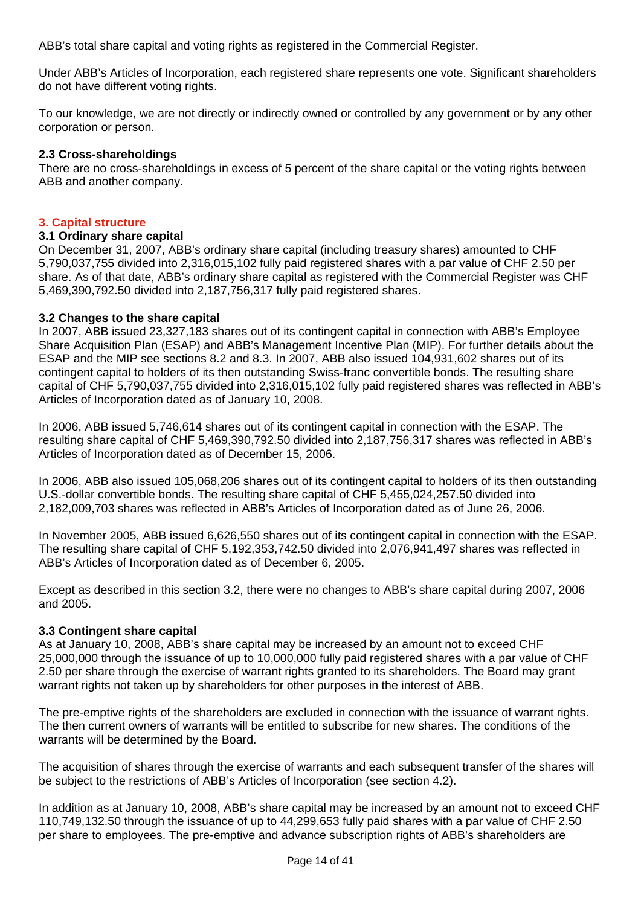ABB's total share capital and voting rights as registered in the Commercial Register.

Under ABB's Articles of Incorporation, each registered share represents one vote. Significant shareholders do not have different voting rights.

To our knowledge, we are not directly or indirectly owned or controlled by any government or by any other corporation or person.

### 2.3 Cross-shareholdings

There are no cross-shareholdings in excess of 5 percent of the share capital or the voting rights between ABB and another company.

## 3. Capital structure

### 3.1 Ordinary share capital

On December 31, 2007, ABB's ordinary share capital (including treasury shares) amounted to CHF 5,790,037,755 divided into 2,316,015,102 fully paid registered shares with a par value of CHF 2.50 per share. As of that date, ABB's ordinary share capital as registered with the Commercial Register was CHF 5,469,390,792.50 divided into 2,187,756,317 fully paid registered shares.

### 3.2 Changes to the share capital

In 2007, ABB issued 23,327,183 shares out of its contingent capital in connection with ABB's Employee Share Acquisition Plan (ESAP) and ABB's Management Incentive Plan (MIP). For further details about the ESAP and the MIP see sections 8.2 and 8.3. In 2007, ABB also issued 104,931,602 shares out of its contingent capital to holders of its then outstanding Swiss-franc convertible bonds. The resulting share capital of CHF 5,790,037,755 divided into 2,316,015,102 fully paid registered shares was reflected in ABB's Articles of Incorporation dated as of January 10, 2008.

In 2006, ABB issued 5,746,614 shares out of its contingent capital in connection with the ESAP. The resulting share capital of CHF 5,469,390,792.50 divided into 2,187,756,317 shares was reflected in ABB's Articles of Incorporation dated as of December 15, 2006.

In 2006, ABB also issued 105,068,206 shares out of its contingent capital to holders of its then outstanding U.S.-dollar convertible bonds. The resulting share capital of CHF 5,455,024,257.50 divided into 2,182,009,703 shares was reflected in ABB's Articles of Incorporation dated as of June 26, 2006.

In November 2005, ABB issued 6,626,550 shares out of its contingent capital in connection with the ESAP. The resulting share capital of CHF 5,192,353,742.50 divided into 2,076,941,497 shares was reflected in ABB's Articles of Incorporation dated as of December 6, 2005.

Except as described in this section 3.2, there were no changes to ABB's share capital during 2007, 2006 and 2005.

### 3.3 Contingent share capital

As at January 10, 2008, ABB's share capital may be increased by an amount not to exceed CHF 25,000,000 through the issuance of up to 10,000,000 fully paid registered shares with a par value of CHF 2.50 per share through the exercise of warrant rights granted to its shareholders. The Board may grant warrant rights not taken up by shareholders for other purposes in the interest of ABB.

The pre-emptive rights of the shareholders are excluded in connection with the issuance of warrant rights. The then current owners of warrants will be entitled to subscribe for new shares. The conditions of the warrants will be determined by the Board.

The acquisition of shares through the exercise of warrants and each subsequent transfer of the shares will be subject to the restrictions of ABB's Articles of Incorporation (see section 4.2).

In addition as at January 10, 2008, ABB's share capital may be increased by an amount not to exceed CHF 110,749,132.50 through the issuance of up to 44,299,653 fully paid shares with a par value of CHF 2.50 per share to employees. The pre-emptive and advance subscription rights of ABB's shareholders are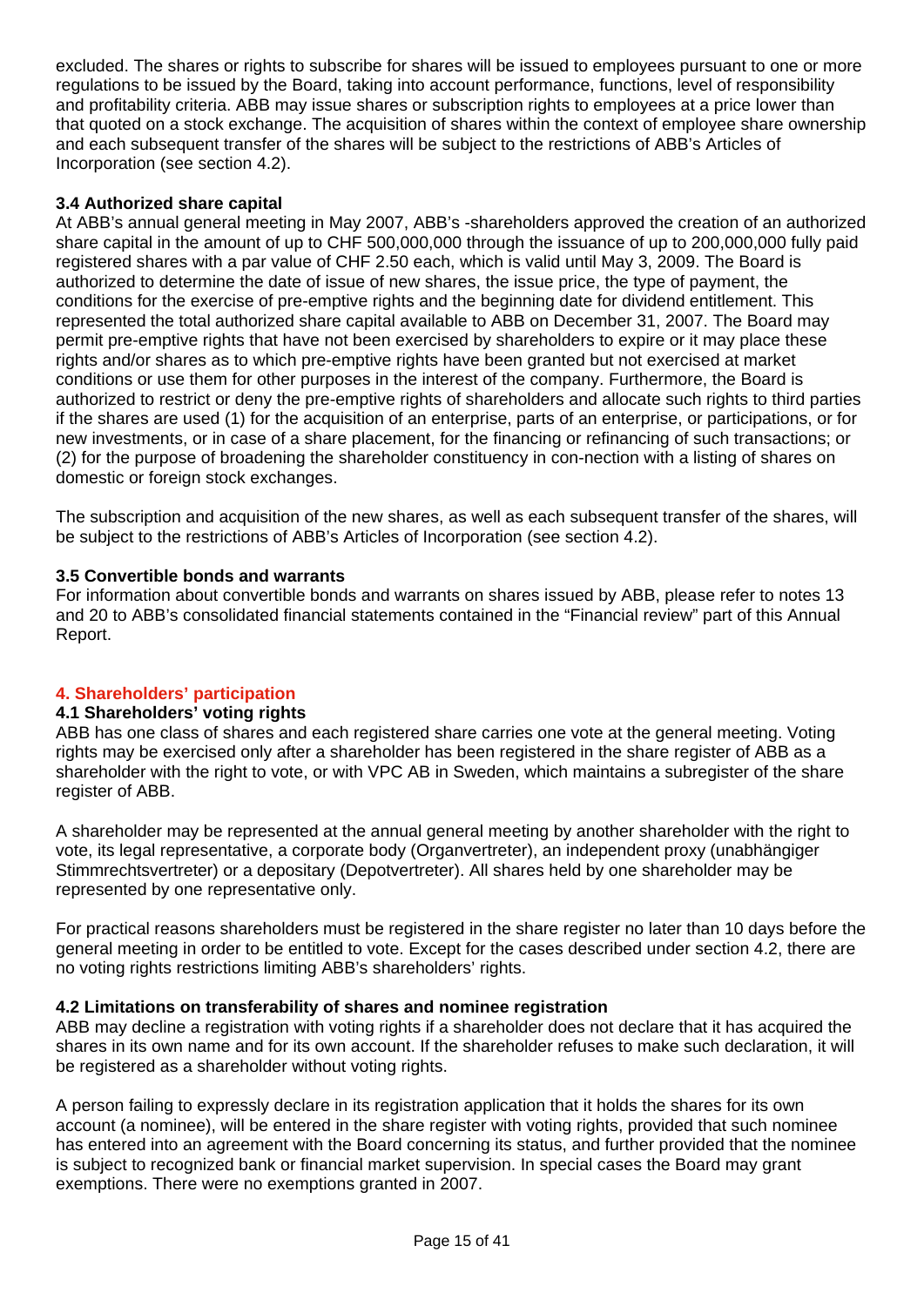excluded. The shares or rights to subscribe for shares will be issued to employees pursuant to one or more regulations to be issued by the Board, taking into account performance, functions, level of responsibility and profitability criteria. ABB may issue shares or subscription rights to employees at a price lower than that quoted on a stock exchange. The acquisition of shares within the context of employee share ownership and each subsequent transfer of the shares will be subject to the restrictions of ABB's Articles of Incorporation (see section 4.2).

### 3.4 Authorized share capital

At ABB's annual general meeting in May 2007, ABB's -shareholders approved the creation of an authorized share capital in the amount of up to CHF 500,000,000 through the issuance of up to 200,000,000 fully paid registered shares with a par value of CHF 2.50 each, which is valid until May 3, 2009. The Board is authorized to determine the date of issue of new shares, the issue price, the type of payment, the conditions for the exercise of pre-emptive rights and the beginning date for dividend entitlement. This represented the total authorized share capital available to ABB on December 31, 2007. The Board may permit pre-emptive rights that have not been exercised by shareholders to expire or it may place these rights and/or shares as to which pre-emptive rights have been granted but not exercised at market conditions or use them for other purposes in the interest of the company. Furthermore, the Board is authorized to restrict or deny the pre-emptive rights of shareholders and allocate such rights to third parties if the shares are used (1) for the acquisition of an enterprise, parts of an enterprise, or participations, or for new investments, or in case of a share placement, for the financing or refinancing of such transactions; or (2) for the purpose of broadening the shareholder constituency in con-nection with a listing of shares on domestic or foreign stock exchanges.

The subscription and acquisition of the new shares, as well as each subsequent transfer of the shares, will be subject to the restrictions of ABB's Articles of Incorporation (see section 4.2).

### 3.5 Convertible bonds and warrants

For information about convertible bonds and warrants on shares issued by ABB, please refer to notes 13 and 20 to ABB's consolidated financial statements contained in the "Financial review" part of this Annual Report.

## 4. Shareholders' participation

### 4.1 Shareholders' voting rights

ABB has one class of shares and each registered share carries one vote at the general meeting. Voting rights may be exercised only after a shareholder has been registered in the share register of ABB as a shareholder with the right to vote, or with VPC AB in Sweden, which maintains a subregister of the share register of ABB.

A shareholder may be represented at the annual general meeting by another shareholder with the right to vote, its legal representative, a corporate body (Organvertreter), an independent proxy (unabhängiger Stimmrechtsvertreter) or a depositary (Depotvertreter). All shares held by one shareholder may be represented by one representative only.

For practical reasons shareholders must be registered in the share register no later than 10 days before the general meeting in order to be entitled to vote. Except for the cases described under section 4.2, there are no voting rights restrictions limiting ABB's shareholders' rights.

### 4.2 Limitations on transferability of shares and nominee registration

ABB may decline a registration with voting rights if a shareholder does not declare that it has acquired the shares in its own name and for its own account. If the shareholder refuses to make such declaration, it will be registered as a shareholder without voting rights.

A person failing to expressly declare in its registration application that it holds the shares for its own account (a nominee), will be entered in the share register with voting rights, provided that such nominee has entered into an agreement with the Board concerning its status, and further provided that the nominee is subject to recognized bank or financial market supervision. In special cases the Board may grant exemptions. There were no exemptions granted in 2007.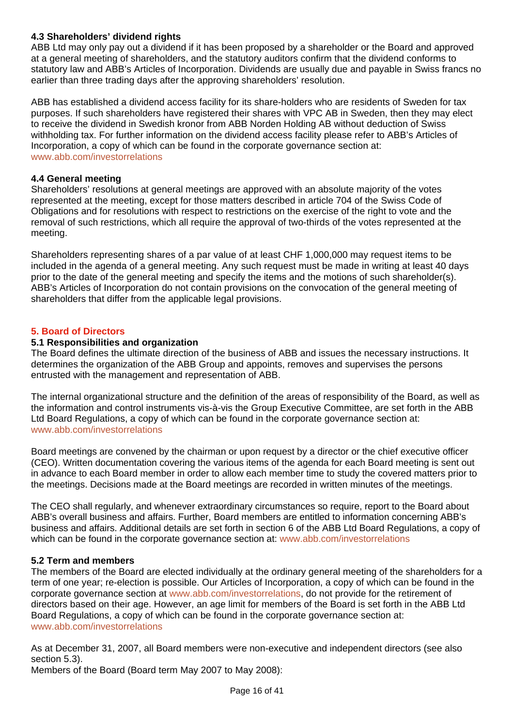### 4.3 Shareholders' dividend rights

ABB Ltd may only pay out a dividend if it has been proposed by a shareholder or the Board and approved at a general meeting of shareholders, and the statutory auditors confirm that the dividend conforms to statutory law and ABB's Articles of Incorporation. Dividends are usually due and payable in Swiss francs no earlier than three trading days after the approving shareholders' resolution.

ABB has established a dividend access facility for its share-holders who are residents of Sweden for tax purposes. If such shareholders have registered their shares with VPC AB in Sweden, then they may elect to receive the dividend in Swedish kronor from ABB Norden Holding AB without deduction of Swiss withholding tax. For further information on the dividend access facility please refer to ABB's Articles of Incorporation, a copy of which can be found in the corporate governance section at: www.abb.com/investorrelations

### 4.4 General meeting

Shareholders' resolutions at general meetings are approved with an absolute majority of the votes represented at the meeting, except for those matters described in article 704 of the Swiss Code of Obligations and for resolutions with respect to restrictions on the exercise of the right to vote and the removal of such restrictions, which all require the approval of two-thirds of the votes represented at the meeting.

Shareholders representing shares of a par value of at least CHF 1,000,000 may request items to be included in the agenda of a general meeting. Any such request must be made in writing at least 40 days prior to the date of the general meeting and specify the items and the motions of such shareholder(s). ABB's Articles of Incorporation do not contain provisions on the convocation of the general meeting of shareholders that differ from the applicable legal provisions.

## 5. Board of Directors

### 5.1 Responsibilities and organization

The Board defines the ultimate direction of the business of ABB and issues the necessary instructions. It determines the organization of the ABB Group and appoints, removes and supervises the persons entrusted with the management and representation of ABB.

The internal organizational structure and the definition of the areas of responsibility of the Board, as well as the information and control instruments vis-à-vis the Group Executive Committee, are set forth in the ABB Ltd Board Regulations, a copy of which can be found in the corporate governance section at: www.abb.com/investorrelations

Board meetings are convened by the chairman or upon request by a director or the chief executive officer (CEO). Written documentation covering the various items of the agenda for each Board meeting is sent out in advance to each Board member in order to allow each member time to study the covered matters prior to the meetings. Decisions made at the Board meetings are recorded in written minutes of the meetings.

The CEO shall regularly, and whenever extraordinary circumstances so require, report to the Board about ABB's overall business and affairs. Further, Board members are entitled to information concerning ABB's business and affairs. Additional details are set forth in section 6 of the ABB Ltd Board Regulations, a copy of which can be found in the corporate governance section at: www.abb.com/investorrelations

### 5.2 Term and members

The members of the Board are elected individually at the ordinary general meeting of the shareholders for a term of one year; re-election is possible. Our Articles of Incorporation, a copy of which can be found in the corporate governance section at www.abb.com/investorrelations, do not provide for the retirement of directors based on their age. However, an age limit for members of the Board is set forth in the ABB Ltd Board Regulations, a copy of which can be found in the corporate governance section at: www.abb.com/investorrelations

As at December 31, 2007, all Board members were non-executive and independent directors (see also section 5.3).

Members of the Board (Board term May 2007 to May 2008):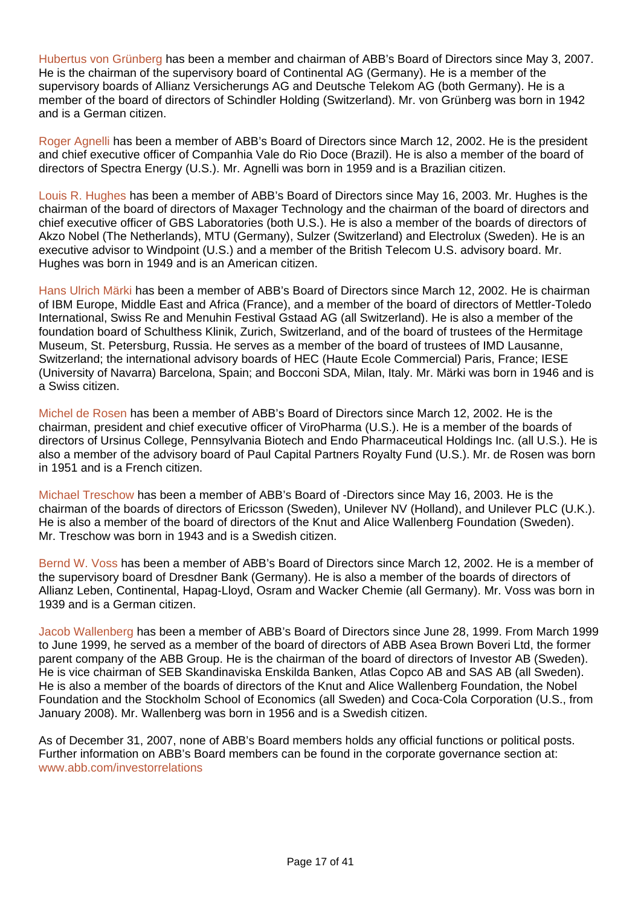Hubertus von Grünberg has been a member and chairman of ABB's Board of Directors since May 3, 2007. He is the chairman of the supervisory board of Continental AG (Germany). He is a member of the supervisory boards of Allianz Versicherungs AG and Deutsche Telekom AG (both Germany). He is a member of the board of directors of Schindler Holding (Switzerland). Mr. von Grünberg was born in 1942 and is a German citizen.

Roger Agnelli has been a member of ABB's Board of Directors since March 12, 2002. He is the president and chief executive officer of Companhia Vale do Rio Doce (Brazil). He is also a member of the board of directors of Spectra Energy (U.S.). Mr. Agnelli was born in 1959 and is a Brazilian citizen.

Louis R. Hughes has been a member of ABB's Board of Directors since May 16, 2003. Mr. Hughes is the chairman of the board of directors of Maxager Technology and the chairman of the board of directors and chief executive officer of GBS Laboratories (both U.S.). He is also a member of the boards of Akzo Nobel (The Netherlands), MTU (Germany), Sulzer (Switzerland) and Electrolux (Sweden). He is an executive advisor to Windpoint (U.S.) and a member of the British Telecom U.S. advisory board. Mr. Hughes was born in 1949 and is an American citizen.

Hans Ulrich Märki has been a member of ABB's Board of Directors since March 12, 2002. He is chairman of IBM Europe, Middle East and Africa (France), and a member of the board of directors of Mettler-Toledo International, Swiss Re and Menuhin Festival Gstaad AG (all Switzerland). He is also a member of the foundation board of Schulthess Klinik, Zurich, Switzerland, and of the board of trustees of the Hermitage Museum, St. Petersburg, Russia. He serves as a member of the board of trustees of IMD Lausanne, Switzerland; the international advisory boards of HEC (Haute Ecole Commercial) Paris, France; IESE (University of Navarra) Barcelona, Spain; and Bocconi SDA, Milan, Italy. Mr. Märki was born in 1946 and is a Swiss citizen.

Michel de Rosen has been a member of ABB's Board of Directors since March 12, 2002. He is the chairman, president and chief executive officer of ViroPharma (U.S.). He is a member of the boards of directors of Ursinus College, Pennsylvania Biotech and Endo Pharmaceutical Holdings Inc. (all U.S.). He is also a member of the advisory board of Paul Capital Partners Royalty Fund (U.S.). Mr. de Rosen was born in 1951 and is a French citizen.

Michael Treschow has been a member of ABB's Board of -Directors since May 16, 2003. He is the chairman of the boards of directors of Ericsson (Sweden), Unilever NV (Holland), and Unilever PLC (U.K.). He is also a member of the board of directors of the Knut and Alice Wallenberg Foundation (Sweden). Mr. Treschow was born in 1943 and is a Swedish citizen.

Bernd W. Voss has been a member of ABB's Board of Directors since March 12, 2002. He is a member of the supervisory board of Dresdner Bank (Germany). He is also a member of the boards of directors of Allianz Leben, Continental, Hapag-Lloyd, Osram and Wacker Chemie (all Germany). Mr. Voss was born in 1939 and is a German citizen.

Jacob Wallenberg has been a member of ABB's Board of Directors since June 28, 1999. From March 1999 to June 1999, he served as a member of the board of directors of ABB Asea Brown Boveri Ltd, the former parent company of the ABB Group. He is the chairman of the board of directors of Investor AB (Sweden). He is vice chairman of SEB Skandinaviska Enskilda Banken, Atlas Copco AB and SAS AB (all Sweden). He is also a member of the boards of directors of the Knut and Alice Wallenberg Foundation, the Nobel Foundation and the Stockholm School of Economics (all Sweden) and Coca-Cola Corporation (U.S., from January 2008). Mr. Wallenberg was born in 1956 and is a Swedish citizen.

As of December 31, 2007, none of ABB's Board members holds any official functions or political posts. Further information on ABB's Board members can be found in the corporate governance section at: www.abb.com/investorrelations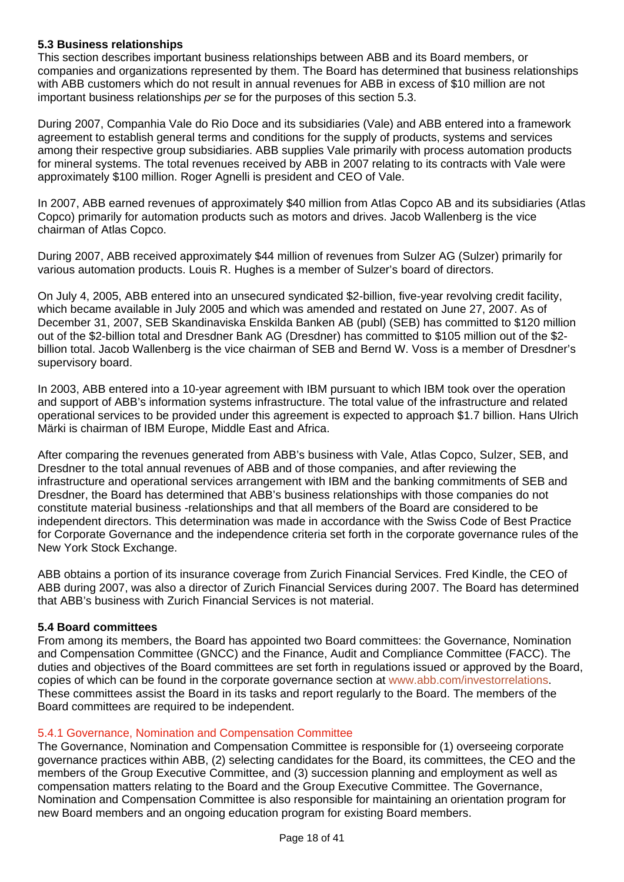### 5.3 Business relationships

This section describes important business relationships between ABB and its Board members, or companies and organizations represented by them. The Board has determined that business relationships with ABB customers which do not result in annual revenues for ABB in excess of $10 million are not important business relationships *per se* for the purposes of this section 5.3.

During 2007, Companhia Vale do Rio Doce and its subsidiaries (Vale) and ABB entered into a framework agreement to establish general terms and conditions for the supply of products, systems and services among their respective group subsidiaries. ABB supplies Vale primarily with process automation products for mineral systems. The total revenues received by ABB in 2007 relating to its contracts with Vale were approximately $100 million. Roger Agnelli is president and CEO of Vale.

In 2007, ABB earned revenues of approximately $40 million from Atlas Copco AB and its subsidiaries (Atlas Copco) primarily for automation products such as motors and drives. Jacob Wallenberg is the vice chairman of Atlas Copco.

During 2007, ABB received approximately $44 million of revenues from Sulzer AG (Sulzer) primarily for various automation products. Louis R. Hughes is a member of Sulzer's board of directors.

On July 4, 2005, ABB entered into an unsecured syndicated $2-billion, five-year revolving credit facility, which became available in July 2005 and which was amended and restated on June 27, 2007. As of December 31, 2007, SEB Skandinaviska Enskilda Banken AB (publ) (SEB) has committed to $120 million out of the $2-billion total and Dresdner Bank AG (Dresdner) has committed to $105 million out of the $2-billion total. Jacob Wallenberg is the vice chairman of SEB and Bernd W. Voss is a member of Dresdner's supervisory board.

In 2003, ABB entered into a 10-year agreement with IBM pursuant to which IBM took over the operation and support of ABB's information systems infrastructure. The total value of the infrastructure and related operational services to be provided under this agreement is expected to approach $1.7 billion. Hans Ulrich Märki is chairman of IBM Europe, Middle East and Africa.

After comparing the revenues generated from ABB's business with Vale, Atlas Copco, Sulzer, SEB, and Dresdner to the total annual revenues of ABB and of those companies, and after reviewing the infrastructure and operational services arrangement with IBM and the banking commitments of SEB and Dresdner, the Board has determined that ABB's business relationships with those companies do not constitute material business -relationships and that all members of the Board are considered to be independent directors. This determination was made in accordance with the Swiss Code of Best Practice for Corporate Governance and the independence criteria set forth in the corporate governance rules of the New York Stock Exchange.

ABB obtains a portion of its insurance coverage from Zurich Financial Services. Fred Kindle, the CEO of ABB during 2007, was also a director of Zurich Financial Services during 2007. The Board has determined that ABB's business with Zurich Financial Services is not material.

### 5.4 Board committees

From among its members, the Board has appointed two Board committees: the Governance, Nomination and Compensation Committee (GNCC) and the Finance, Audit and Compliance Committee (FACC). The duties and objectives of the Board committees are set forth in regulations issued or approved by the Board, copies of which can be found in the corporate governance section at www.abb.com/investorrelations. These committees assist the Board in its tasks and report regularly to the Board. The members of the Board committees are required to be independent.

#### 5.4.1 Governance, Nomination and Compensation Committee

The Governance, Nomination and Compensation Committee is responsible for (1) overseeing corporate governance practices within ABB, (2) selecting candidates for the Board, its committees, the CEO and the members of the Group Executive Committee, and (3) succession planning and employment as well as compensation matters relating to the Board and the Group Executive Committee. The Governance, Nomination and Compensation Committee is also responsible for maintaining an orientation program for new Board members and an ongoing education program for existing Board members.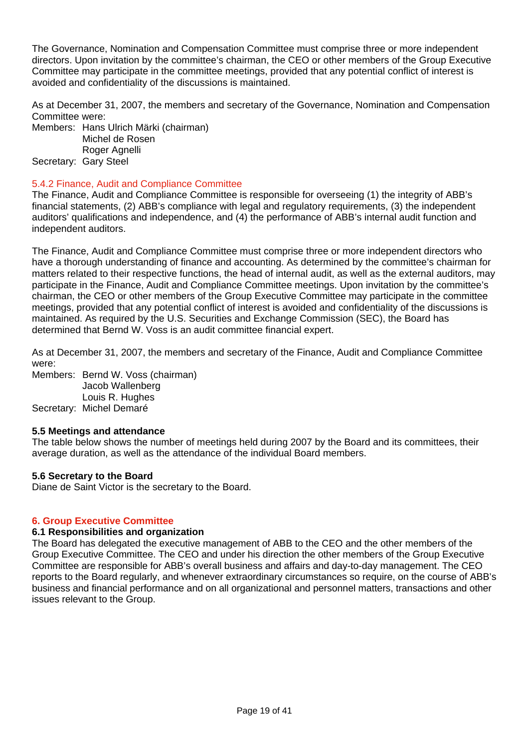The Governance, Nomination and Compensation Committee must comprise three or more independent directors. Upon invitation by the committee's chairman, the CEO or other members of the Group Executive Committee may participate in the committee meetings, provided that any potential conflict of interest is avoided and confidentiality of the discussions is maintained.

As at December 31, 2007, the members and secretary of the Governance, Nomination and Compensation Committee were:

Members: Hans Ulrich Märki (chairman)
Michel de Rosen
Roger Agnelli
Secretary: Gary Steel

### 5.4.2 Finance, Audit and Compliance Committee

The Finance, Audit and Compliance Committee is responsible for overseeing (1) the integrity of ABB's financial statements, (2) ABB's compliance with legal and regulatory requirements, (3) the independent auditors' qualifications and independence, and (4) the performance of ABB's internal audit function and independent auditors.

The Finance, Audit and Compliance Committee must comprise three or more independent directors who have a thorough understanding of finance and accounting. As determined by the committee's chairman for matters related to their respective functions, the head of internal audit, as well as the external auditors, may participate in the Finance, Audit and Compliance Committee meetings. Upon invitation by the committee's chairman, the CEO or other members of the Group Executive Committee may participate in the committee meetings, provided that any potential conflict of interest is avoided and confidentiality of the discussions is maintained. As required by the U.S. Securities and Exchange Commission (SEC), the Board has determined that Bernd W. Voss is an audit committee financial expert.

As at December 31, 2007, the members and secretary of the Finance, Audit and Compliance Committee were:

Members: Bernd W. Voss (chairman)
Jacob Wallenberg
Louis R. Hughes
Secretary: Michel Demaré

### 5.5 Meetings and attendance

The table below shows the number of meetings held during 2007 by the Board and its committees, their average duration, as well as the attendance of the individual Board members.

### 5.6 Secretary to the Board

Diane de Saint Victor is the secretary to the Board.

## 6. Group Executive Committee

### 6.1 Responsibilities and organization

The Board has delegated the executive management of ABB to the CEO and the other members of the Group Executive Committee. The CEO and under his direction the other members of the Group Executive Committee are responsible for ABB's overall business and affairs and day-to-day management. The CEO reports to the Board regularly, and whenever extraordinary circumstances so require, on the course of ABB's business and financial performance and on all organizational and personnel matters, transactions and other issues relevant to the Group.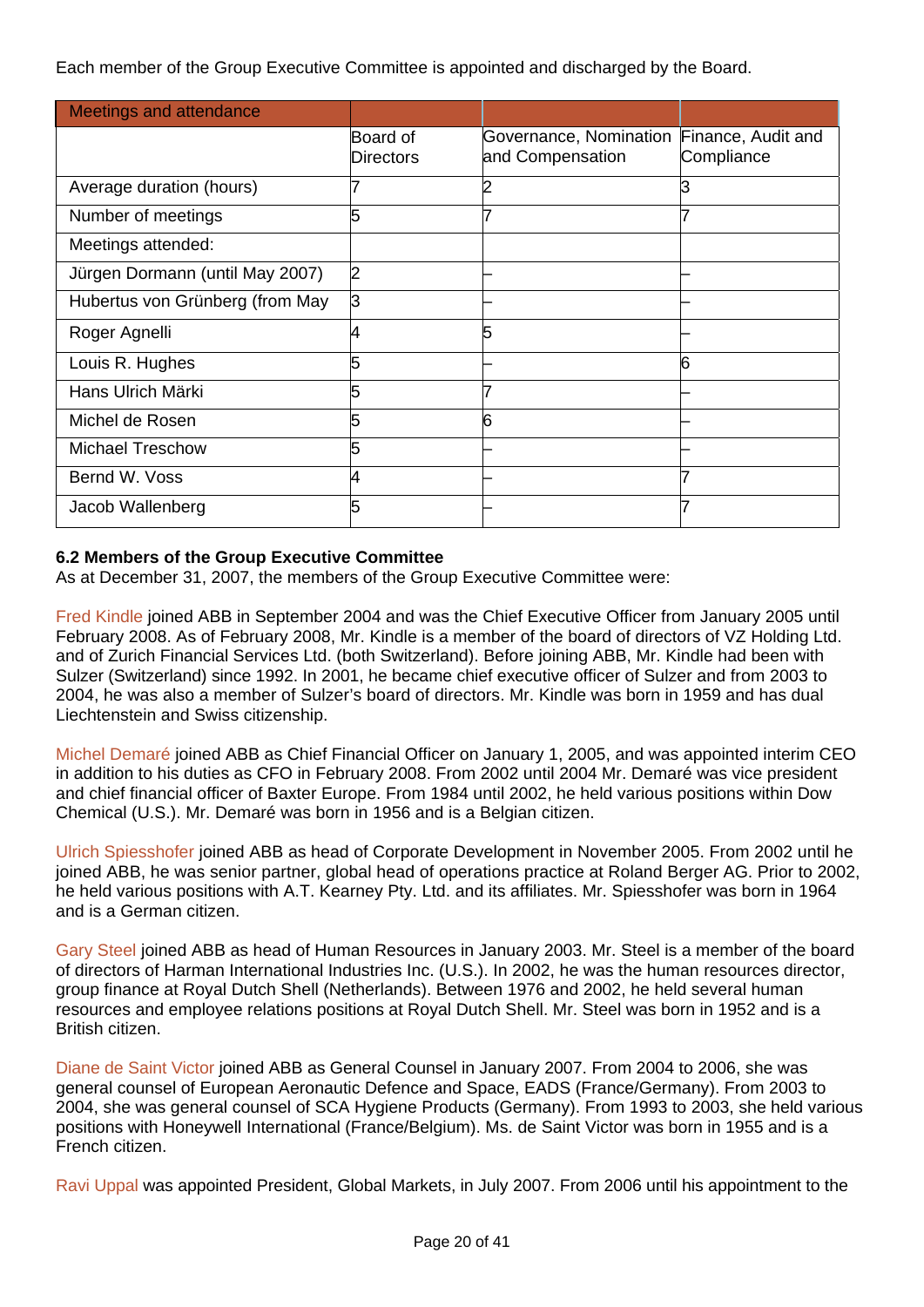Each member of the Group Executive Committee is appointed and discharged by the Board.

| Meetings and attendance | | | |
|---|---|---|---|
| | Board of Directors | Governance, Nomination and Compensation | Finance, Audit and Compliance |
| Average duration (hours) | 7 | 2 | 3 |
| Number of meetings | 5 | 7 | 7 |
| Meetings attended: | | | |
| Jürgen Dormann (until May 2007) | 2 | – | – |
| Hubertus von Grünberg (from May | 3 | – | – |
| Roger Agnelli | 4 | 5 | – |
| Louis R. Hughes | 5 | – | 6 |
| Hans Ulrich Märki | 5 | 7 | – |
| Michel de Rosen | 5 | 6 | – |
| Michael Treschow | 5 | – | – |
| Bernd W. Voss | 4 | – | 7 |
| Jacob Wallenberg | 5 | – | 7 |

**6.2 Members of the Group Executive Committee**

As at December 31, 2007, the members of the Group Executive Committee were:

Fred Kindle joined ABB in September 2004 and was the Chief Executive Officer from January 2005 until February 2008. As of February 2008, Mr. Kindle is a member of the board of directors of VZ Holding Ltd. and of Zurich Financial Services Ltd. (both Switzerland). Before joining ABB, Mr. Kindle had been with Sulzer (Switzerland) since 1992. In 2001, he became chief executive officer of Sulzer and from 2003 to 2004, he was also a member of Sulzer's board of directors. Mr. Kindle was born in 1959 and has dual Liechtenstein and Swiss citizenship.

Michel Demaré joined ABB as Chief Financial Officer on January 1, 2005, and was appointed interim CEO in addition to his duties as CFO in February 2008. From 2002 until 2004 Mr. Demaré was vice president and chief financial officer of Baxter Europe. From 1984 until 2002, he held various positions within Dow Chemical (U.S.). Mr. Demaré was born in 1956 and is a Belgian citizen.

Ulrich Spiesshofer joined ABB as head of Corporate Development in November 2005. From 2002 until he joined ABB, he was senior partner, global head of operations practice at Roland Berger AG. Prior to 2002, he held various positions with A.T. Kearney Pty. Ltd. and its affiliates. Mr. Spiesshofer was born in 1964 and is a German citizen.

Gary Steel joined ABB as head of Human Resources in January 2003. Mr. Steel is a member of the board of directors of Harman International Industries Inc. (U.S.). In 2002, he was the human resources director, group finance at Royal Dutch Shell (Netherlands). Between 1976 and 2002, he held several human resources and employee relations positions at Royal Dutch Shell. Mr. Steel was born in 1952 and is a British citizen.

Diane de Saint Victor joined ABB as General Counsel in January 2007. From 2004 to 2006, she was general counsel of European Aeronautic Defence and Space, EADS (France/Germany). From 2003 to 2004, she was general counsel of SCA Hygiene Products (Germany). From 1993 to 2003, she held various positions with Honeywell International (France/Belgium). Ms. de Saint Victor was born in 1955 and is a French citizen.

Ravi Uppal was appointed President, Global Markets, in July 2007. From 2006 until his appointment to the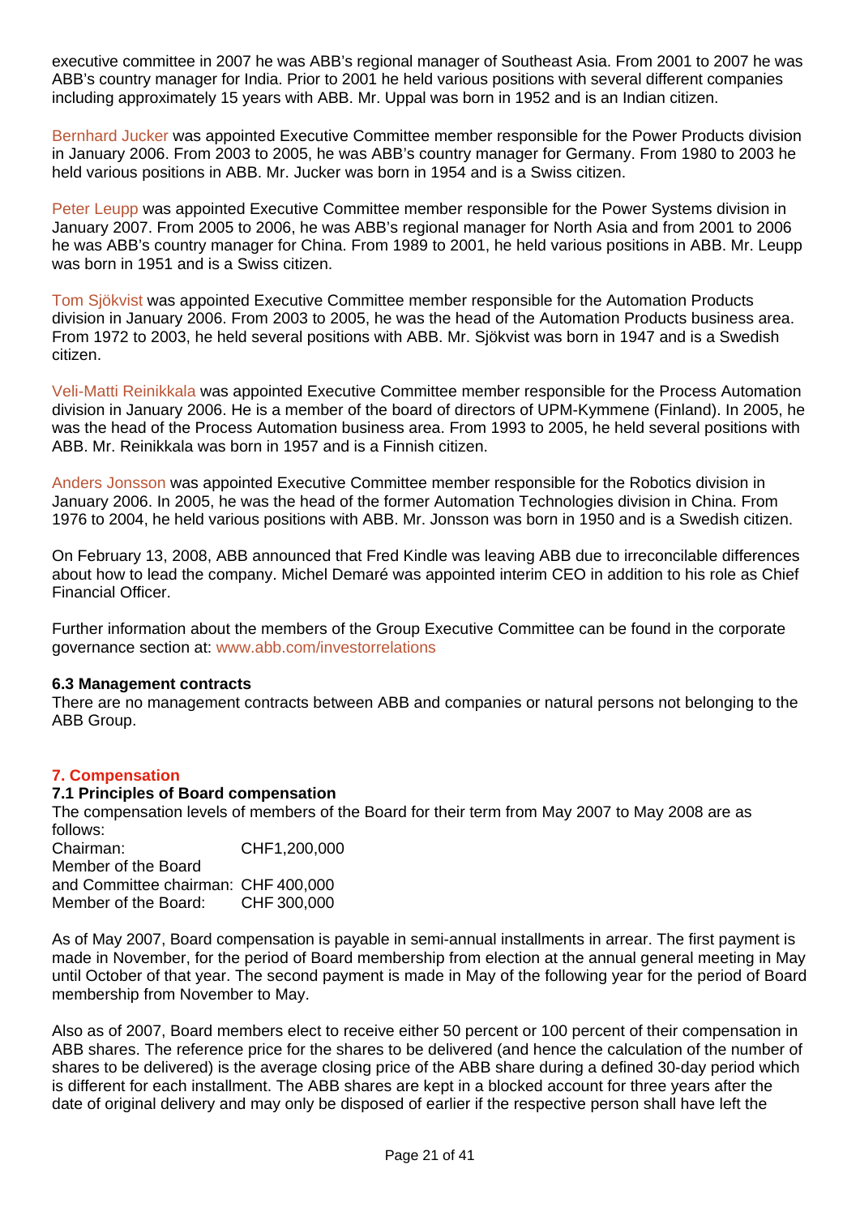executive committee in 2007 he was ABB's regional manager of Southeast Asia. From 2001 to 2007 he was ABB's country manager for India. Prior to 2001 he held various positions with several different companies including approximately 15 years with ABB. Mr. Uppal was born in 1952 and is an Indian citizen.

Bernhard Jucker was appointed Executive Committee member responsible for the Power Products division in January 2006. From 2003 to 2005, he was ABB's country manager for Germany. From 1980 to 2003 he held various positions in ABB. Mr. Jucker was born in 1954 and is a Swiss citizen.

Peter Leupp was appointed Executive Committee member responsible for the Power Systems division in January 2007. From 2005 to 2006, he was ABB's regional manager for North Asia and from 2001 to 2006 he was ABB's country manager for China. From 1989 to 2001, he held various positions in ABB. Mr. Leupp was born in 1951 and is a Swiss citizen.

Tom Sjökvist was appointed Executive Committee member responsible for the Automation Products division in January 2006. From 2003 to 2005, he was the head of the Automation Products business area. From 1972 to 2003, he held several positions with ABB. Mr. Sjökvist was born in 1947 and is a Swedish citizen.

Veli-Matti Reinikkala was appointed Executive Committee member responsible for the Process Automation division in January 2006. He is a member of the board of directors of UPM-Kymmene (Finland). In 2005, he was the head of the Process Automation business area. From 1993 to 2005, he held several positions with ABB. Mr. Reinikkala was born in 1957 and is a Finnish citizen.

Anders Jonsson was appointed Executive Committee member responsible for the Robotics division in January 2006. In 2005, he was the head of the former Automation Technologies division in China. From 1976 to 2004, he held various positions with ABB. Mr. Jonsson was born in 1950 and is a Swedish citizen.

On February 13, 2008, ABB announced that Fred Kindle was leaving ABB due to irreconcilable differences about how to lead the company. Michel Demaré was appointed interim CEO in addition to his role as Chief Financial Officer.

Further information about the members of the Group Executive Committee can be found in the corporate governance section at: www.abb.com/investorrelations

### 6.3 Management contracts

There are no management contracts between ABB and companies or natural persons not belonging to the ABB Group.

## 7. Compensation

### 7.1 Principles of Board compensation

The compensation levels of members of the Board for their term from May 2007 to May 2008 are as follows:

| | |
|---|---|
| Chairman: | CHF1,200,000 |
| Member of the Board and Committee chairman: | CHF 400,000 |
| Member of the Board: | CHF 300,000 |

As of May 2007, Board compensation is payable in semi-annual installments in arrear. The first payment is made in November, for the period of Board membership from election at the annual general meeting in May until October of that year. The second payment is made in May of the following year for the period of Board membership from November to May.

Also as of 2007, Board members elect to receive either 50 percent or 100 percent of their compensation in ABB shares. The reference price for the shares to be delivered (and hence the calculation of the number of shares to be delivered) is the average closing price of the ABB share during a defined 30-day period which is different for each installment. The ABB shares are kept in a blocked account for three years after the date of original delivery and may only be disposed of earlier if the respective person shall have left the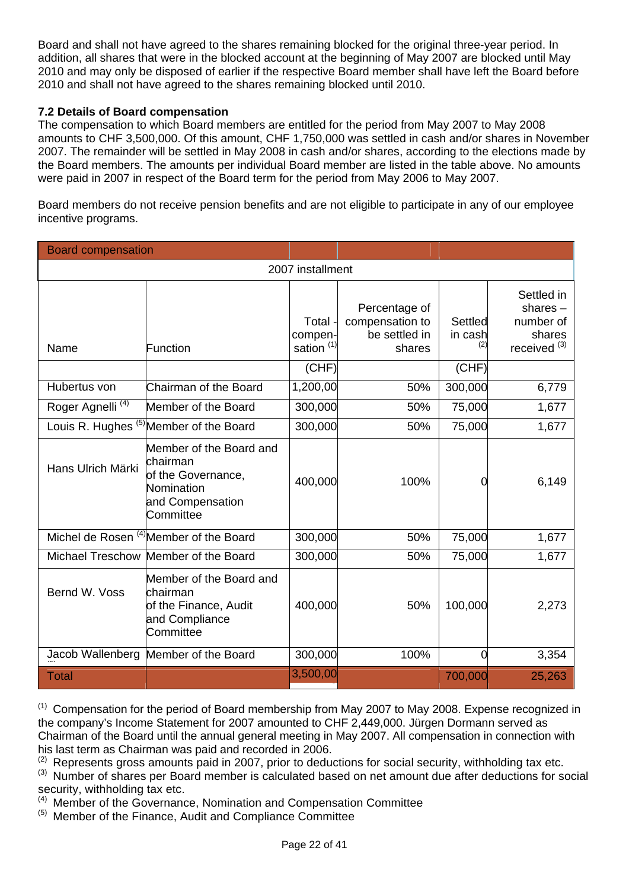Board and shall not have agreed to the shares remaining blocked for the original three-year period. In addition, all shares that were in the blocked account at the beginning of May 2007 are blocked until May 2010 and may only be disposed of earlier if the respective Board member shall have left the Board before 2010 and shall not have agreed to the shares remaining blocked until 2010.

**7.2 Details of Board compensation**

The compensation to which Board members are entitled for the period from May 2007 to May 2008 amounts to CHF 3,500,000. Of this amount, CHF 1,750,000 was settled in cash and/or shares in November 2007. The remainder will be settled in May 2008 in cash and/or shares, according to the elections made by the Board members. The amounts per individual Board member are listed in the table above. No amounts were paid in 2007 in respect of the Board term for the period from May 2006 to May 2007.

Board members do not receive pension benefits and are not eligible to participate in any of our employee incentive programs.

| Board compensation | | | | | |
|---|---|---|---|---|---|
| | | 2007 installment | | | |
| Name | Function | Total - compen-sation [1] | Percentage of compensation to be settled in shares | Settled in cash [2] | Settled in shares – number of shares received [3] |
| | | (CHF) | | (CHF) | |
| Hubertus von | Chairman of the Board | 1,200,00 | 50% | 300,000 | 6,779 |
| Roger Agnelli [4] | Member of the Board | 300,000 | 50% | 75,000 | 1,677 |
| Louis R. Hughes [5] | Member of the Board | 300,000 | 50% | 75,000 | 1,677 |
| Hans Ulrich Märki | Member of the Board and chairman of the Governance, Nomination and Compensation Committee | 400,000 | 100% | 0 | 6,149 |
| Michel de Rosen [4] | Member of the Board | 300,000 | 50% | 75,000 | 1,677 |
| Michael Treschow | Member of the Board | 300,000 | 50% | 75,000 | 1,677 |
| Bernd W. Voss | Member of the Board and chairman of the Finance, Audit and Compliance Committee | 400,000 | 50% | 100,000 | 2,273 |
| Jacob Wallenberg | Member of the Board | 300,000 | 100% | 0 | 3,354 |
| Total | | 3,500,00 | | 700,000 | 25,263 |

[1] Compensation for the period of Board membership from May 2007 to May 2008. Expense recognized in the company's Income Statement for 2007 amounted to CHF 2,449,000. Jürgen Dormann served as Chairman of the Board until the annual general meeting in May 2007. All compensation in connection with his last term as Chairman was paid and recorded in 2006.

[2] Represents gross amounts paid in 2007, prior to deductions for social security, withholding tax etc.

[3] Number of shares per Board member is calculated based on net amount due after deductions for social security, withholding tax etc.

[4] Member of the Governance, Nomination and Compensation Committee

[5] Member of the Finance, Audit and Compliance Committee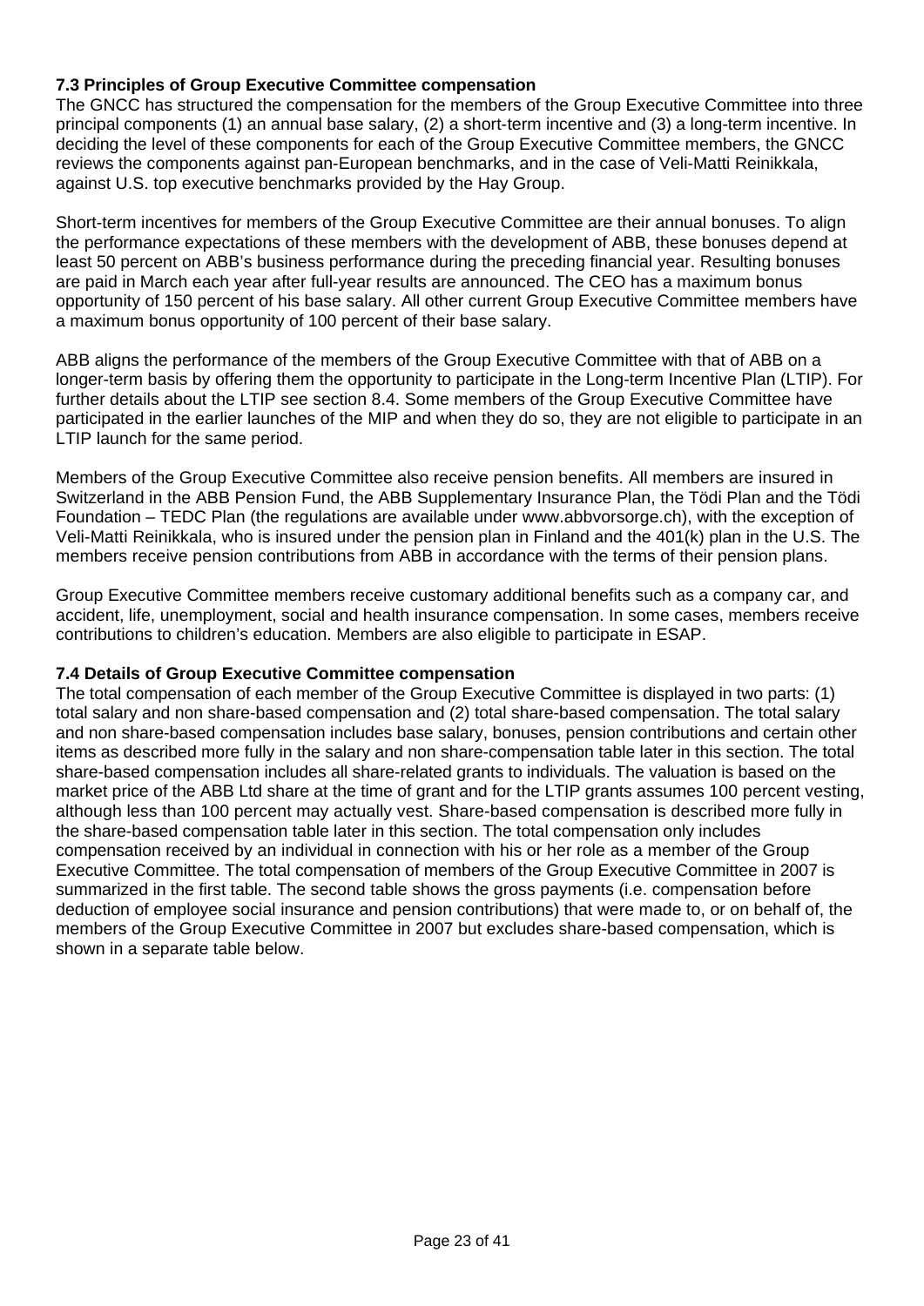### 7.3 Principles of Group Executive Committee compensation

The GNCC has structured the compensation for the members of the Group Executive Committee into three principal components (1) an annual base salary, (2) a short-term incentive and (3) a long-term incentive. In deciding the level of these components for each of the Group Executive Committee members, the GNCC reviews the components against pan-European benchmarks, and in the case of Veli-Matti Reinikkala, against U.S. top executive benchmarks provided by the Hay Group.

Short-term incentives for members of the Group Executive Committee are their annual bonuses. To align the performance expectations of these members with the development of ABB, these bonuses depend at least 50 percent on ABB's business performance during the preceding financial year. Resulting bonuses are paid in March each year after full-year results are announced. The CEO has a maximum bonus opportunity of 150 percent of his base salary. All other current Group Executive Committee members have a maximum bonus opportunity of 100 percent of their base salary.

ABB aligns the performance of the members of the Group Executive Committee with that of ABB on a longer-term basis by offering them the opportunity to participate in the Long-term Incentive Plan (LTIP). For further details about the LTIP see section 8.4. Some members of the Group Executive Committee have participated in the earlier launches of the MIP and when they do so, they are not eligible to participate in an LTIP launch for the same period.

Members of the Group Executive Committee also receive pension benefits. All members are insured in Switzerland in the ABB Pension Fund, the ABB Supplementary Insurance Plan, the Tödi Plan and the Tödi Foundation – TEDC Plan (the regulations are available under www.abbvorsorge.ch), with the exception of Veli-Matti Reinikkala, who is insured under the pension plan in Finland and the 401(k) plan in the U.S. The members receive pension contributions from ABB in accordance with the terms of their pension plans.

Group Executive Committee members receive customary additional benefits such as a company car, and accident, life, unemployment, social and health insurance compensation. In some cases, members receive contributions to children's education. Members are also eligible to participate in ESAP.

### 7.4 Details of Group Executive Committee compensation

The total compensation of each member of the Group Executive Committee is displayed in two parts: (1) total salary and non share-based compensation and (2) total share-based compensation. The total salary and non share-based compensation includes base salary, bonuses, pension contributions and certain other items as described more fully in the salary and non share-compensation table later in this section. The total share-based compensation includes all share-related grants to individuals. The valuation is based on the market price of the ABB Ltd share at the time of grant and for the LTIP grants assumes 100 percent vesting, although less than 100 percent may actually vest. Share-based compensation is described more fully in the share-based compensation table later in this section. The total compensation only includes compensation received by an individual in connection with his or her role as a member of the Group Executive Committee. The total compensation of members of the Group Executive Committee in 2007 is summarized in the first table. The second table shows the gross payments (i.e. compensation before deduction of employee social insurance and pension contributions) that were made to, or on behalf of, the members of the Group Executive Committee in 2007 but excludes share-based compensation, which is shown in a separate table below.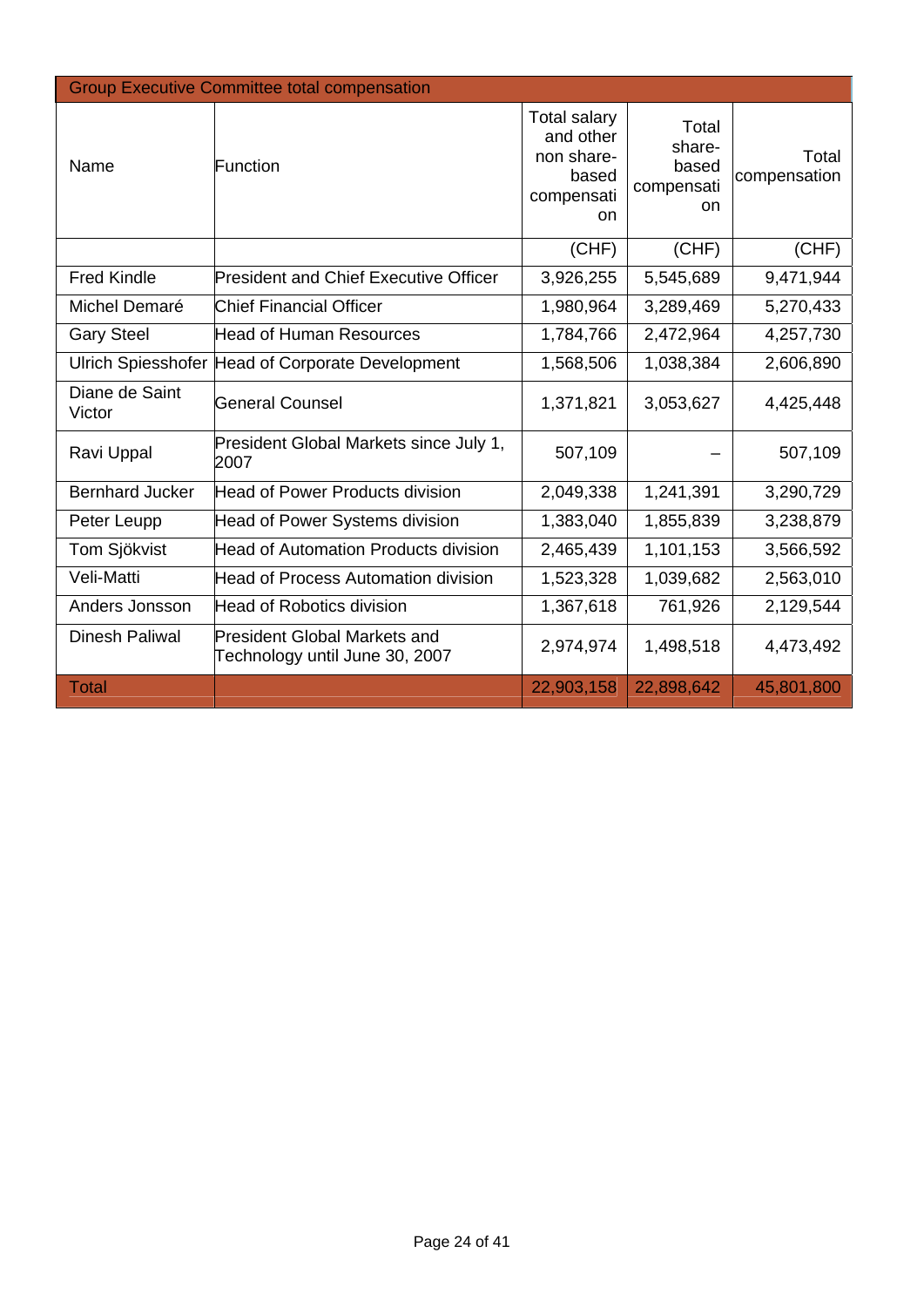| Group Executive Committee total compensation | | | | |
|---|---|---|---|---|
| Name | Function | Total salary and other non share-based compensation | Total share-based compensation | Total compensation |
| | | (CHF) | (CHF) | (CHF) |
| Fred Kindle | President and Chief Executive Officer | 3,926,255 | 5,545,689 | 9,471,944 |
| Michel Demaré | Chief Financial Officer | 1,980,964 | 3,289,469 | 5,270,433 |
| Gary Steel | Head of Human Resources | 1,784,766 | 2,472,964 | 4,257,730 |
| Ulrich Spiesshofer | Head of Corporate Development | 1,568,506 | 1,038,384 | 2,606,890 |
| Diane de Saint Victor | General Counsel | 1,371,821 | 3,053,627 | 4,425,448 |
| Ravi Uppal | President Global Markets since July 1, 2007 | 507,109 | – | 507,109 |
| Bernhard Jucker | Head of Power Products division | 2,049,338 | 1,241,391 | 3,290,729 |
| Peter Leupp | Head of Power Systems division | 1,383,040 | 1,855,839 | 3,238,879 |
| Tom Sjökvist | Head of Automation Products division | 2,465,439 | 1,101,153 | 3,566,592 |
| Veli-Matti | Head of Process Automation division | 1,523,328 | 1,039,682 | 2,563,010 |
| Anders Jonsson | Head of Robotics division | 1,367,618 | 761,926 | 2,129,544 |
| Dinesh Paliwal | President Global Markets and Technology until June 30, 2007 | 2,974,974 | 1,498,518 | 4,473,492 |
| Total | | 22,903,158 | 22,898,642 | 45,801,800 |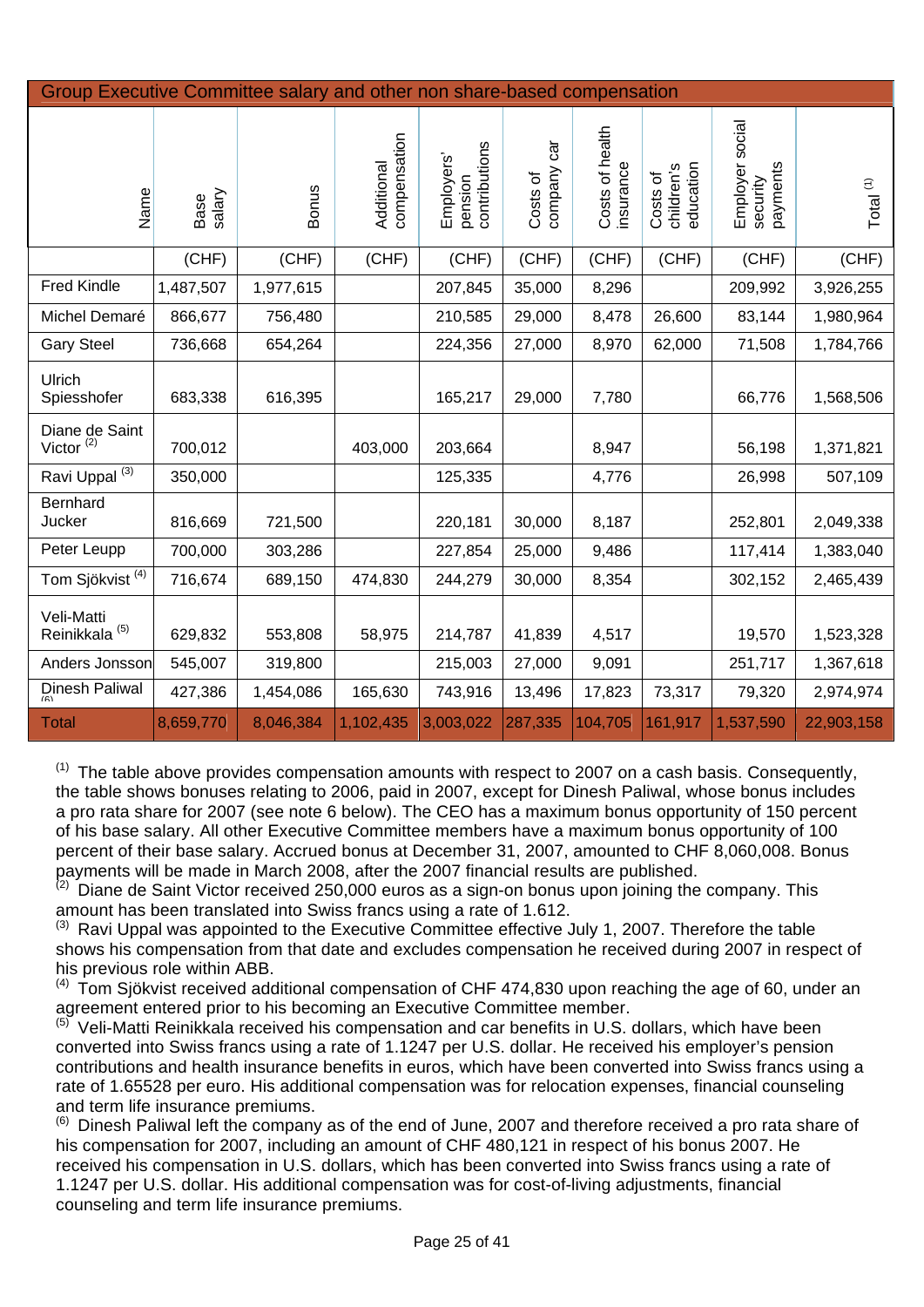| Group Executive Committee salary and other non share-based compensation | | | | | | | | | |
|---|---|---|---|---|---|---|---|---|---|
| Name | Base salary | Bonus | Additional compensation | Employers' pension contributions | Costs of company car | Costs of health insurance | Costs of children's education | Employer social security payments | Total [1] |
| | (CHF) | (CHF) | (CHF) | (CHF) | (CHF) | (CHF) | (CHF) | (CHF) | (CHF) |
| Fred Kindle | 1,487,507 | 1,977,615 | | 207,845 | 35,000 | 8,296 | | 209,992 | 3,926,255 |
| Michel Demaré | 866,677 | 756,480 | | 210,585 | 29,000 | 8,478 | 26,600 | 83,144 | 1,980,964 |
| Gary Steel | 736,668 | 654,264 | | 224,356 | 27,000 | 8,970 | 62,000 | 71,508 | 1,784,766 |
| Ulrich Spiesshofer | 683,338 | 616,395 | | 165,217 | 29,000 | 7,780 | | 66,776 | 1,568,506 |
| Diane de Saint Victor [2] | 700,012 | | 403,000 | 203,664 | | 8,947 | | 56,198 | 1,371,821 |
| Ravi Uppal [3] | 350,000 | | | 125,335 | | 4,776 | | 26,998 | 507,109 |
| Bernhard Jucker | 816,669 | 721,500 | | 220,181 | 30,000 | 8,187 | | 252,801 | 2,049,338 |
| Peter Leupp | 700,000 | 303,286 | | 227,854 | 25,000 | 9,486 | | 117,414 | 1,383,040 |
| Tom Sjökvist [4] | 716,674 | 689,150 | 474,830 | 244,279 | 30,000 | 8,354 | | 302,152 | 2,465,439 |
| Veli-Matti Reinikkala [5] | 629,832 | 553,808 | 58,975 | 214,787 | 41,839 | 4,517 | | 19,570 | 1,523,328 |
| Anders Jonsson | 545,007 | 319,800 | | 215,003 | 27,000 | 9,091 | | 251,717 | 1,367,618 |
| Dinesh Paliwal [6] | 427,386 | 1,454,086 | 165,630 | 743,916 | 13,496 | 17,823 | 73,317 | 79,320 | 2,974,974 |
| Total | 8,659,770 | 8,046,384 | 1,102,435 | 3,003,022 | 287,335 | 104,705 | 161,917 | 1,537,590 | 22,903,158 |

[1] The table above provides compensation amounts with respect to 2007 on a cash basis. Consequently, the table shows bonuses relating to 2006, paid in 2007, except for Dinesh Paliwal, whose bonus includes a pro rata share for 2007 (see note 6 below). The CEO has a maximum bonus opportunity of 150 percent of his base salary. All other Executive Committee members have a maximum bonus opportunity of 100 percent of their base salary. Accrued bonus at December 31, 2007, amounted to CHF 8,060,008. Bonus payments will be made in March 2008, after the 2007 financial results are published.

[2] Diane de Saint Victor received 250,000 euros as a sign-on bonus upon joining the company. This amount has been translated into Swiss francs using a rate of 1.612.

[3] Ravi Uppal was appointed to the Executive Committee effective July 1, 2007. Therefore the table shows his compensation from that date and excludes compensation he received during 2007 in respect of his previous role within ABB.

[4] Tom Sjökvist received additional compensation of CHF 474,830 upon reaching the age of 60, under an agreement entered prior to his becoming an Executive Committee member.

[5] Veli-Matti Reinikkala received his compensation and car benefits in U.S. dollars, which have been converted into Swiss francs using a rate of 1.1247 per U.S. dollar. He received his employer's pension contributions and health insurance benefits in euros, which have been converted into Swiss francs using a rate of 1.65528 per euro. His additional compensation was for relocation expenses, financial counseling and term life insurance premiums.

[6] Dinesh Paliwal left the company as of the end of June, 2007 and therefore received a pro rata share of his compensation for 2007, including an amount of CHF 480,121 in respect of his bonus 2007. He received his compensation in U.S. dollars, which has been converted into Swiss francs using a rate of 1.1247 per U.S. dollar. His additional compensation was for cost-of-living adjustments, financial counseling and term life insurance premiums.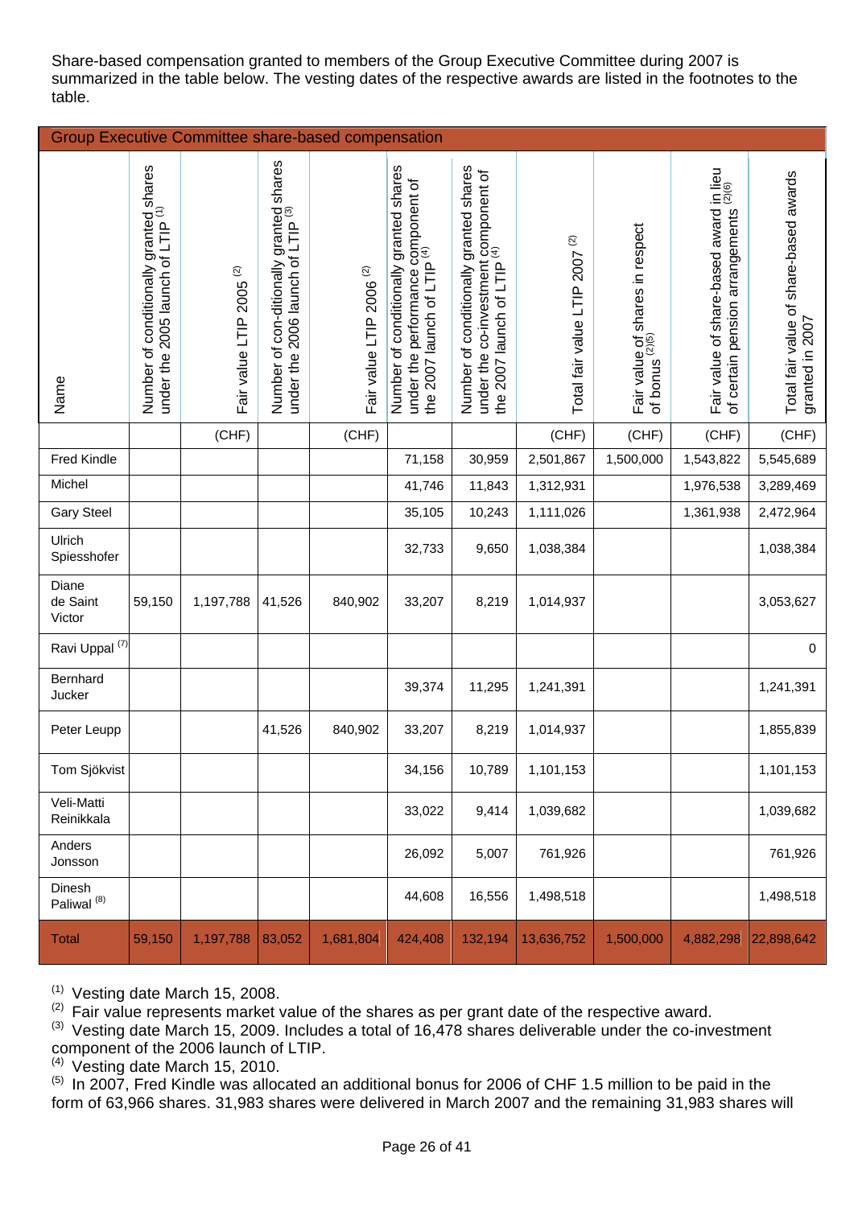Share-based compensation granted to members of the Group Executive Committee during 2007 is summarized in the table below. The vesting dates of the respective awards are listed in the footnotes to the table.

| Group Executive Committee share-based compensation | | | | | | | | | | |
|---|---|---|---|---|---|---|---|---|---|---|
| Name | Number of conditionally granted shares under the 2005 launch of LTIP [1] | Fair value LTIP 2005 [2] | Number of con-ditionally granted shares under the 2006 launch of LTIP [3] | Fair value LTIP 2006 [2] | Number of conditionally granted shares under the performance component of the 2007 launch of LTIP [4] | Number of conditionally granted shares under the co-investment component of the 2007 launch of LTIP [4] | Total fair value LTIP 2007 [2] | Fair value of shares in respect of bonus [2][5] | Fair value of share-based award in lieu of certain pension arrangements [2][6] | Total fair value of share-based awards granted in 2007 |
| | | (CHF) | | (CHF) | | | (CHF) | (CHF) | (CHF) | (CHF) |
| Fred Kindle | | | | | 71,158 | 30,959 | 2,501,867 | 1,500,000 | 1,543,822 | 5,545,689 |
| Michel | | | | | 41,746 | 11,843 | 1,312,931 | | 1,976,538 | 3,289,469 |
| Gary Steel | | | | | 35,105 | 10,243 | 1,111,026 | | 1,361,938 | 2,472,964 |
| Ulrich Spiesshofer | | | | | 32,733 | 9,650 | 1,038,384 | | | 1,038,384 |
| Diane de Saint Victor | 59,150 | 1,197,788 | 41,526 | 840,902 | 33,207 | 8,219 | 1,014,937 | | | 3,053,627 |
| Ravi Uppal [7] | | | | | | | | | | 0 |
| Bernhard Jucker | | | | | 39,374 | 11,295 | 1,241,391 | | | 1,241,391 |
| Peter Leupp | | | 41,526 | 840,902 | 33,207 | 8,219 | 1,014,937 | | | 1,855,839 |
| Tom Sjökvist | | | | | 34,156 | 10,789 | 1,101,153 | | | 1,101,153 |
| Veli-Matti Reinikkala | | | | | 33,022 | 9,414 | 1,039,682 | | | 1,039,682 |
| Anders Jonsson | | | | | 26,092 | 5,007 | 761,926 | | | 761,926 |
| Dinesh Paliwal [8] | | | | | 44,608 | 16,556 | 1,498,518 | | | 1,498,518 |
| Total | 59,150 | 1,197,788 | 83,052 | 1,681,804 | 424,408 | 132,194 | 13,636,752 | 1,500,000 | 4,882,298 | 22,898,642 |

[1] Vesting date March 15, 2008.

[2] Fair value represents market value of the shares as per grant date of the respective award.

[3] Vesting date March 15, 2009. Includes a total of 16,478 shares deliverable under the co-investment component of the 2006 launch of LTIP.

[4] Vesting date March 15, 2010.

[5] In 2007, Fred Kindle was allocated an additional bonus for 2006 of CHF 1.5 million to be paid in the form of 63,966 shares. 31,983 shares were delivered in March 2007 and the remaining 31,983 shares will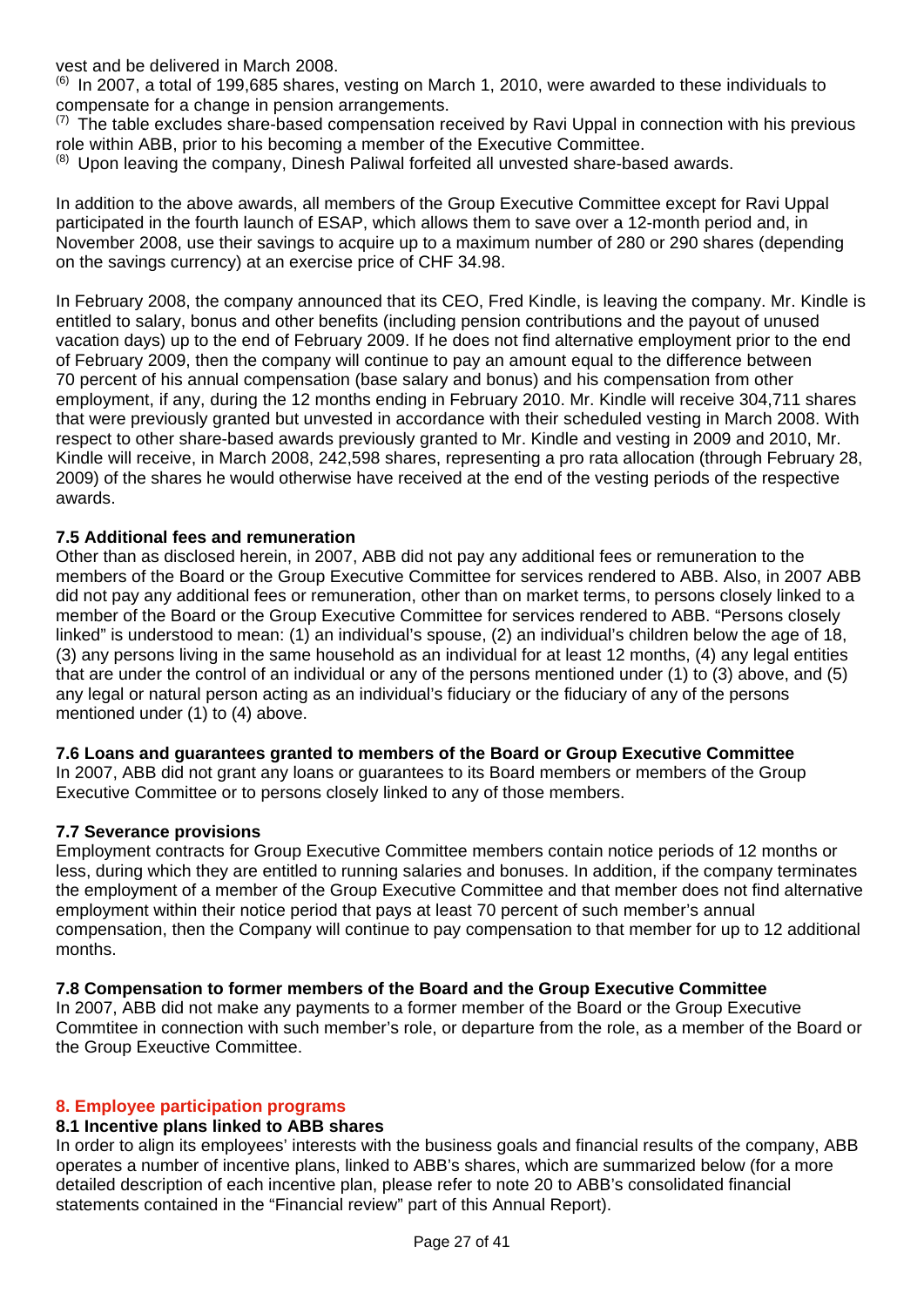vest and be delivered in March 2008.

(6) In 2007, a total of 199,685 shares, vesting on March 1, 2010, were awarded to these individuals to compensate for a change in pension arrangements.

(7) The table excludes share-based compensation received by Ravi Uppal in connection with his previous role within ABB, prior to his becoming a member of the Executive Committee.

(8) Upon leaving the company, Dinesh Paliwal forfeited all unvested share-based awards.

In addition to the above awards, all members of the Group Executive Committee except for Ravi Uppal participated in the fourth launch of ESAP, which allows them to save over a 12-month period and, in November 2008, use their savings to acquire up to a maximum number of 280 or 290 shares (depending on the savings currency) at an exercise price of CHF 34.98.

In February 2008, the company announced that its CEO, Fred Kindle, is leaving the company. Mr. Kindle is entitled to salary, bonus and other benefits (including pension contributions and the payout of unused vacation days) up to the end of February 2009. If he does not find alternative employment prior to the end of February 2009, then the company will continue to pay an amount equal to the difference between 70 percent of his annual compensation (base salary and bonus) and his compensation from other employment, if any, during the 12 months ending in February 2010. Mr. Kindle will receive 304,711 shares that were previously granted but unvested in accordance with their scheduled vesting in March 2008. With respect to other share-based awards previously granted to Mr. Kindle and vesting in 2009 and 2010, Mr. Kindle will receive, in March 2008, 242,598 shares, representing a pro rata allocation (through February 28, 2009) of the shares he would otherwise have received at the end of the vesting periods of the respective awards.

### 7.5 Additional fees and remuneration

Other than as disclosed herein, in 2007, ABB did not pay any additional fees or remuneration to the members of the Board or the Group Executive Committee for services rendered to ABB. Also, in 2007 ABB did not pay any additional fees or remuneration, other than on market terms, to persons closely linked to a member of the Board or the Group Executive Committee for services rendered to ABB. "Persons closely linked" is understood to mean: (1) an individual's spouse, (2) an individual's children below the age of 18, (3) any persons living in the same household as an individual for at least 12 months, (4) any legal entities that are under the control of an individual or any of the persons mentioned under (1) to (3) above, and (5) any legal or natural person acting as an individual's fiduciary or the fiduciary of any of the persons mentioned under (1) to (4) above.

### 7.6 Loans and guarantees granted to members of the Board or Group Executive Committee

In 2007, ABB did not grant any loans or guarantees to its Board members or members of the Group Executive Committee or to persons closely linked to any of those members.

### 7.7 Severance provisions

Employment contracts for Group Executive Committee members contain notice periods of 12 months or less, during which they are entitled to running salaries and bonuses. In addition, if the company terminates the employment of a member of the Group Executive Committee and that member does not find alternative employment within their notice period that pays at least 70 percent of such member's annual compensation, then the Company will continue to pay compensation to that member for up to 12 additional months.

### 7.8 Compensation to former members of the Board and the Group Executive Committee

In 2007, ABB did not make any payments to a former member of the Board or the Group Executive Commtitee in connection with such member's role, or departure from the role, as a member of the Board or the Group Exeuctive Committee.

## 8. Employee participation programs

### 8.1 Incentive plans linked to ABB shares

In order to align its employees' interests with the business goals and financial results of the company, ABB operates a number of incentive plans, linked to ABB's shares, which are summarized below (for a more detailed description of each incentive plan, please refer to note 20 to ABB's consolidated financial statements contained in the "Financial review" part of this Annual Report).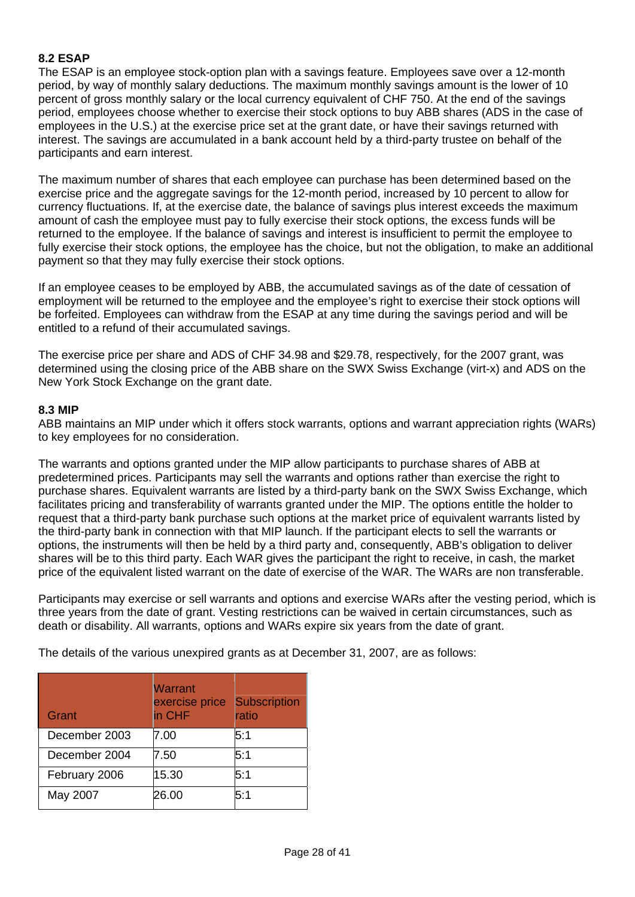### 8.2 ESAP

The ESAP is an employee stock-option plan with a savings feature. Employees save over a 12-month period, by way of monthly salary deductions. The maximum monthly savings amount is the lower of 10 percent of gross monthly salary or the local currency equivalent of CHF 750. At the end of the savings period, employees choose whether to exercise their stock options to buy ABB shares (ADS in the case of employees in the U.S.) at the exercise price set at the grant date, or have their savings returned with interest. The savings are accumulated in a bank account held by a third-party trustee on behalf of the participants and earn interest.

The maximum number of shares that each employee can purchase has been determined based on the exercise price and the aggregate savings for the 12-month period, increased by 10 percent to allow for currency fluctuations. If, at the exercise date, the balance of savings plus interest exceeds the maximum amount of cash the employee must pay to fully exercise their stock options, the excess funds will be returned to the employee. If the balance of savings and interest is insufficient to permit the employee to fully exercise their stock options, the employee has the choice, but not the obligation, to make an additional payment so that they may fully exercise their stock options.

If an employee ceases to be employed by ABB, the accumulated savings as of the date of cessation of employment will be returned to the employee and the employee's right to exercise their stock options will be forfeited. Employees can withdraw from the ESAP at any time during the savings period and will be entitled to a refund of their accumulated savings.

The exercise price per share and ADS of CHF 34.98 and $29.78, respectively, for the 2007 grant, was determined using the closing price of the ABB share on the SWX Swiss Exchange (virt-x) and ADS on the New York Stock Exchange on the grant date.

### 8.3 MIP

ABB maintains an MIP under which it offers stock warrants, options and warrant appreciation rights (WARs) to key employees for no consideration.

The warrants and options granted under the MIP allow participants to purchase shares of ABB at predetermined prices. Participants may sell the warrants and options rather than exercise the right to purchase shares. Equivalent warrants are listed by a third-party bank on the SWX Swiss Exchange, which facilitates pricing and transferability of warrants granted under the MIP. The options entitle the holder to request that a third-party bank purchase such options at the market price of equivalent warrants listed by the third-party bank in connection with that MIP launch. If the participant elects to sell the warrants or options, the instruments will then be held by a third party and, consequently, ABB's obligation to deliver shares will be to this third party. Each WAR gives the participant the right to receive, in cash, the market price of the equivalent listed warrant on the date of exercise of the WAR. The WARs are non transferable.

Participants may exercise or sell warrants and options and exercise WARs after the vesting period, which is three years from the date of grant. Vesting restrictions can be waived in certain circumstances, such as death or disability. All warrants, options and WARs expire six years from the date of grant.

The details of the various unexpired grants as at December 31, 2007, are as follows:

| Grant | Warrant exercise price in CHF | Subscription ratio |
|---|---|---|
| December 2003 | 7.00 | 5:1 |
| December 2004 | 7.50 | 5:1 |
| February 2006 | 15.30 | 5:1 |
| May 2007 | 26.00 | 5:1 |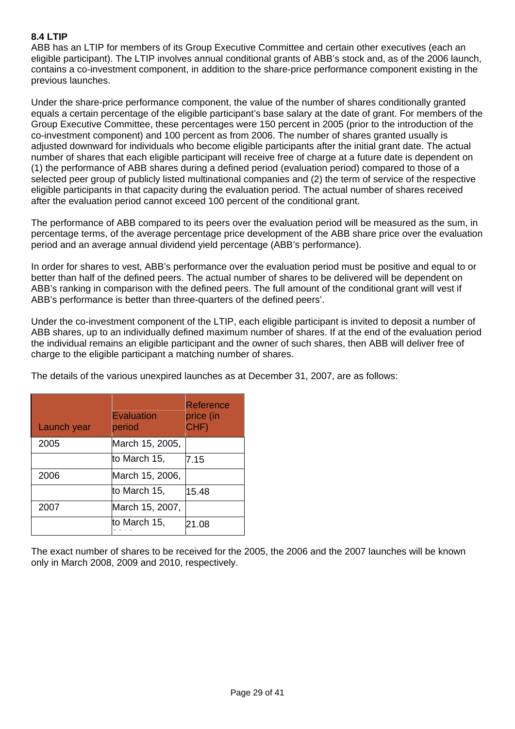**8.4 LTIP**

ABB has an LTIP for members of its Group Executive Committee and certain other executives (each an eligible participant). The LTIP involves annual conditional grants of ABB's stock and, as of the 2006 launch, contains a co-investment component, in addition to the share-price performance component existing in the previous launches.

Under the share-price performance component, the value of the number of shares conditionally granted equals a certain percentage of the eligible participant's base salary at the date of grant. For members of the Group Executive Committee, these percentages were 150 percent in 2005 (prior to the introduction of the co-investment component) and 100 percent as from 2006. The number of shares granted usually is adjusted downward for individuals who become eligible participants after the initial grant date. The actual number of shares that each eligible participant will receive free of charge at a future date is dependent on (1) the performance of ABB shares during a defined period (evaluation period) compared to those of a selected peer group of publicly listed multinational companies and (2) the term of service of the respective eligible participants in that capacity during the evaluation period. The actual number of shares received after the evaluation period cannot exceed 100 percent of the conditional grant.

The performance of ABB compared to its peers over the evaluation period will be measured as the sum, in percentage terms, of the average percentage price development of the ABB share price over the evaluation period and an average annual dividend yield percentage (ABB's performance).

In order for shares to vest, ABB's performance over the evaluation period must be positive and equal to or better than half of the defined peers. The actual number of shares to be delivered will be dependent on ABB's ranking in comparison with the defined peers. The full amount of the conditional grant will vest if ABB's performance is better than three-quarters of the defined peers'.

Under the co-investment component of the LTIP, each eligible participant is invited to deposit a number of ABB shares, up to an individually defined maximum number of shares. If at the end of the evaluation period the individual remains an eligible participant and the owner of such shares, then ABB will deliver free of charge to the eligible participant a matching number of shares.

The details of the various unexpired launches as at December 31, 2007, are as follows:

| Launch year | Evaluation period | Reference price (in CHF) |
|---|---|---|
| 2005 | March 15, 2005, to March 15, | 7.15 |
| 2006 | March 15, 2006, to March 15, | 15.48 |
| 2007 | March 15, 2007, to March 15, | 21.08 |

The exact number of shares to be received for the 2005, the 2006 and the 2007 launches will be known only in March 2008, 2009 and 2010, respectively.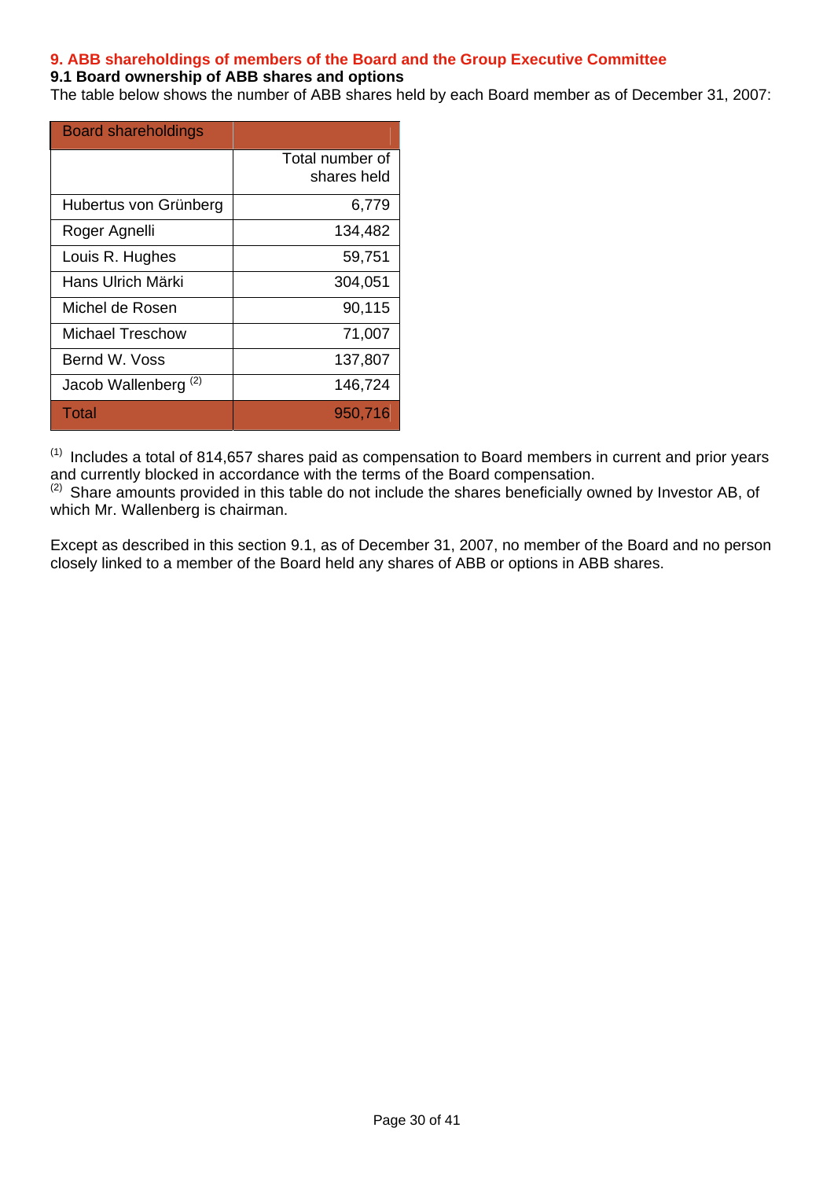## 9. ABB shareholdings of members of the Board and the Group Executive Committee

### 9.1 Board ownership of ABB shares and options

The table below shows the number of ABB shares held by each Board member as of December 31, 2007:

| Board shareholdings | |
|---|---|
| | Total number of shares held |
| Hubertus von Grünberg | 6,779 |
| Roger Agnelli | 134,482 |
| Louis R. Hughes | 59,751 |
| Hans Ulrich Märki | 304,051 |
| Michel de Rosen | 90,115 |
| Michael Treschow | 71,007 |
| Bernd W. Voss | 137,807 |
| Jacob Wallenberg [2] | 146,724 |
| Total | 950,716 |

[1] Includes a total of 814,657 shares paid as compensation to Board members in current and prior years and currently blocked in accordance with the terms of the Board compensation.
[2] Share amounts provided in this table do not include the shares beneficially owned by Investor AB, of which Mr. Wallenberg is chairman.

Except as described in this section 9.1, as of December 31, 2007, no member of the Board and no person closely linked to a member of the Board held any shares of ABB or options in ABB shares.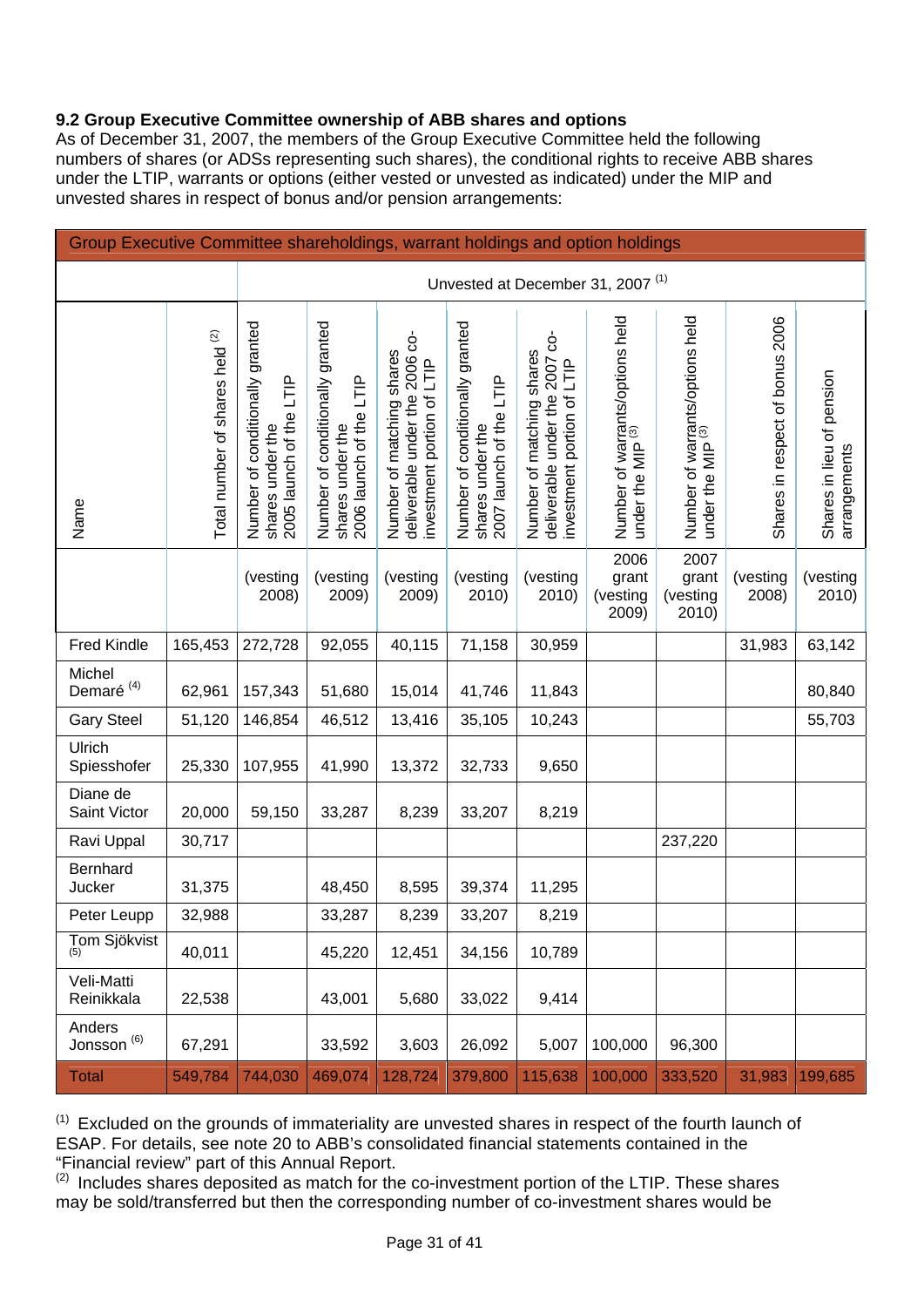### 9.2 Group Executive Committee ownership of ABB shares and options

As of December 31, 2007, the members of the Group Executive Committee held the following numbers of shares (or ADSs representing such shares), the conditional rights to receive ABB shares under the LTIP, warrants or options (either vested or unvested as indicated) under the MIP and unvested shares in respect of bonus and/or pension arrangements:

| Group Executive Committee shareholdings, warrant holdings and option holdings | | | | | | | | | | |
|---|---|---|---|---|---|---|---|---|---|---|
| | | Unvested at December 31, 2007 [1] | | | | | | | | |
| Name | Total number of shares held [2] | Number of conditionally granted shares under the 2005 launch of the LTIP | Number of conditionally granted shares under the 2006 launch of the LTIP | Number of matching shares deliverable under the 2006 co-investment portion of LTIP | Number of conditionally granted shares under the 2007 launch of the LTIP | Number of matching shares deliverable under the 2007 co-investment portion of LTIP | Number of warrants/options held under the MIP [3] | Number of warrants/options held under the MIP [3] | Shares in respect of bonus 2006 | Shares in lieu of pension arrangements |
| | | (vesting 2008) | (vesting 2009) | (vesting 2009) | (vesting 2010) | (vesting 2010) | 2006 grant (vesting 2009) | 2007 grant (vesting 2010) | (vesting 2008) | (vesting 2010) |
| Fred Kindle | 165,453 | 272,728 | 92,055 | 40,115 | 71,158 | 30,959 | | | 31,983 | 63,142 |
| Michel Demaré [4] | 62,961 | 157,343 | 51,680 | 15,014 | 41,746 | 11,843 | | | | 80,840 |
| Gary Steel | 51,120 | 146,854 | 46,512 | 13,416 | 35,105 | 10,243 | | | | 55,703 |
| Ulrich Spiesshofer | 25,330 | 107,955 | 41,990 | 13,372 | 32,733 | 9,650 | | | | |
| Diane de Saint Victor | 20,000 | 59,150 | 33,287 | 8,239 | 33,207 | 8,219 | | | | |
| Ravi Uppal | 30,717 | | | | | | | 237,220 | | |
| Bernhard Jucker | 31,375 | | 48,450 | 8,595 | 39,374 | 11,295 | | | | |
| Peter Leupp | 32,988 | | 33,287 | 8,239 | 33,207 | 8,219 | | | | |
| Tom Sjökvist [5] | 40,011 | | 45,220 | 12,451 | 34,156 | 10,789 | | | | |
| Veli-Matti Reinikkala | 22,538 | | 43,001 | 5,680 | 33,022 | 9,414 | | | | |
| Anders Jonsson [6] | 67,291 | | 33,592 | 3,603 | 26,092 | 5,007 | 100,000 | 96,300 | | |
| Total | 549,784 | 744,030 | 469,074 | 128,724 | 379,800 | 115,638 | 100,000 | 333,520 | 31,983 | 199,685 |

[1] Excluded on the grounds of immateriality are unvested shares in respect of the fourth launch of ESAP. For details, see note 20 to ABB's consolidated financial statements contained in the "Financial review" part of this Annual Report.
[2] Includes shares deposited as match for the co-investment portion of the LTIP. These shares may be sold/transferred but then the corresponding number of co-investment shares would be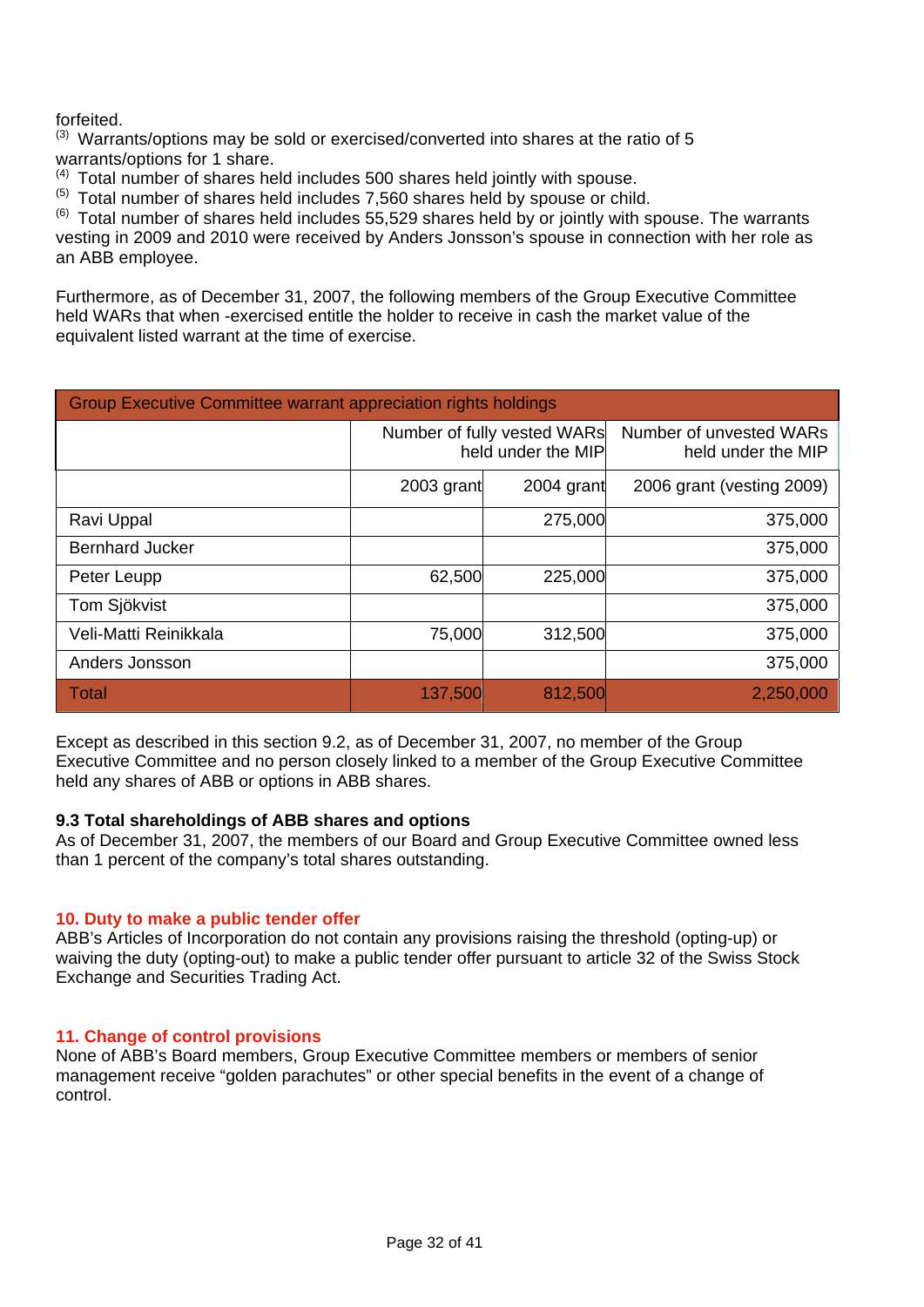forfeited.

(3) Warrants/options may be sold or exercised/converted into shares at the ratio of 5 warrants/options for 1 share.

(4) Total number of shares held includes 500 shares held jointly with spouse.

(5) Total number of shares held includes 7,560 shares held by spouse or child.

(6) Total number of shares held includes 55,529 shares held by or jointly with spouse. The warrants vesting in 2009 and 2010 were received by Anders Jonsson's spouse in connection with her role as an ABB employee.

Furthermore, as of December 31, 2007, the following members of the Group Executive Committee held WARs that when -exercised entitle the holder to receive in cash the market value of the equivalent listed warrant at the time of exercise.

| Group Executive Committee warrant appreciation rights holdings | | | |
|---|---|---|---|
| | Number of fully vested WARs held under the MIP | | Number of unvested WARs held under the MIP |
| | 2003 grant | 2004 grant | 2006 grant (vesting 2009) |
| Ravi Uppal | | 275,000 | 375,000 |
| Bernhard Jucker | | | 375,000 |
| Peter Leupp | 62,500 | 225,000 | 375,000 |
| Tom Sjökvist | | | 375,000 |
| Veli-Matti Reinikkala | 75,000 | 312,500 | 375,000 |
| Anders Jonsson | | | 375,000 |
| Total | 137,500 | 812,500 | 2,250,000 |

Except as described in this section 9.2, as of December 31, 2007, no member of the Group Executive Committee and no person closely linked to a member of the Group Executive Committee held any shares of ABB or options in ABB shares.

### 9.3 Total shareholdings of ABB shares and options

As of December 31, 2007, the members of our Board and Group Executive Committee owned less than 1 percent of the company's total shares outstanding.

## 10. Duty to make a public tender offer

ABB's Articles of Incorporation do not contain any provisions raising the threshold (opting-up) or waiving the duty (opting-out) to make a public tender offer pursuant to article 32 of the Swiss Stock Exchange and Securities Trading Act.

## 11. Change of control provisions

None of ABB's Board members, Group Executive Committee members or members of senior management receive "golden parachutes" or other special benefits in the event of a change of control.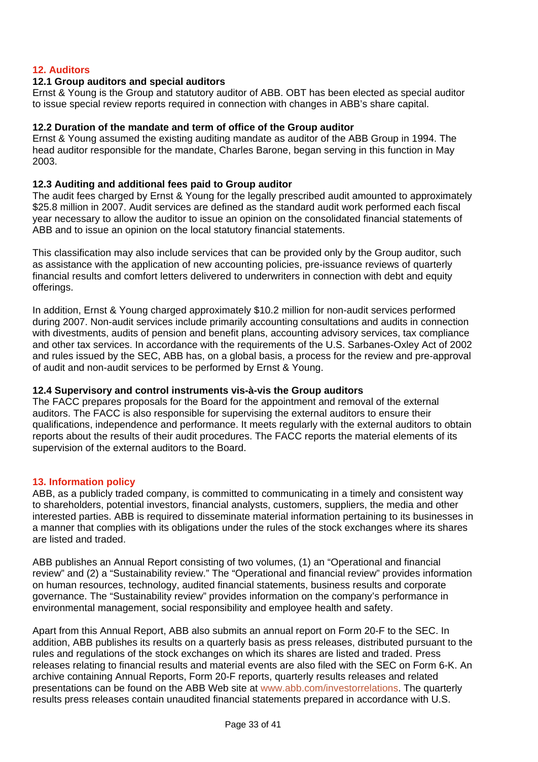## 12. Auditors

### 12.1 Group auditors and special auditors

Ernst & Young is the Group and statutory auditor of ABB. OBT has been elected as special auditor to issue special review reports required in connection with changes in ABB's share capital.

### 12.2 Duration of the mandate and term of office of the Group auditor

Ernst & Young assumed the existing auditing mandate as auditor of the ABB Group in 1994. The head auditor responsible for the mandate, Charles Barone, began serving in this function in May 2003.

### 12.3 Auditing and additional fees paid to Group auditor

The audit fees charged by Ernst & Young for the legally prescribed audit amounted to approximately \$25.8 million in 2007. Audit services are defined as the standard audit work performed each fiscal year necessary to allow the auditor to issue an opinion on the consolidated financial statements of ABB and to issue an opinion on the local statutory financial statements.

This classification may also include services that can be provided only by the Group auditor, such as assistance with the application of new accounting policies, pre-issuance reviews of quarterly financial results and comfort letters delivered to underwriters in connection with debt and equity offerings.

In addition, Ernst & Young charged approximately \$10.2 million for non-audit services performed during 2007. Non-audit services include primarily accounting consultations and audits in connection with divestments, audits of pension and benefit plans, accounting advisory services, tax compliance and other tax services. In accordance with the requirements of the U.S. Sarbanes-Oxley Act of 2002 and rules issued by the SEC, ABB has, on a global basis, a process for the review and pre-approval of audit and non-audit services to be performed by Ernst & Young.

### 12.4 Supervisory and control instruments vis-à-vis the Group auditors

The FACC prepares proposals for the Board for the appointment and removal of the external auditors. The FACC is also responsible for supervising the external auditors to ensure their qualifications, independence and performance. It meets regularly with the external auditors to obtain reports about the results of their audit procedures. The FACC reports the material elements of its supervision of the external auditors to the Board.

## 13. Information policy

ABB, as a publicly traded company, is committed to communicating in a timely and consistent way to shareholders, potential investors, financial analysts, customers, suppliers, the media and other interested parties. ABB is required to disseminate material information pertaining to its businesses in a manner that complies with its obligations under the rules of the stock exchanges where its shares are listed and traded.

ABB publishes an Annual Report consisting of two volumes, (1) an "Operational and financial review" and (2) a "Sustainability review." The "Operational and financial review" provides information on human resources, technology, audited financial statements, business results and corporate governance. The "Sustainability review" provides information on the company's performance in environmental management, social responsibility and employee health and safety.

Apart from this Annual Report, ABB also submits an annual report on Form 20-F to the SEC. In addition, ABB publishes its results on a quarterly basis as press releases, distributed pursuant to the rules and regulations of the stock exchanges on which its shares are listed and traded. Press releases relating to financial results and material events are also filed with the SEC on Form 6-K. An archive containing Annual Reports, Form 20-F reports, quarterly results releases and related presentations can be found on the ABB Web site at www.abb.com/investorrelations. The quarterly results press releases contain unaudited financial statements prepared in accordance with U.S.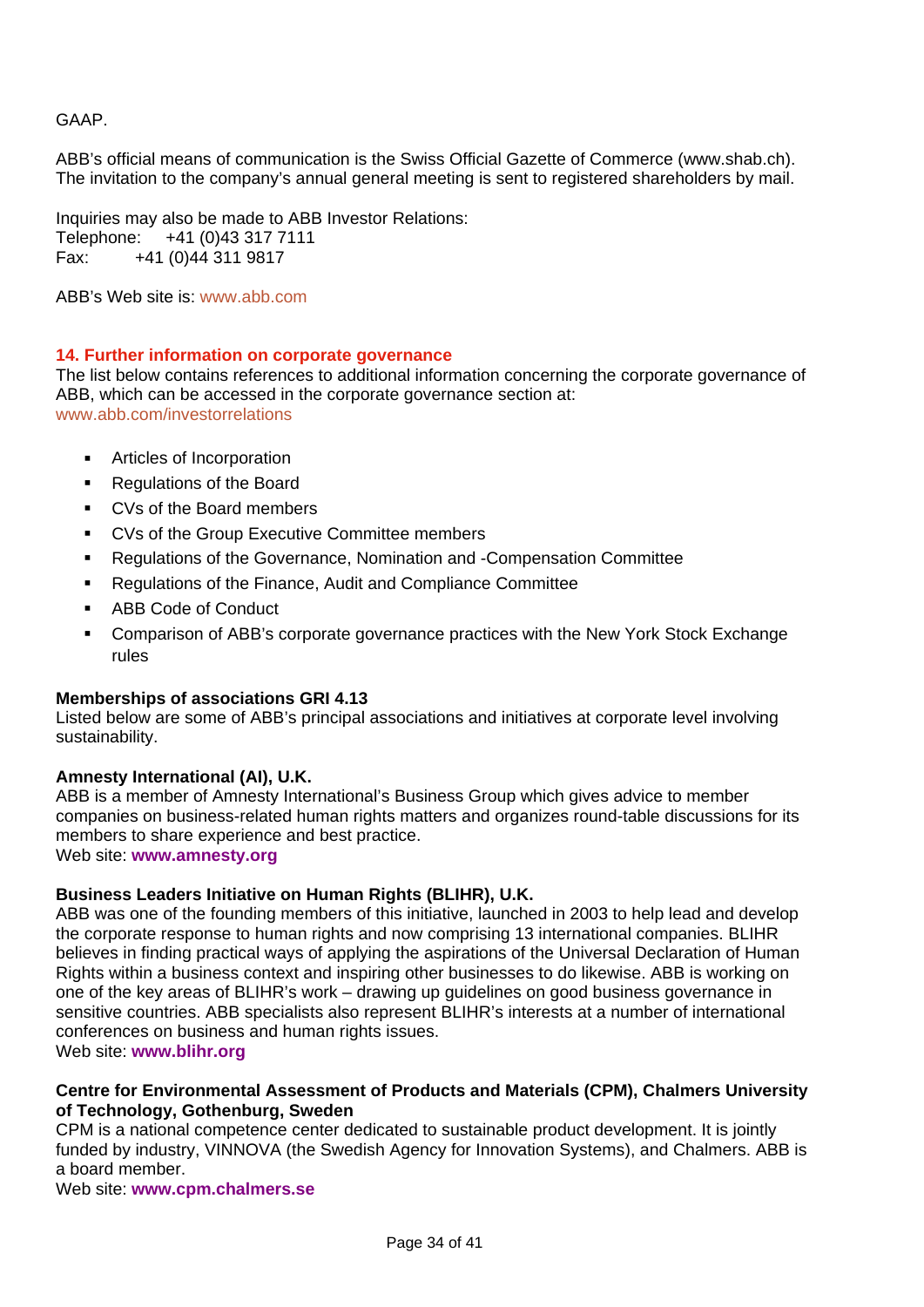GAAP.

ABB's official means of communication is the Swiss Official Gazette of Commerce (www.shab.ch). The invitation to the company's annual general meeting is sent to registered shareholders by mail.

Inquiries may also be made to ABB Investor Relations:
Telephone: +41 (0)43 317 7111
Fax: +41 (0)44 311 9817

ABB's Web site is: www.abb.com

## 14. Further information on corporate governance

The list below contains references to additional information concerning the corporate governance of ABB, which can be accessed in the corporate governance section at: www.abb.com/investorrelations

- Articles of Incorporation
- Regulations of the Board
- CVs of the Board members
- CVs of the Group Executive Committee members
- Regulations of the Governance, Nomination and -Compensation Committee
- Regulations of the Finance, Audit and Compliance Committee
- ABB Code of Conduct
- Comparison of ABB's corporate governance practices with the New York Stock Exchange rules

### Memberships of associations GRI 4.13

Listed below are some of ABB's principal associations and initiatives at corporate level involving sustainability.

**Amnesty International (AI), U.K.**

ABB is a member of Amnesty International's Business Group which gives advice to member companies on business-related human rights matters and organizes round-table discussions for its members to share experience and best practice.
Web site: **www.amnesty.org**

**Business Leaders Initiative on Human Rights (BLIHR), U.K.**

ABB was one of the founding members of this initiative, launched in 2003 to help lead and develop the corporate response to human rights and now comprising 13 international companies. BLIHR believes in finding practical ways of applying the aspirations of the Universal Declaration of Human Rights within a business context and inspiring other businesses to do likewise. ABB is working on one of the key areas of BLIHR's work – drawing up guidelines on good business governance in sensitive countries. ABB specialists also represent BLIHR's interests at a number of international conferences on business and human rights issues.
Web site: **www.blihr.org**

**Centre for Environmental Assessment of Products and Materials (CPM), Chalmers University of Technology, Gothenburg, Sweden**

CPM is a national competence center dedicated to sustainable product development. It is jointly funded by industry, VINNOVA (the Swedish Agency for Innovation Systems), and Chalmers. ABB is a board member.
Web site: **www.cpm.chalmers.se**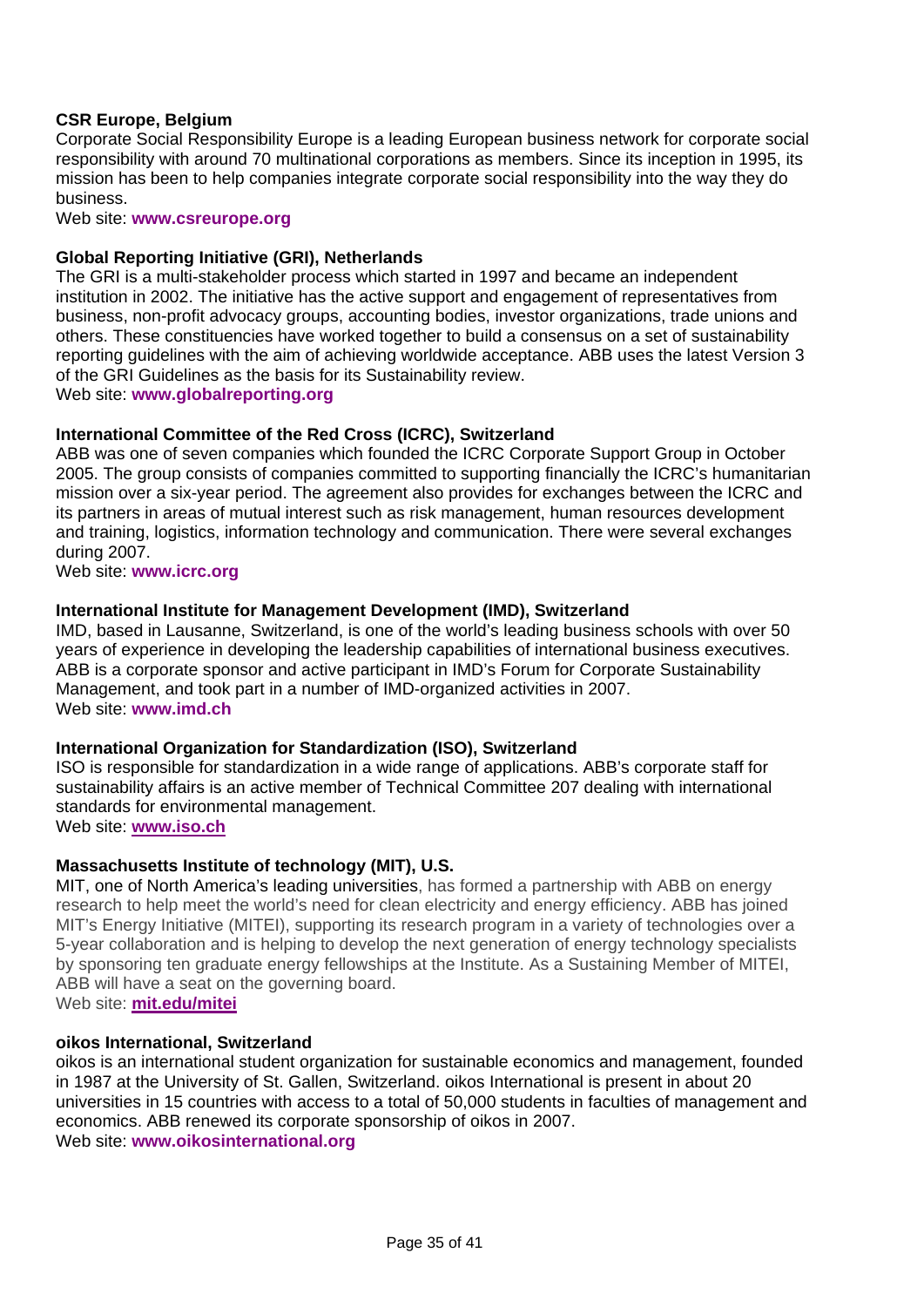**CSR Europe, Belgium**

Corporate Social Responsibility Europe is a leading European business network for corporate social responsibility with around 70 multinational corporations as members. Since its inception in 1995, its mission has been to help companies integrate corporate social responsibility into the way they do business.

Web site: **www.csreurope.org**

**Global Reporting Initiative (GRI), Netherlands**

The GRI is a multi-stakeholder process which started in 1997 and became an independent institution in 2002. The initiative has the active support and engagement of representatives from business, non-profit advocacy groups, accounting bodies, investor organizations, trade unions and others. These constituencies have worked together to build a consensus on a set of sustainability reporting guidelines with the aim of achieving worldwide acceptance. ABB uses the latest Version 3 of the GRI Guidelines as the basis for its Sustainability review.

Web site: **www.globalreporting.org**

**International Committee of the Red Cross (ICRC), Switzerland**

ABB was one of seven companies which founded the ICRC Corporate Support Group in October 2005. The group consists of companies committed to supporting financially the ICRC's humanitarian mission over a six-year period. The agreement also provides for exchanges between the ICRC and its partners in areas of mutual interest such as risk management, human resources development and training, logistics, information technology and communication. There were several exchanges during 2007.

Web site: **www.icrc.org**

**International Institute for Management Development (IMD), Switzerland**

IMD, based in Lausanne, Switzerland, is one of the world's leading business schools with over 50 years of experience in developing the leadership capabilities of international business executives. ABB is a corporate sponsor and active participant in IMD's Forum for Corporate Sustainability Management, and took part in a number of IMD-organized activities in 2007.

Web site: **www.imd.ch**

**International Organization for Standardization (ISO), Switzerland**

ISO is responsible for standardization in a wide range of applications. ABB's corporate staff for sustainability affairs is an active member of Technical Committee 207 dealing with international standards for environmental management.

Web site: **www.iso.ch**

**Massachusetts Institute of technology (MIT), U.S.**

MIT, one of North America's leading universities, has formed a partnership with ABB on energy research to help meet the world's need for clean electricity and energy efficiency. ABB has joined MIT's Energy Initiative (MITEI), supporting its research program in a variety of technologies over a 5-year collaboration and is helping to develop the next generation of energy technology specialists by sponsoring ten graduate energy fellowships at the Institute. As a Sustaining Member of MITEI, ABB will have a seat on the governing board.

Web site: **mit.edu/mitei**

**oikos International, Switzerland**

oikos is an international student organization for sustainable economics and management, founded in 1987 at the University of St. Gallen, Switzerland. oikos International is present in about 20 universities in 15 countries with access to a total of 50,000 students in faculties of management and economics. ABB renewed its corporate sponsorship of oikos in 2007.

Web site: **www.oikosinternational.org**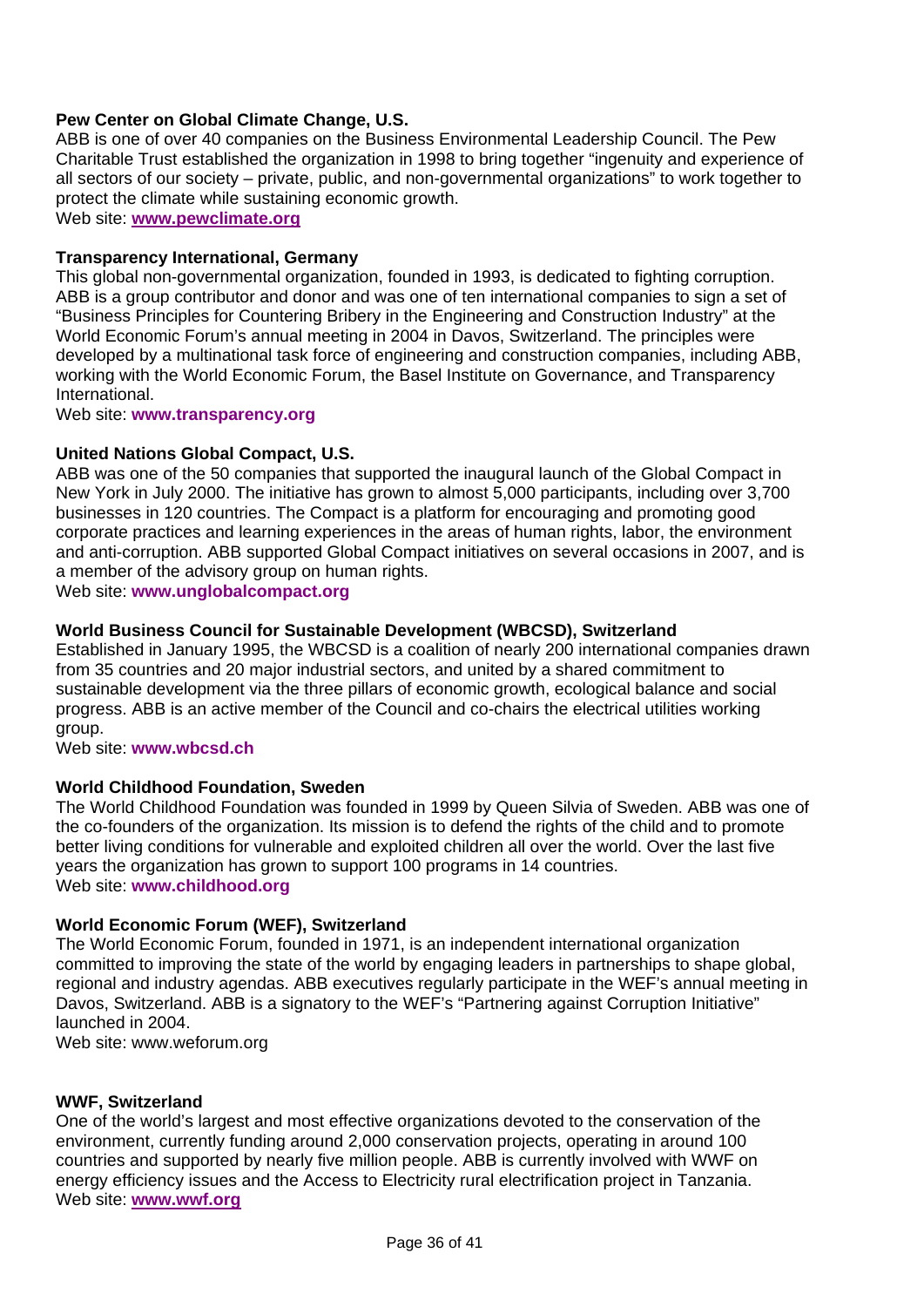**Pew Center on Global Climate Change, U.S.**
ABB is one of over 40 companies on the Business Environmental Leadership Council. The Pew Charitable Trust established the organization in 1998 to bring together "ingenuity and experience of all sectors of our society – private, public, and non-governmental organizations" to work together to protect the climate while sustaining economic growth.
Web site: **www.pewclimate.org**

**Transparency International, Germany**
This global non-governmental organization, founded in 1993, is dedicated to fighting corruption. ABB is a group contributor and donor and was one of ten international companies to sign a set of "Business Principles for Countering Bribery in the Engineering and Construction Industry" at the World Economic Forum's annual meeting in 2004 in Davos, Switzerland. The principles were developed by a multinational task force of engineering and construction companies, including ABB, working with the World Economic Forum, the Basel Institute on Governance, and Transparency International.
Web site: **www.transparency.org**

**United Nations Global Compact, U.S.**
ABB was one of the 50 companies that supported the inaugural launch of the Global Compact in New York in July 2000. The initiative has grown to almost 5,000 participants, including over 3,700 businesses in 120 countries. The Compact is a platform for encouraging and promoting good corporate practices and learning experiences in the areas of human rights, labor, the environment and anti-corruption. ABB supported Global Compact initiatives on several occasions in 2007, and is a member of the advisory group on human rights.
Web site: **www.unglobalcompact.org**

**World Business Council for Sustainable Development (WBCSD), Switzerland**
Established in January 1995, the WBCSD is a coalition of nearly 200 international companies drawn from 35 countries and 20 major industrial sectors, and united by a shared commitment to sustainable development via the three pillars of economic growth, ecological balance and social progress. ABB is an active member of the Council and co-chairs the electrical utilities working group.
Web site: **www.wbcsd.ch**

**World Childhood Foundation, Sweden**
The World Childhood Foundation was founded in 1999 by Queen Silvia of Sweden. ABB was one of the co-founders of the organization. Its mission is to defend the rights of the child and to promote better living conditions for vulnerable and exploited children all over the world. Over the last five years the organization has grown to support 100 programs in 14 countries.
Web site: **www.childhood.org**

**World Economic Forum (WEF), Switzerland**
The World Economic Forum, founded in 1971, is an independent international organization committed to improving the state of the world by engaging leaders in partnerships to shape global, regional and industry agendas. ABB executives regularly participate in the WEF's annual meeting in Davos, Switzerland. ABB is a signatory to the WEF's "Partnering against Corruption Initiative" launched in 2004.
Web site: www.weforum.org

**WWF, Switzerland**
One of the world's largest and most effective organizations devoted to the conservation of the environment, currently funding around 2,000 conservation projects, operating in around 100 countries and supported by nearly five million people. ABB is currently involved with WWF on energy efficiency issues and the Access to Electricity rural electrification project in Tanzania.
Web site: **www.wwf.org**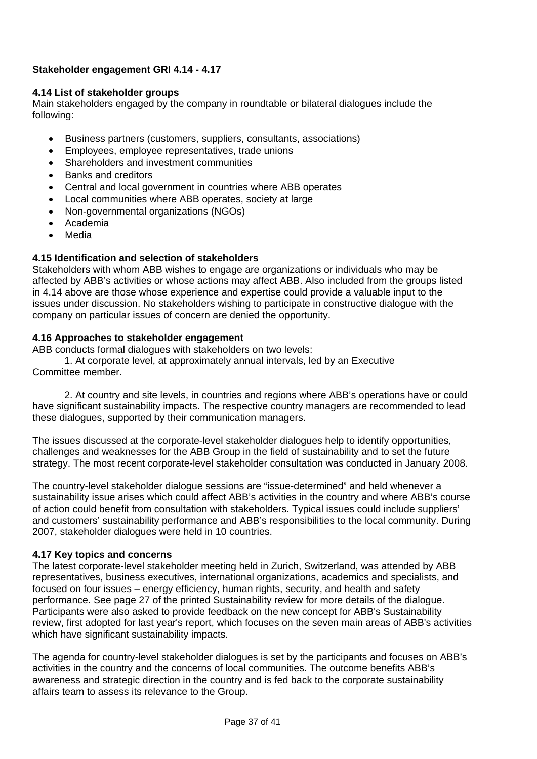**Stakeholder engagement GRI 4.14 - 4.17**

**4.14 List of stakeholder groups**

Main stakeholders engaged by the company in roundtable or bilateral dialogues include the following:

- Business partners (customers, suppliers, consultants, associations)
- Employees, employee representatives, trade unions
- Shareholders and investment communities
- Banks and creditors
- Central and local government in countries where ABB operates
- Local communities where ABB operates, society at large
- Non-governmental organizations (NGOs)
- Academia
- Media

**4.15 Identification and selection of stakeholders**

Stakeholders with whom ABB wishes to engage are organizations or individuals who may be affected by ABB's activities or whose actions may affect ABB. Also included from the groups listed in 4.14 above are those whose experience and expertise could provide a valuable input to the issues under discussion. No stakeholders wishing to participate in constructive dialogue with the company on particular issues of concern are denied the opportunity.

**4.16 Approaches to stakeholder engagement**

ABB conducts formal dialogues with stakeholders on two levels:

1. At corporate level, at approximately annual intervals, led by an Executive Committee member.

2. At country and site levels, in countries and regions where ABB's operations have or could have significant sustainability impacts. The respective country managers are recommended to lead these dialogues, supported by their communication managers.

The issues discussed at the corporate-level stakeholder dialogues help to identify opportunities, challenges and weaknesses for the ABB Group in the field of sustainability and to set the future strategy. The most recent corporate-level stakeholder consultation was conducted in January 2008.

The country-level stakeholder dialogue sessions are "issue-determined" and held whenever a sustainability issue arises which could affect ABB's activities in the country and where ABB's course of action could benefit from consultation with stakeholders. Typical issues could include suppliers' and customers' sustainability performance and ABB's responsibilities to the local community. During 2007, stakeholder dialogues were held in 10 countries.

**4.17 Key topics and concerns**

The latest corporate-level stakeholder meeting held in Zurich, Switzerland, was attended by ABB representatives, business executives, international organizations, academics and specialists, and focused on four issues – energy efficiency, human rights, security, and health and safety performance. See page 27 of the printed Sustainability review for more details of the dialogue. Participants were also asked to provide feedback on the new concept for ABB's Sustainability review, first adopted for last year's report, which focuses on the seven main areas of ABB's activities which have significant sustainability impacts.

The agenda for country-level stakeholder dialogues is set by the participants and focuses on ABB's activities in the country and the concerns of local communities. The outcome benefits ABB's awareness and strategic direction in the country and is fed back to the corporate sustainability affairs team to assess its relevance to the Group.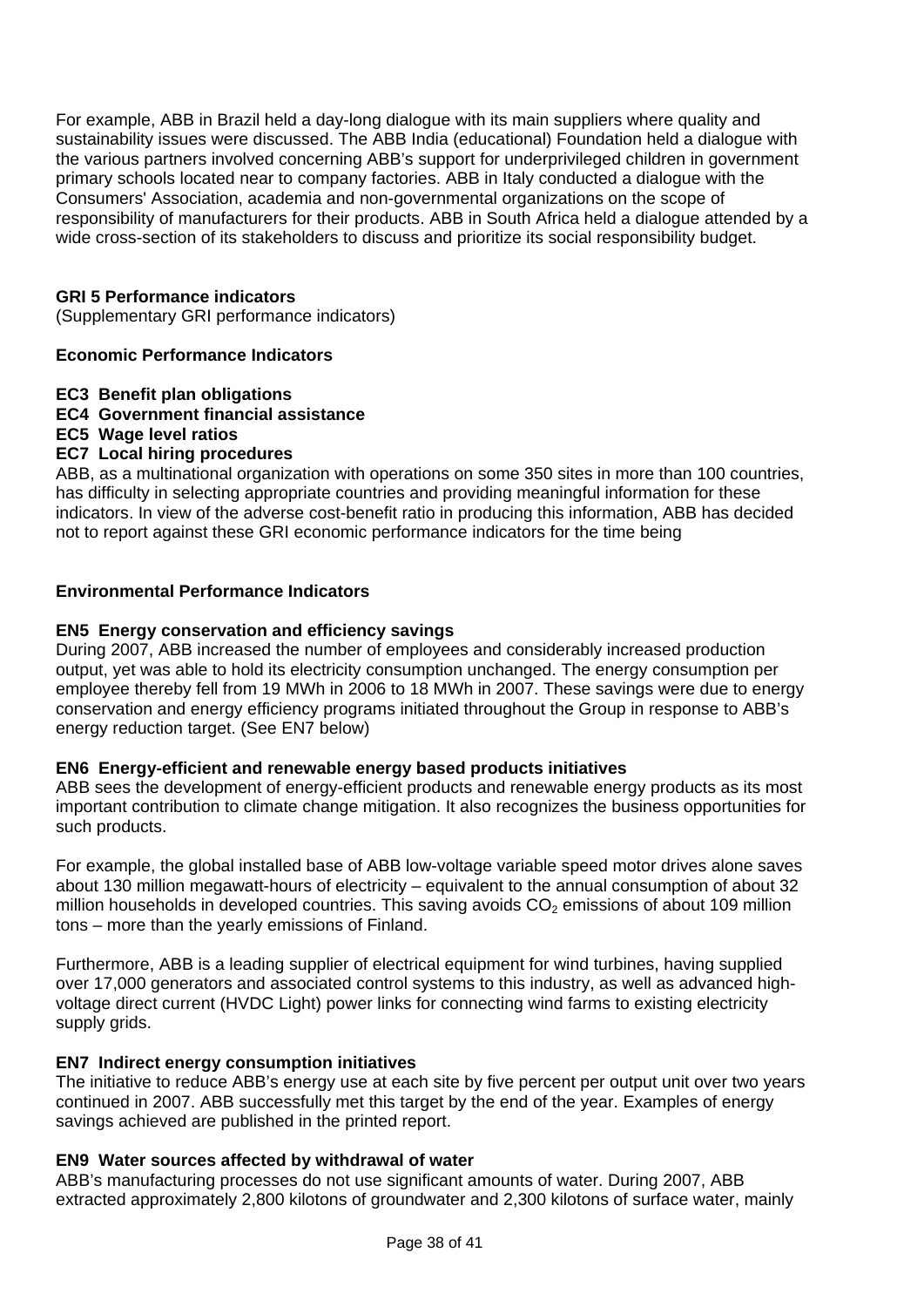For example, ABB in Brazil held a day-long dialogue with its main suppliers where quality and sustainability issues were discussed. The ABB India (educational) Foundation held a dialogue with the various partners involved concerning ABB's support for underprivileged children in government primary schools located near to company factories. ABB in Italy conducted a dialogue with the Consumers' Association, academia and non-governmental organizations on the scope of responsibility of manufacturers for their products. ABB in South Africa held a dialogue attended by a wide cross-section of its stakeholders to discuss and prioritize its social responsibility budget.

## GRI 5 Performance indicators

(Supplementary GRI performance indicators)

### Economic Performance Indicators

**EC3 Benefit plan obligations**
**EC4 Government financial assistance**
**EC5 Wage level ratios**
**EC7 Local hiring procedures**

ABB, as a multinational organization with operations on some 350 sites in more than 100 countries, has difficulty in selecting appropriate countries and providing meaningful information for these indicators. In view of the adverse cost-benefit ratio in producing this information, ABB has decided not to report against these GRI economic performance indicators for the time being

### Environmental Performance Indicators

**EN5 Energy conservation and efficiency savings**

During 2007, ABB increased the number of employees and considerably increased production output, yet was able to hold its electricity consumption unchanged. The energy consumption per employee thereby fell from 19 MWh in 2006 to 18 MWh in 2007. These savings were due to energy conservation and energy efficiency programs initiated throughout the Group in response to ABB's energy reduction target. (See EN7 below)

**EN6 Energy-efficient and renewable energy based products initiatives**

ABB sees the development of energy-efficient products and renewable energy products as its most important contribution to climate change mitigation. It also recognizes the business opportunities for such products.

For example, the global installed base of ABB low-voltage variable speed motor drives alone saves about 130 million megawatt-hours of electricity – equivalent to the annual consumption of about 32 million households in developed countries. This saving avoids $CO_2$ emissions of about 109 million tons – more than the yearly emissions of Finland.

Furthermore, ABB is a leading supplier of electrical equipment for wind turbines, having supplied over 17,000 generators and associated control systems to this industry, as well as advanced high-voltage direct current (HVDC Light) power links for connecting wind farms to existing electricity supply grids.

**EN7 Indirect energy consumption initiatives**

The initiative to reduce ABB's energy use at each site by five percent per output unit over two years continued in 2007. ABB successfully met this target by the end of the year. Examples of energy savings achieved are published in the printed report.

**EN9 Water sources affected by withdrawal of water**

ABB's manufacturing processes do not use significant amounts of water. During 2007, ABB extracted approximately 2,800 kilotons of groundwater and 2,300 kilotons of surface water, mainly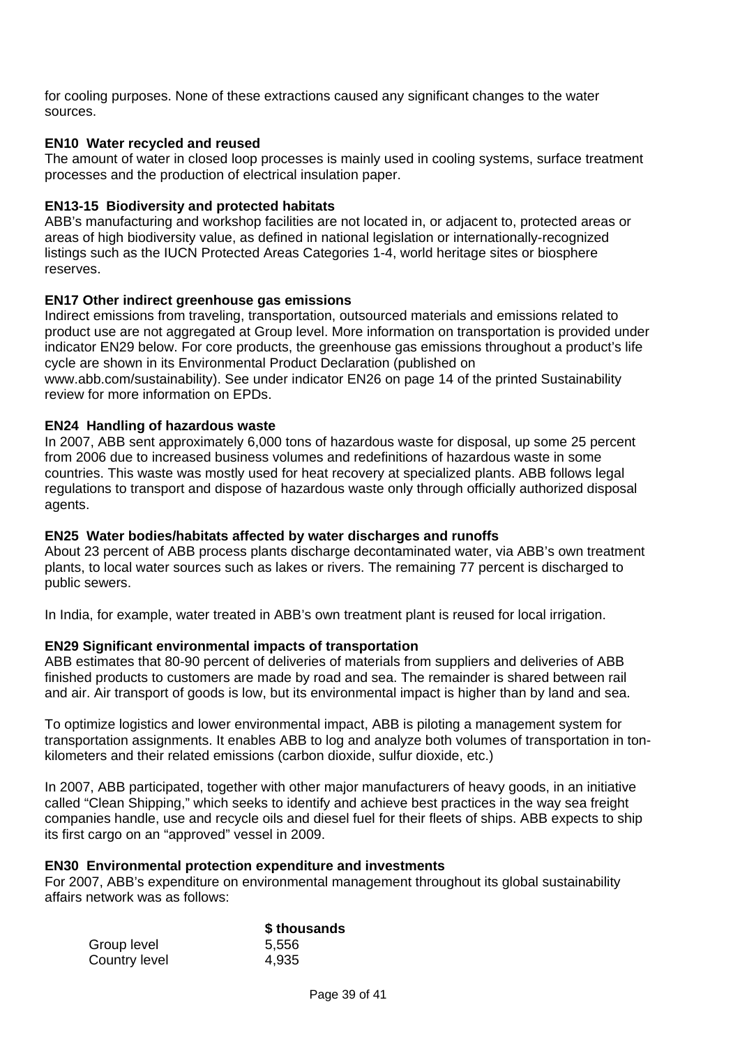for cooling purposes. None of these extractions caused any significant changes to the water sources.

**EN10 Water recycled and reused**

The amount of water in closed loop processes is mainly used in cooling systems, surface treatment processes and the production of electrical insulation paper.

**EN13-15 Biodiversity and protected habitats**

ABB's manufacturing and workshop facilities are not located in, or adjacent to, protected areas or areas of high biodiversity value, as defined in national legislation or internationally-recognized listings such as the IUCN Protected Areas Categories 1-4, world heritage sites or biosphere reserves.

**EN17 Other indirect greenhouse gas emissions**

Indirect emissions from traveling, transportation, outsourced materials and emissions related to product use are not aggregated at Group level. More information on transportation is provided under indicator EN29 below. For core products, the greenhouse gas emissions throughout a product's life cycle are shown in its Environmental Product Declaration (published on www.abb.com/sustainability). See under indicator EN26 on page 14 of the printed Sustainability review for more information on EPDs.

**EN24 Handling of hazardous waste**

In 2007, ABB sent approximately 6,000 tons of hazardous waste for disposal, up some 25 percent from 2006 due to increased business volumes and redefinitions of hazardous waste in some countries. This waste was mostly used for heat recovery at specialized plants. ABB follows legal regulations to transport and dispose of hazardous waste only through officially authorized disposal agents.

**EN25 Water bodies/habitats affected by water discharges and runoffs**

About 23 percent of ABB process plants discharge decontaminated water, via ABB's own treatment plants, to local water sources such as lakes or rivers. The remaining 77 percent is discharged to public sewers.

In India, for example, water treated in ABB's own treatment plant is reused for local irrigation.

**EN29 Significant environmental impacts of transportation**

ABB estimates that 80-90 percent of deliveries of materials from suppliers and deliveries of ABB finished products to customers are made by road and sea. The remainder is shared between rail and air. Air transport of goods is low, but its environmental impact is higher than by land and sea.

To optimize logistics and lower environmental impact, ABB is piloting a management system for transportation assignments. It enables ABB to log and analyze both volumes of transportation in ton-kilometers and their related emissions (carbon dioxide, sulfur dioxide, etc.)

In 2007, ABB participated, together with other major manufacturers of heavy goods, in an initiative called "Clean Shipping," which seeks to identify and achieve best practices in the way sea freight companies handle, use and recycle oils and diesel fuel for their fleets of ships. ABB expects to ship its first cargo on an "approved" vessel in 2009.

**EN30 Environmental protection expenditure and investments**

For 2007, ABB's expenditure on environmental management throughout its global sustainability affairs network was as follows:

| | **$ thousands** |
|---|---|
| Group level | 5,556 |
| Country level | 4,935 |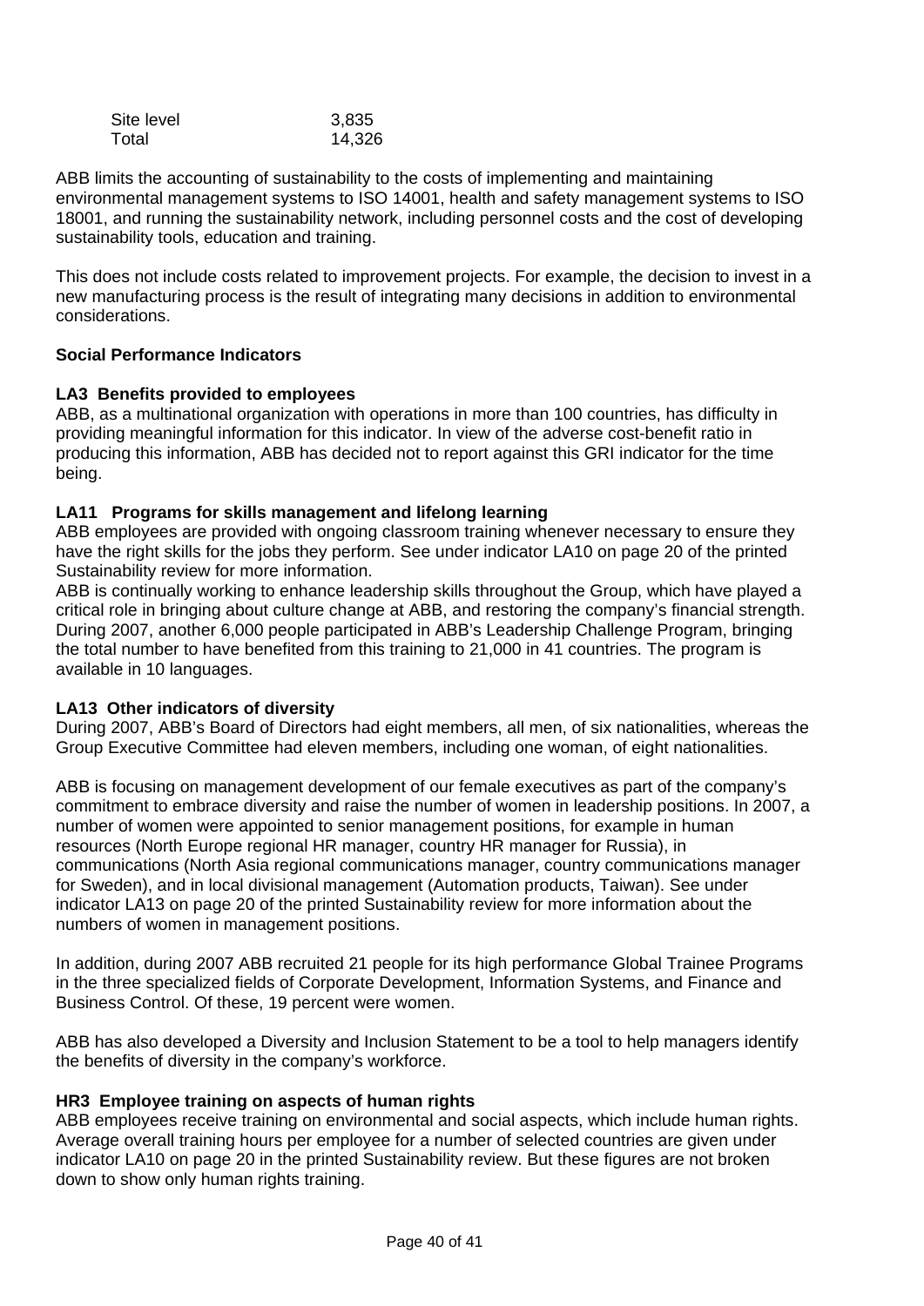| | |
|---|---|
| Site level | 3,835 |
| Total | 14,326 |

ABB limits the accounting of sustainability to the costs of implementing and maintaining environmental management systems to ISO 14001, health and safety management systems to ISO 18001, and running the sustainability network, including personnel costs and the cost of developing sustainability tools, education and training.

This does not include costs related to improvement projects. For example, the decision to invest in a new manufacturing process is the result of integrating many decisions in addition to environmental considerations.

**Social Performance Indicators**

**LA3 Benefits provided to employees**
ABB, as a multinational organization with operations in more than 100 countries, has difficulty in providing meaningful information for this indicator. In view of the adverse cost-benefit ratio in producing this information, ABB has decided not to report against this GRI indicator for the time being.

**LA11 Programs for skills management and lifelong learning**
ABB employees are provided with ongoing classroom training whenever necessary to ensure they have the right skills for the jobs they perform. See under indicator LA10 on page 20 of the printed Sustainability review for more information.
ABB is continually working to enhance leadership skills throughout the Group, which have played a critical role in bringing about culture change at ABB, and restoring the company's financial strength. During 2007, another 6,000 people participated in ABB's Leadership Challenge Program, bringing the total number to have benefited from this training to 21,000 in 41 countries. The program is available in 10 languages.

**LA13 Other indicators of diversity**
During 2007, ABB's Board of Directors had eight members, all men, of six nationalities, whereas the Group Executive Committee had eleven members, including one woman, of eight nationalities.

ABB is focusing on management development of our female executives as part of the company's commitment to embrace diversity and raise the number of women in leadership positions. In 2007, a number of women were appointed to senior management positions, for example in human resources (North Europe regional HR manager, country HR manager for Russia), in communications (North Asia regional communications manager, country communications manager for Sweden), and in local divisional management (Automation products, Taiwan). See under indicator LA13 on page 20 of the printed Sustainability review for more information about the numbers of women in management positions.

In addition, during 2007 ABB recruited 21 people for its high performance Global Trainee Programs in the three specialized fields of Corporate Development, Information Systems, and Finance and Business Control. Of these, 19 percent were women.

ABB has also developed a Diversity and Inclusion Statement to be a tool to help managers identify the benefits of diversity in the company's workforce.

**HR3 Employee training on aspects of human rights**
ABB employees receive training on environmental and social aspects, which include human rights. Average overall training hours per employee for a number of selected countries are given under indicator LA10 on page 20 in the printed Sustainability review. But these figures are not broken down to show only human rights training.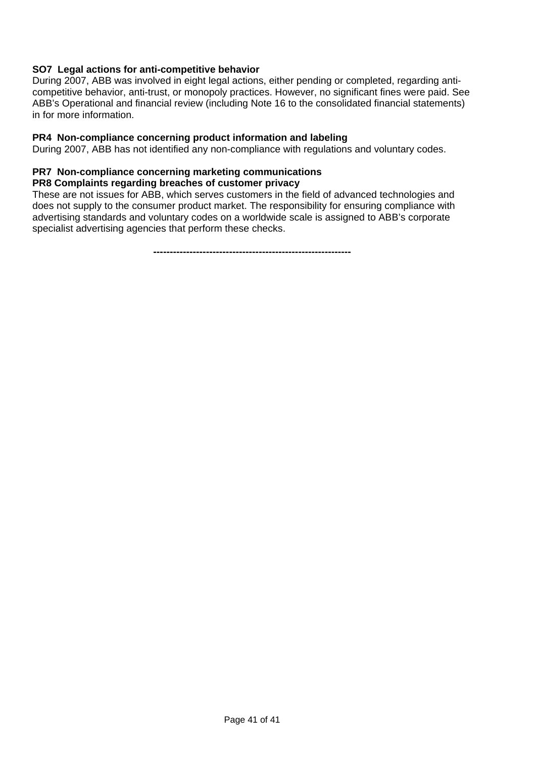**SO7 Legal actions for anti-competitive behavior**

During 2007, ABB was involved in eight legal actions, either pending or completed, regarding anti-competitive behavior, anti-trust, or monopoly practices. However, no significant fines were paid. See ABB's Operational and financial review (including Note 16 to the consolidated financial statements) in for more information.

**PR4 Non-compliance concerning product information and labeling**

During 2007, ABB has not identified any non-compliance with regulations and voluntary codes.

**PR7 Non-compliance concerning marketing communications**

**PR8 Complaints regarding breaches of customer privacy**

These are not issues for ABB, which serves customers in the field of advanced technologies and does not supply to the consumer product market. The responsibility for ensuring compliance with advertising standards and voluntary codes on a worldwide scale is assigned to ABB's corporate specialist advertising agencies that perform these checks.

-----------------------------------------------------------